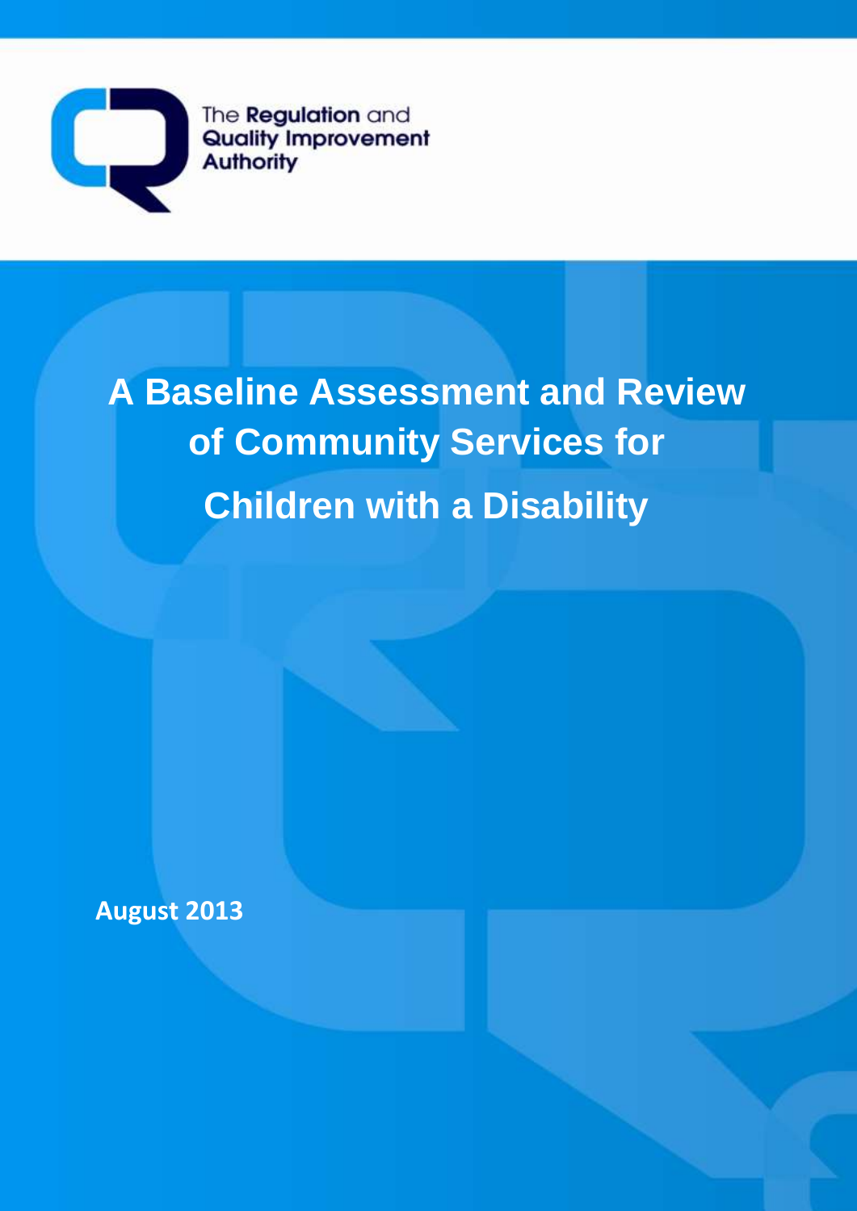The Regulation and Quality Improvement Authority

# A Baseline Assessment and Review of Community Services for Children with a Disability

**August 2013**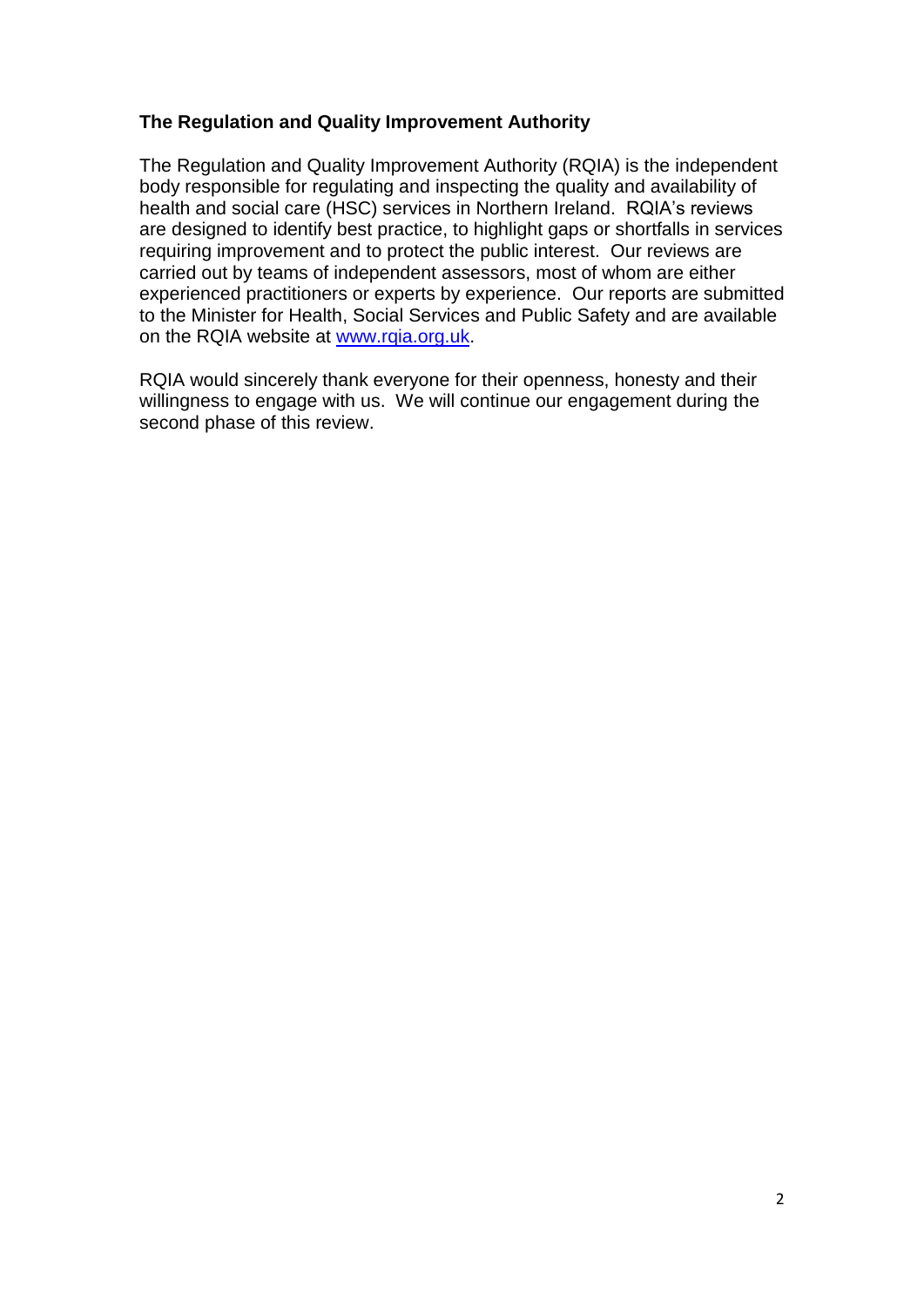**The Regulation and Quality Improvement Authority**

The Regulation and Quality Improvement Authority (RQIA) is the independent body responsible for regulating and inspecting the quality and availability of health and social care (HSC) services in Northern Ireland. RQIA's reviews are designed to identify best practice, to highlight gaps or shortfalls in services requiring improvement and to protect the public interest. Our reviews are carried out by teams of independent assessors, most of whom are either experienced practitioners or experts by experience. Our reports are submitted to the Minister for Health, Social Services and Public Safety and are available on the RQIA website at [www.rqia.org.uk](www.rqia.org.uk).

RQIA would sincerely thank everyone for their openness, honesty and their willingness to engage with us. We will continue our engagement during the second phase of this review.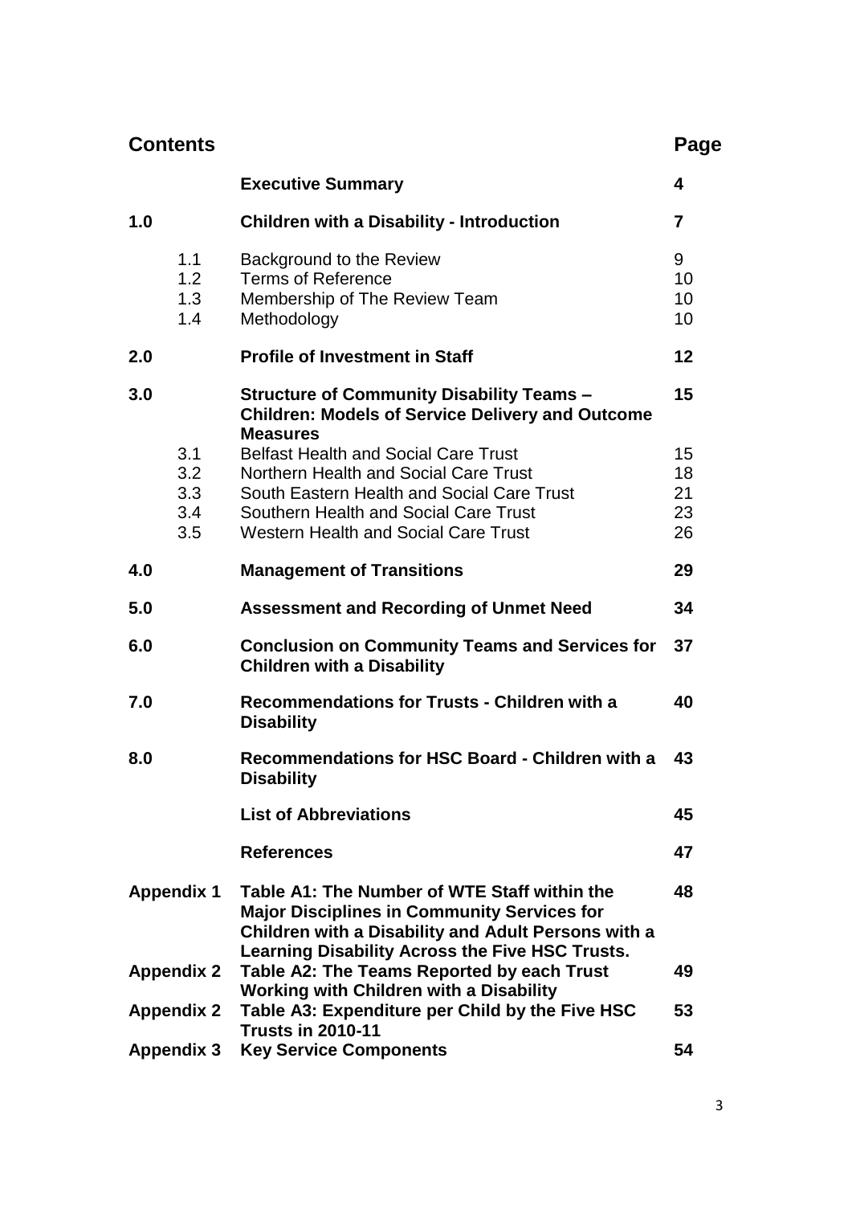# Contents

| | | Page |
|---|---|---|
| | **Executive Summary** | **4** |
| **1.0** | **Children with a Disability - Introduction** | **7** |
| 1.1 | Background to the Review | 9 |
| 1.2 | Terms of Reference | 10 |
| 1.3 | Membership of The Review Team | 10 |
| 1.4 | Methodology | 10 |
| **2.0** | **Profile of Investment in Staff** | **12** |
| **3.0** | **Structure of Community Disability Teams – Children: Models of Service Delivery and Outcome Measures** | **15** |
| 3.1 | Belfast Health and Social Care Trust | 15 |
| 3.2 | Northern Health and Social Care Trust | 18 |
| 3.3 | South Eastern Health and Social Care Trust | 21 |
| 3.4 | Southern Health and Social Care Trust | 23 |
| 3.5 | Western Health and Social Care Trust | 26 |
| **4.0** | **Management of Transitions** | **29** |
| **5.0** | **Assessment and Recording of Unmet Need** | **34** |
| **6.0** | **Conclusion on Community Teams and Services for Children with a Disability** | **37** |
| **7.0** | **Recommendations for Trusts - Children with a Disability** | **40** |
| **8.0** | **Recommendations for HSC Board - Children with a Disability** | **43** |
| | **List of Abbreviations** | **45** |
| | **References** | **47** |
| **Appendix 1** | **Table A1: The Number of WTE Staff within the Major Disciplines in Community Services for Children with a Disability and Adult Persons with a Learning Disability Across the Five HSC Trusts.** | **48** |
| **Appendix 2** | **Table A2: The Teams Reported by each Trust Working with Children with a Disability** | **49** |
| **Appendix 2** | **Table A3: Expenditure per Child by the Five HSC Trusts in 2010-11** | **53** |
| **Appendix 3** | **Key Service Components** | **54** |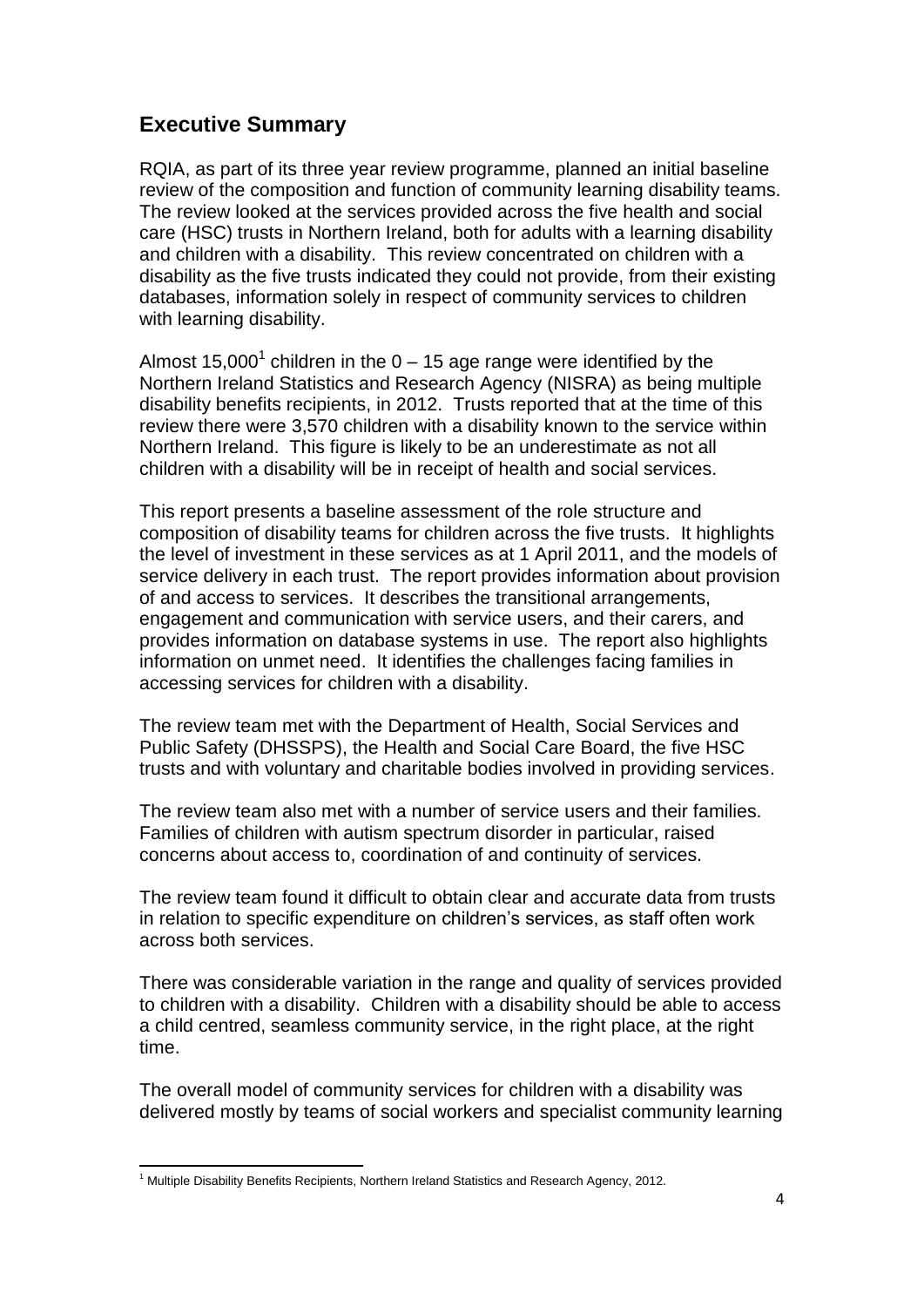## Executive Summary

RQIA, as part of its three year review programme, planned an initial baseline review of the composition and function of community learning disability teams. The review looked at the services provided across the five health and social care (HSC) trusts in Northern Ireland, both for adults with a learning disability and children with a disability. This review concentrated on children with a disability as the five trusts indicated they could not provide, from their existing databases, information solely in respect of community services to children with learning disability.

Almost 15,000[1] children in the 0 – 15 age range were identified by the Northern Ireland Statistics and Research Agency (NISRA) as being multiple disability benefits recipients, in 2012. Trusts reported that at the time of this review there were 3,570 children with a disability known to the service within Northern Ireland. This figure is likely to be an underestimate as not all children with a disability will be in receipt of health and social services.

This report presents a baseline assessment of the role structure and composition of disability teams for children across the five trusts. It highlights the level of investment in these services as at 1 April 2011, and the models of service delivery in each trust. The report provides information about provision of and access to services. It describes the transitional arrangements, engagement and communication with service users, and their carers, and provides information on database systems in use. The report also highlights information on unmet need. It identifies the challenges facing families in accessing services for children with a disability.

The review team met with the Department of Health, Social Services and Public Safety (DHSSPS), the Health and Social Care Board, the five HSC trusts and with voluntary and charitable bodies involved in providing services.

The review team also met with a number of service users and their families. Families of children with autism spectrum disorder in particular, raised concerns about access to, coordination of and continuity of services.

The review team found it difficult to obtain clear and accurate data from trusts in relation to specific expenditure on children's services, as staff often work across both services.

There was considerable variation in the range and quality of services provided to children with a disability. Children with a disability should be able to access a child centred, seamless community service, in the right place, at the right time.

The overall model of community services for children with a disability was delivered mostly by teams of social workers and specialist community learning

[1] Multiple Disability Benefits Recipients, Northern Ireland Statistics and Research Agency, 2012.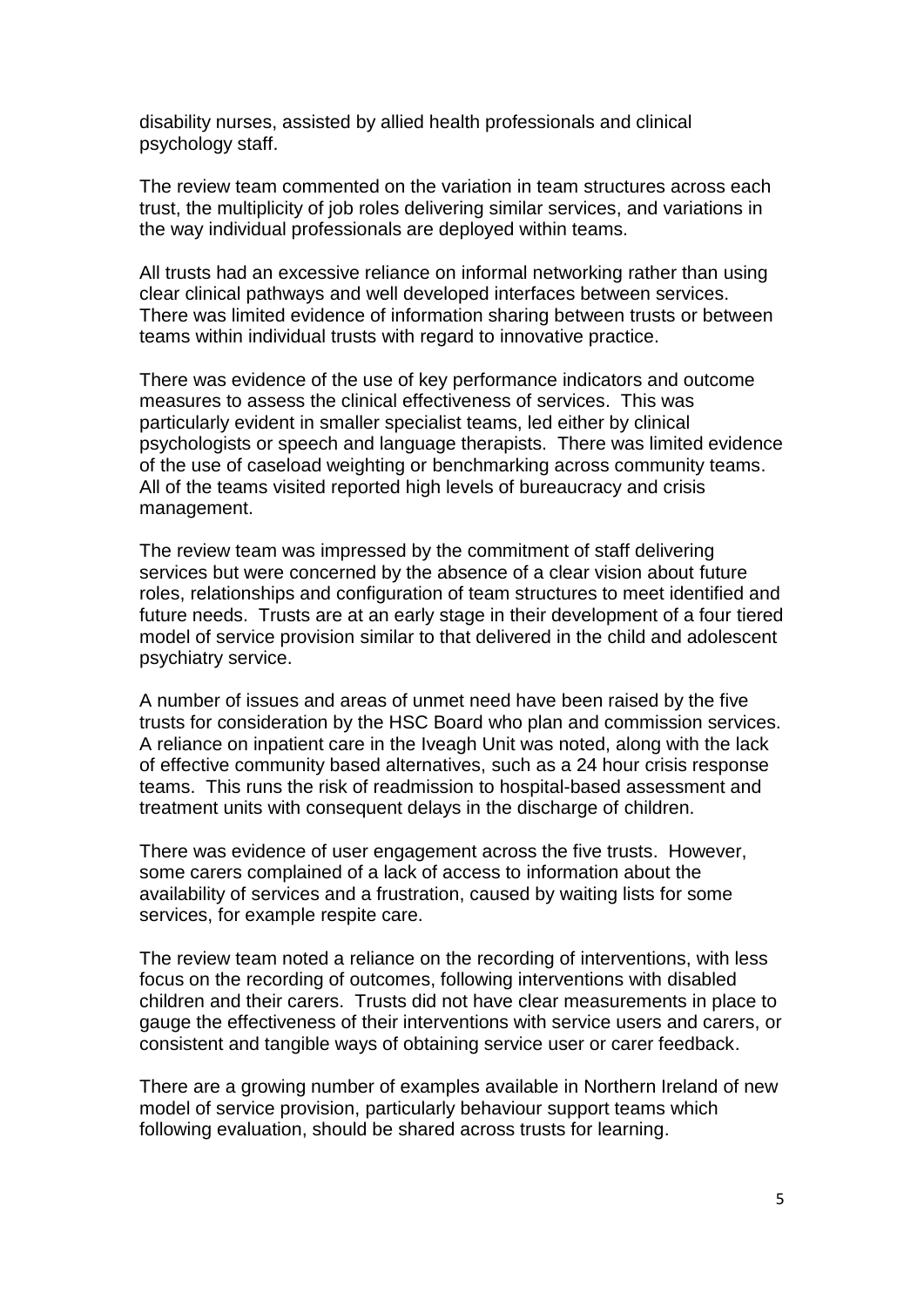disability nurses, assisted by allied health professionals and clinical psychology staff.

The review team commented on the variation in team structures across each trust, the multiplicity of job roles delivering similar services, and variations in the way individual professionals are deployed within teams.

All trusts had an excessive reliance on informal networking rather than using clear clinical pathways and well developed interfaces between services. There was limited evidence of information sharing between trusts or between teams within individual trusts with regard to innovative practice.

There was evidence of the use of key performance indicators and outcome measures to assess the clinical effectiveness of services. This was particularly evident in smaller specialist teams, led either by clinical psychologists or speech and language therapists. There was limited evidence of the use of caseload weighting or benchmarking across community teams. All of the teams visited reported high levels of bureaucracy and crisis management.

The review team was impressed by the commitment of staff delivering services but were concerned by the absence of a clear vision about future roles, relationships and configuration of team structures to meet identified and future needs. Trusts are at an early stage in their development of a four tiered model of service provision similar to that delivered in the child and adolescent psychiatry service.

A number of issues and areas of unmet need have been raised by the five trusts for consideration by the HSC Board who plan and commission services. A reliance on inpatient care in the Iveagh Unit was noted, along with the lack of effective community based alternatives, such as a 24 hour crisis response teams. This runs the risk of readmission to hospital-based assessment and treatment units with consequent delays in the discharge of children.

There was evidence of user engagement across the five trusts. However, some carers complained of a lack of access to information about the availability of services and a frustration, caused by waiting lists for some services, for example respite care.

The review team noted a reliance on the recording of interventions, with less focus on the recording of outcomes, following interventions with disabled children and their carers. Trusts did not have clear measurements in place to gauge the effectiveness of their interventions with service users and carers, or consistent and tangible ways of obtaining service user or carer feedback.

There are a growing number of examples available in Northern Ireland of new model of service provision, particularly behaviour support teams which following evaluation, should be shared across trusts for learning.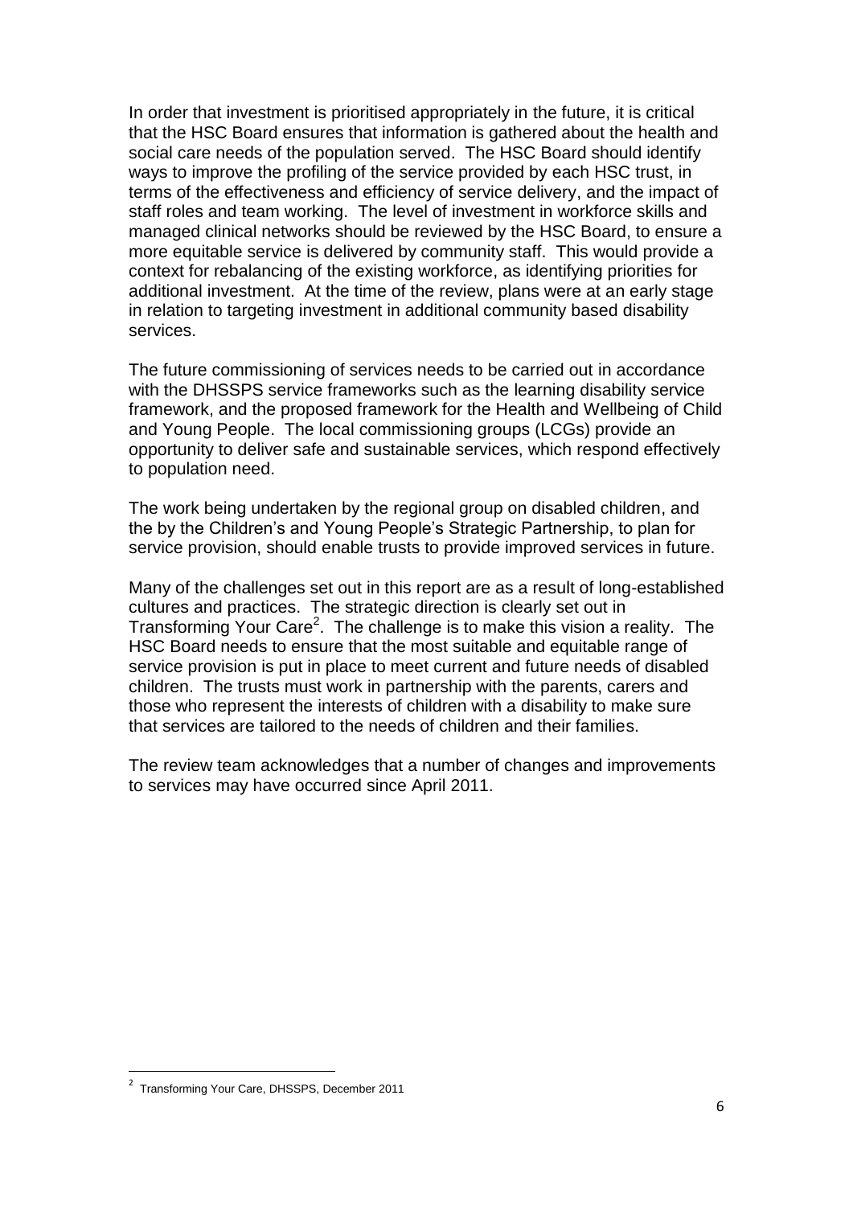In order that investment is prioritised appropriately in the future, it is critical that the HSC Board ensures that information is gathered about the health and social care needs of the population served. The HSC Board should identify ways to improve the profiling of the service provided by each HSC trust, in terms of the effectiveness and efficiency of service delivery, and the impact of staff roles and team working. The level of investment in workforce skills and managed clinical networks should be reviewed by the HSC Board, to ensure a more equitable service is delivered by community staff. This would provide a context for rebalancing of the existing workforce, as identifying priorities for additional investment. At the time of the review, plans were at an early stage in relation to targeting investment in additional community based disability services.

The future commissioning of services needs to be carried out in accordance with the DHSSPS service frameworks such as the learning disability service framework, and the proposed framework for the Health and Wellbeing of Child and Young People. The local commissioning groups (LCGs) provide an opportunity to deliver safe and sustainable services, which respond effectively to population need.

The work being undertaken by the regional group on disabled children, and the by the Children's and Young People's Strategic Partnership, to plan for service provision, should enable trusts to provide improved services in future.

Many of the challenges set out in this report are as a result of long-established cultures and practices. The strategic direction is clearly set out in Transforming Your Care[2]. The challenge is to make this vision a reality. The HSC Board needs to ensure that the most suitable and equitable range of service provision is put in place to meet current and future needs of disabled children. The trusts must work in partnership with the parents, carers and those who represent the interests of children with a disability to make sure that services are tailored to the needs of children and their families.

The review team acknowledges that a number of changes and improvements to services may have occurred since April 2011.

[2] Transforming Your Care, DHSSPS, December 2011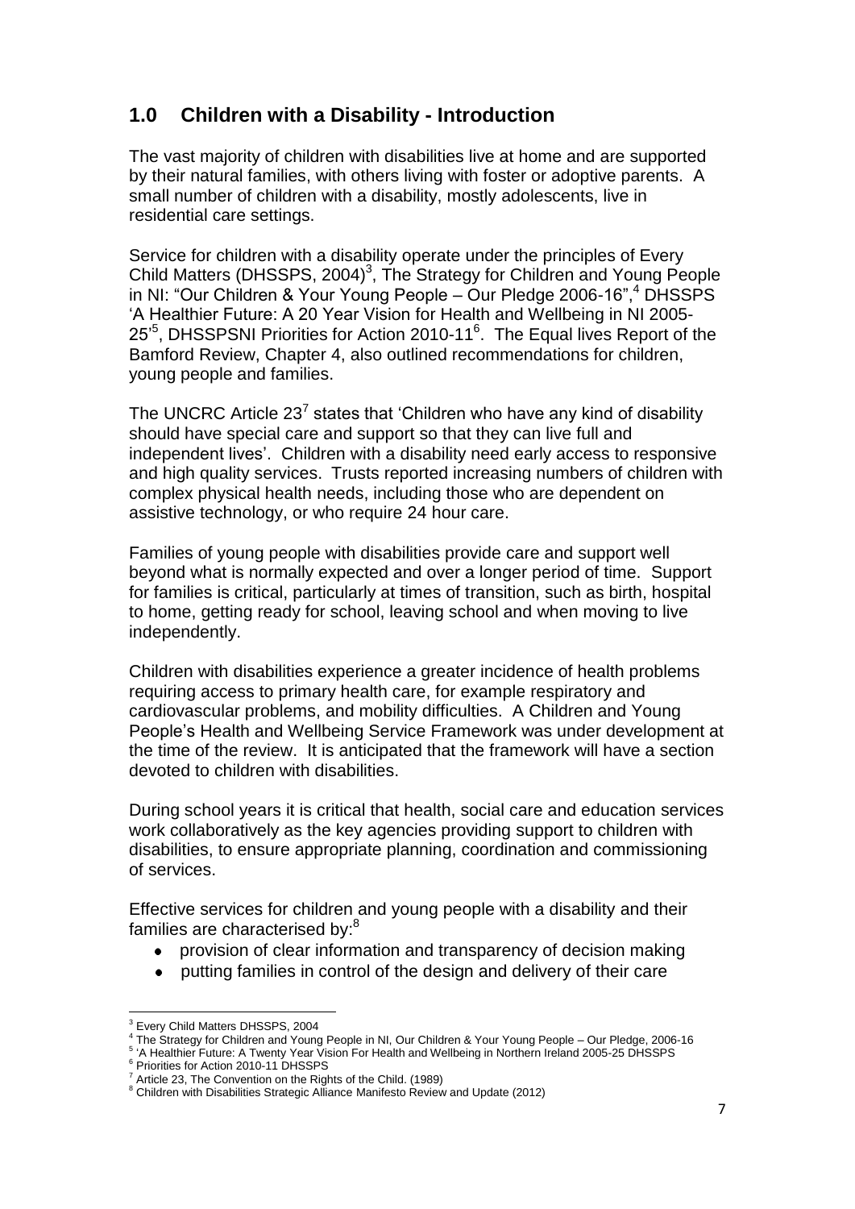## 1.0 Children with a Disability - Introduction

The vast majority of children with disabilities live at home and are supported by their natural families, with others living with foster or adoptive parents. A small number of children with a disability, mostly adolescents, live in residential care settings.

Service for children with a disability operate under the principles of Every Child Matters (DHSSPS, 2004)[3], The Strategy for Children and Young People in NI: "Our Children & Your Young People – Our Pledge 2006-16",[4] DHSSPS 'A Healthier Future: A 20 Year Vision for Health and Wellbeing in NI 2005-25'[5], DHSSPSNI Priorities for Action 2010-11[6]. The Equal lives Report of the Bamford Review, Chapter 4, also outlined recommendations for children, young people and families.

The UNCRC Article 23[7] states that 'Children who have any kind of disability should have special care and support so that they can live full and independent lives'. Children with a disability need early access to responsive and high quality services. Trusts reported increasing numbers of children with complex physical health needs, including those who are dependent on assistive technology, or who require 24 hour care.

Families of young people with disabilities provide care and support well beyond what is normally expected and over a longer period of time. Support for families is critical, particularly at times of transition, such as birth, hospital to home, getting ready for school, leaving school and when moving to live independently.

Children with disabilities experience a greater incidence of health problems requiring access to primary health care, for example respiratory and cardiovascular problems, and mobility difficulties. A Children and Young People's Health and Wellbeing Service Framework was under development at the time of the review. It is anticipated that the framework will have a section devoted to children with disabilities.

During school years it is critical that health, social care and education services work collaboratively as the key agencies providing support to children with disabilities, to ensure appropriate planning, coordination and commissioning of services.

Effective services for children and young people with a disability and their families are characterised by:[8]

- provision of clear information and transparency of decision making
- putting families in control of the design and delivery of their care

---

[3] Every Child Matters DHSSPS, 2004
[4] The Strategy for Children and Young People in NI, Our Children & Your Young People – Our Pledge, 2006-16
[5] 'A Healthier Future: A Twenty Year Vision For Health and Wellbeing in Northern Ireland 2005-25 DHSSPS
[6] Priorities for Action 2010-11 DHSSPS
[7] Article 23, The Convention on the Rights of the Child. (1989)
[8] Children with Disabilities Strategic Alliance Manifesto Review and Update (2012)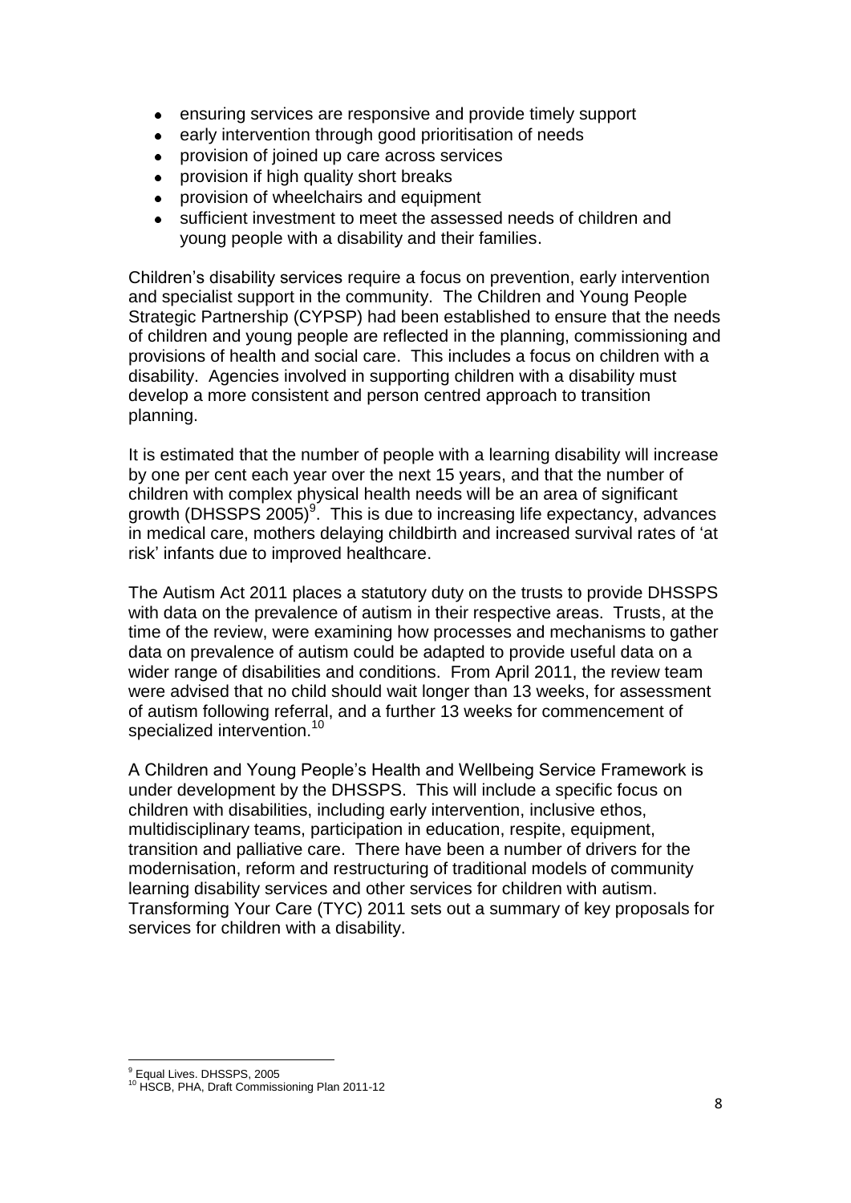- ensuring services are responsive and provide timely support
- early intervention through good prioritisation of needs
- provision of joined up care across services
- provision if high quality short breaks
- provision of wheelchairs and equipment
- sufficient investment to meet the assessed needs of children and young people with a disability and their families.

Children's disability services require a focus on prevention, early intervention and specialist support in the community. The Children and Young People Strategic Partnership (CYPSP) had been established to ensure that the needs of children and young people are reflected in the planning, commissioning and provisions of health and social care. This includes a focus on children with a disability. Agencies involved in supporting children with a disability must develop a more consistent and person centred approach to transition planning.

It is estimated that the number of people with a learning disability will increase by one per cent each year over the next 15 years, and that the number of children with complex physical health needs will be an area of significant growth (DHSSPS 2005)[9]. This is due to increasing life expectancy, advances in medical care, mothers delaying childbirth and increased survival rates of 'at risk' infants due to improved healthcare.

The Autism Act 2011 places a statutory duty on the trusts to provide DHSSPS with data on the prevalence of autism in their respective areas. Trusts, at the time of the review, were examining how processes and mechanisms to gather data on prevalence of autism could be adapted to provide useful data on a wider range of disabilities and conditions. From April 2011, the review team were advised that no child should wait longer than 13 weeks, for assessment of autism following referral, and a further 13 weeks for commencement of specialized intervention.[10]

A Children and Young People's Health and Wellbeing Service Framework is under development by the DHSSPS. This will include a specific focus on children with disabilities, including early intervention, inclusive ethos, multidisciplinary teams, participation in education, respite, equipment, transition and palliative care. There have been a number of drivers for the modernisation, reform and restructuring of traditional models of community learning disability services and other services for children with autism. Transforming Your Care (TYC) 2011 sets out a summary of key proposals for services for children with a disability.

---

[9] Equal Lives. DHSSPS, 2005

[10] HSCB, PHA, Draft Commissioning Plan 2011-12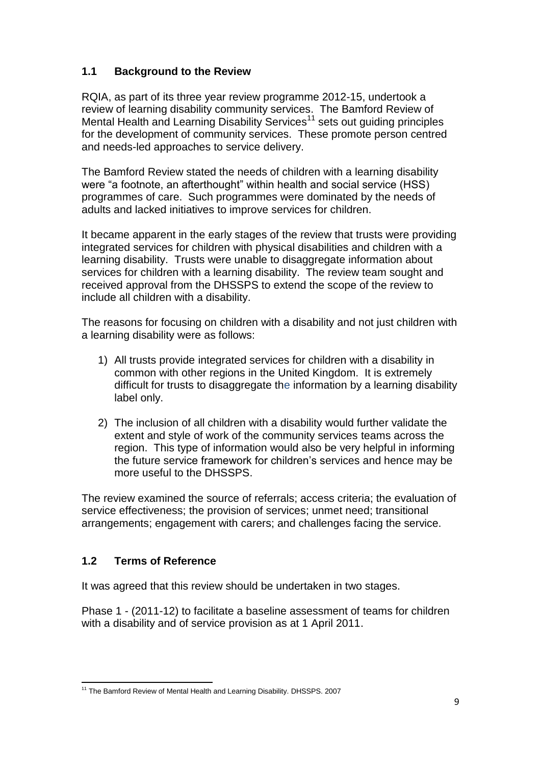## 1.1 Background to the Review

RQIA, as part of its three year review programme 2012-15, undertook a review of learning disability community services. The Bamford Review of Mental Health and Learning Disability Services[11] sets out guiding principles for the development of community services. These promote person centred and needs-led approaches to service delivery.

The Bamford Review stated the needs of children with a learning disability were "a footnote, an afterthought" within health and social service (HSS) programmes of care. Such programmes were dominated by the needs of adults and lacked initiatives to improve services for children.

It became apparent in the early stages of the review that trusts were providing integrated services for children with physical disabilities and children with a learning disability. Trusts were unable to disaggregate information about services for children with a learning disability. The review team sought and received approval from the DHSSPS to extend the scope of the review to include all children with a disability.

The reasons for focusing on children with a disability and not just children with a learning disability were as follows:

1) All trusts provide integrated services for children with a disability in common with other regions in the United Kingdom. It is extremely difficult for trusts to disaggregate the information by a learning disability label only.

2) The inclusion of all children with a disability would further validate the extent and style of work of the community services teams across the region. This type of information would also be very helpful in informing the future service framework for children's services and hence may be more useful to the DHSSPS.

The review examined the source of referrals; access criteria; the evaluation of service effectiveness; the provision of services; unmet need; transitional arrangements; engagement with carers; and challenges facing the service.

## 1.2 Terms of Reference

It was agreed that this review should be undertaken in two stages.

Phase 1 - (2011-12) to facilitate a baseline assessment of teams for children with a disability and of service provision as at 1 April 2011.

---

[11] The Bamford Review of Mental Health and Learning Disability. DHSSPS. 2007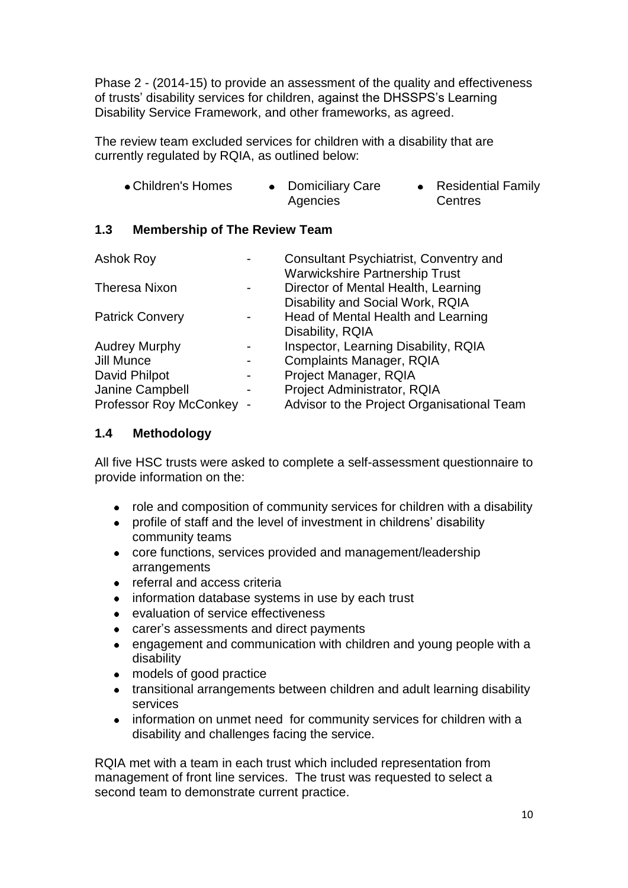Phase 2 - (2014-15) to provide an assessment of the quality and effectiveness of trusts' disability services for children, against the DHSSPS's Learning Disability Service Framework, and other frameworks, as agreed.

The review team excluded services for children with a disability that are currently regulated by RQIA, as outlined below:

- Children's Homes
- Domiciliary Care Agencies
- Residential Family Centres

## 1.3 Membership of The Review Team

| | | |
|---|---|---|
| Ashok Roy | - | Consultant Psychiatrist, Conventry and Warwickshire Partnership Trust |
| Theresa Nixon | - | Director of Mental Health, Learning Disability and Social Work, RQIA |
| Patrick Convery | - | Head of Mental Health and Learning Disability, RQIA |
| Audrey Murphy | - | Inspector, Learning Disability, RQIA |
| Jill Munce | - | Complaints Manager, RQIA |
| David Philpot | - | Project Manager, RQIA |
| Janine Campbell | - | Project Administrator, RQIA |
| Professor Roy McConkey | - | Advisor to the Project Organisational Team |

## 1.4 Methodology

All five HSC trusts were asked to complete a self-assessment questionnaire to provide information on the:

- role and composition of community services for children with a disability
- profile of staff and the level of investment in childrens' disability community teams
- core functions, services provided and management/leadership arrangements
- referral and access criteria
- information database systems in use by each trust
- evaluation of service effectiveness
- carer's assessments and direct payments
- engagement and communication with children and young people with a disability
- models of good practice
- transitional arrangements between children and adult learning disability services
- information on unmet need for community services for children with a disability and challenges facing the service.

RQIA met with a team in each trust which included representation from management of front line services. The trust was requested to select a second team to demonstrate current practice.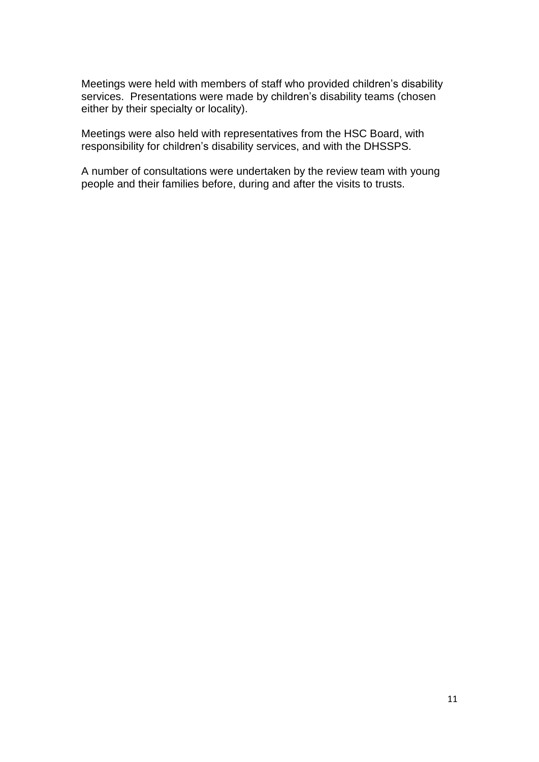Meetings were held with members of staff who provided children's disability services. Presentations were made by children's disability teams (chosen either by their specialty or locality).

Meetings were also held with representatives from the HSC Board, with responsibility for children's disability services, and with the DHSSPS.

A number of consultations were undertaken by the review team with young people and their families before, during and after the visits to trusts.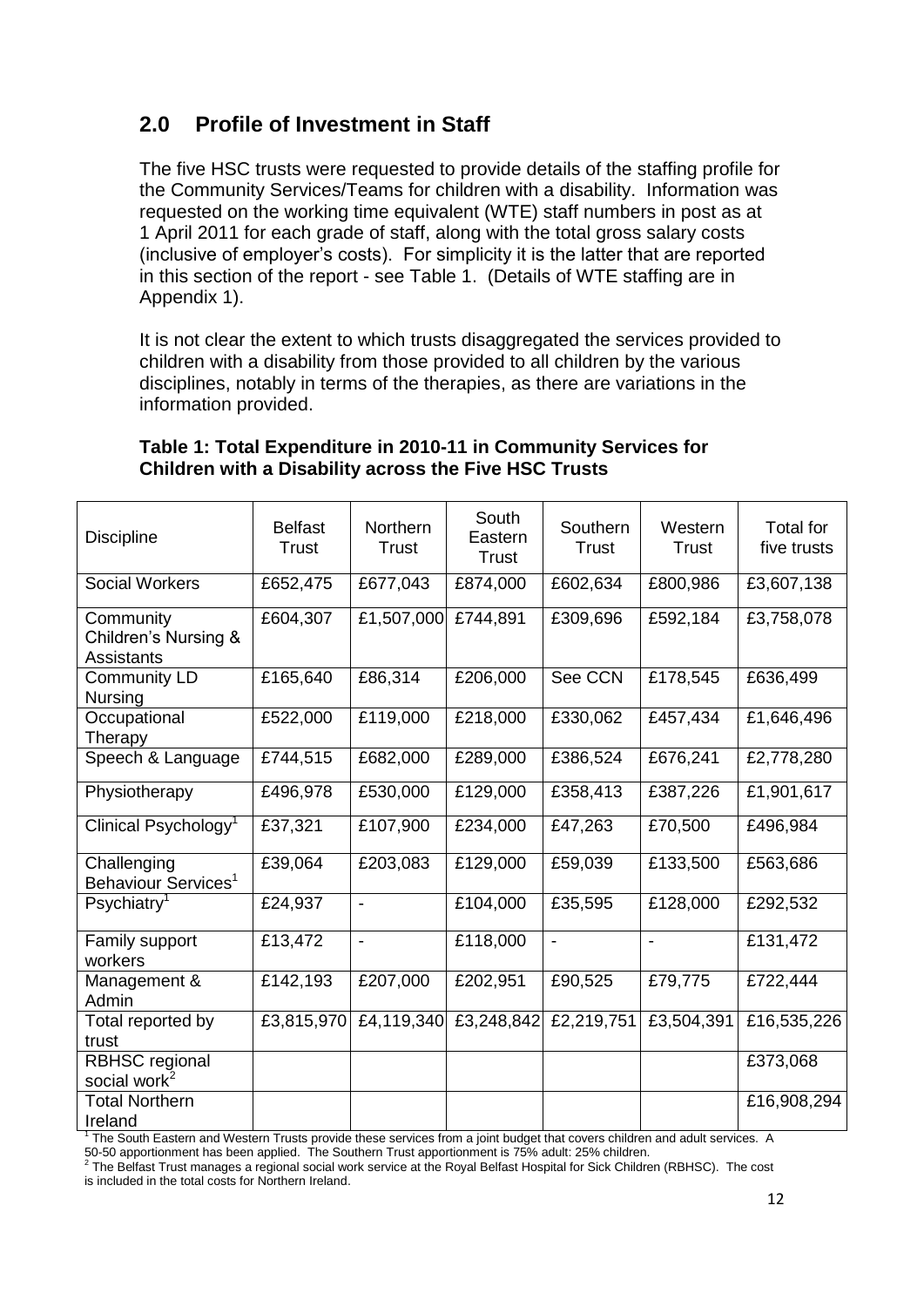## 2.0 Profile of Investment in Staff

The five HSC trusts were requested to provide details of the staffing profile for the Community Services/Teams for children with a disability. Information was requested on the working time equivalent (WTE) staff numbers in post as at 1 April 2011 for each grade of staff, along with the total gross salary costs (inclusive of employer's costs). For simplicity it is the latter that are reported in this section of the report - see Table 1. (Details of WTE staffing are in Appendix 1).

It is not clear the extent to which trusts disaggregated the services provided to children with a disability from those provided to all children by the various disciplines, notably in terms of the therapies, as there are variations in the information provided.

**Table 1: Total Expenditure in 2010-11 in Community Services for Children with a Disability across the Five HSC Trusts**

| Discipline | Belfast Trust | Northern Trust | South Eastern Trust | Southern Trust | Western Trust | Total for five trusts |
|---|---|---|---|---|---|---|
| Social Workers | £652,475 | £677,043 | £874,000 | £602,634 | £800,986 | £3,607,138 |
| Community Children's Nursing & Assistants | £604,307 | £1,507,000 | £744,891 | £309,696 | £592,184 | £3,758,078 |
| Community LD Nursing | £165,640 | £86,314 | £206,000 | See CCN | £178,545 | £636,499 |
| Occupational Therapy | £522,000 | £119,000 | £218,000 | £330,062 | £457,434 | £1,646,496 |
| Speech & Language | £744,515 | £682,000 | £289,000 | £386,524 | £676,241 | £2,778,280 |
| Physiotherapy | £496,978 | £530,000 | £129,000 | £358,413 | £387,226 | £1,901,617 |
| Clinical Psychology[1] | £37,321 | £107,900 | £234,000 | £47,263 | £70,500 | £496,984 |
| Challenging Behaviour Services[1] | £39,064 | £203,083 | £129,000 | £59,039 | £133,500 | £563,686 |
| Psychiatry[1] | £24,937 | - | £104,000 | £35,595 | £128,000 | £292,532 |
| Family support workers | £13,472 | - | £118,000 | - | - | £131,472 |
| Management & Admin | £142,193 | £207,000 | £202,951 | £90,525 | £79,775 | £722,444 |
| Total reported by trust | £3,815,970 | £4,119,340 | £3,248,842 | £2,219,751 | £3,504,391 | £16,535,226 |
| RBHSC regional social work[2] | | | | | | £373,068 |
| Total Northern Ireland | | | | | | £16,908,294 |

[1] The South Eastern and Western Trusts provide these services from a joint budget that covers children and adult services. A 50-50 apportionment has been applied. The Southern Trust apportionment is 75% adult: 25% children.

[2] The Belfast Trust manages a regional social work service at the Royal Belfast Hospital for Sick Children (RBHSC). The cost is included in the total costs for Northern Ireland.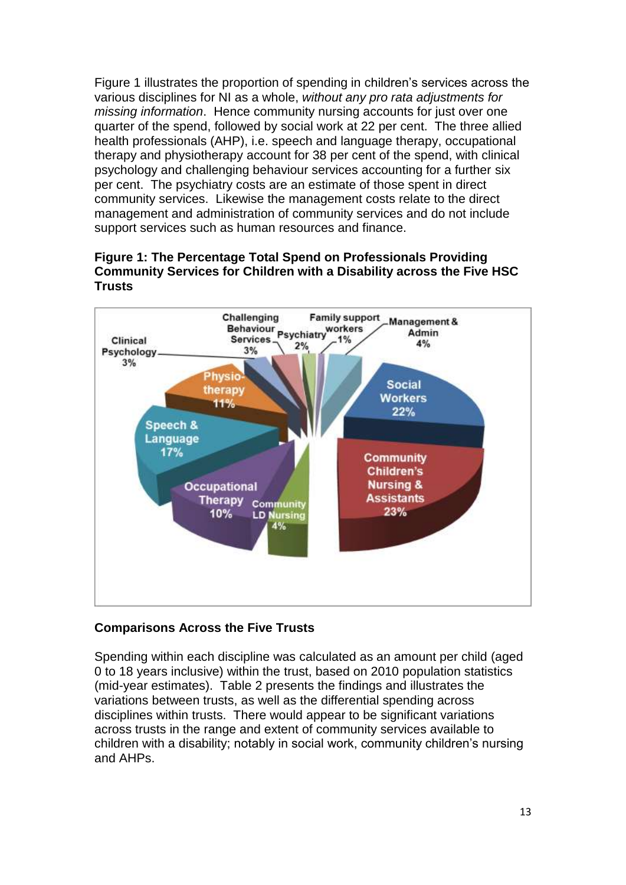Figure 1 illustrates the proportion of spending in children's services across the various disciplines for NI as a whole, *without any pro rata adjustments for missing information*. Hence community nursing accounts for just over one quarter of the spend, followed by social work at 22 per cent. The three allied health professionals (AHP), i.e. speech and language therapy, occupational therapy and physiotherapy account for 38 per cent of the spend, with clinical psychology and challenging behaviour services accounting for a further six per cent. The psychiatry costs are an estimate of those spent in direct community services. Likewise the management costs relate to the direct management and administration of community services and do not include support services such as human resources and finance.

**Figure 1: The Percentage Total Spend on Professionals Providing Community Services for Children with a Disability across the Five HSC Trusts**

Challenging Behaviour Services 3%
Psychiatry 2%
Family support workers 1%
Management & Admin 4%
Clinical Psychology 3%
Physiotherapy 11%
Social Workers 22%
Speech & Language 17%
Community Children's Nursing & Assistants 23%
Occupational Therapy 10%
Community LD Nursing 4%

## Comparisons Across the Five Trusts

Spending within each discipline was calculated as an amount per child (aged 0 to 18 years inclusive) within the trust, based on 2010 population statistics (mid-year estimates). Table 2 presents the findings and illustrates the variations between trusts, as well as the differential spending across disciplines within trusts. There would appear to be significant variations across trusts in the range and extent of community services available to children with a disability; notably in social work, community children's nursing and AHPs.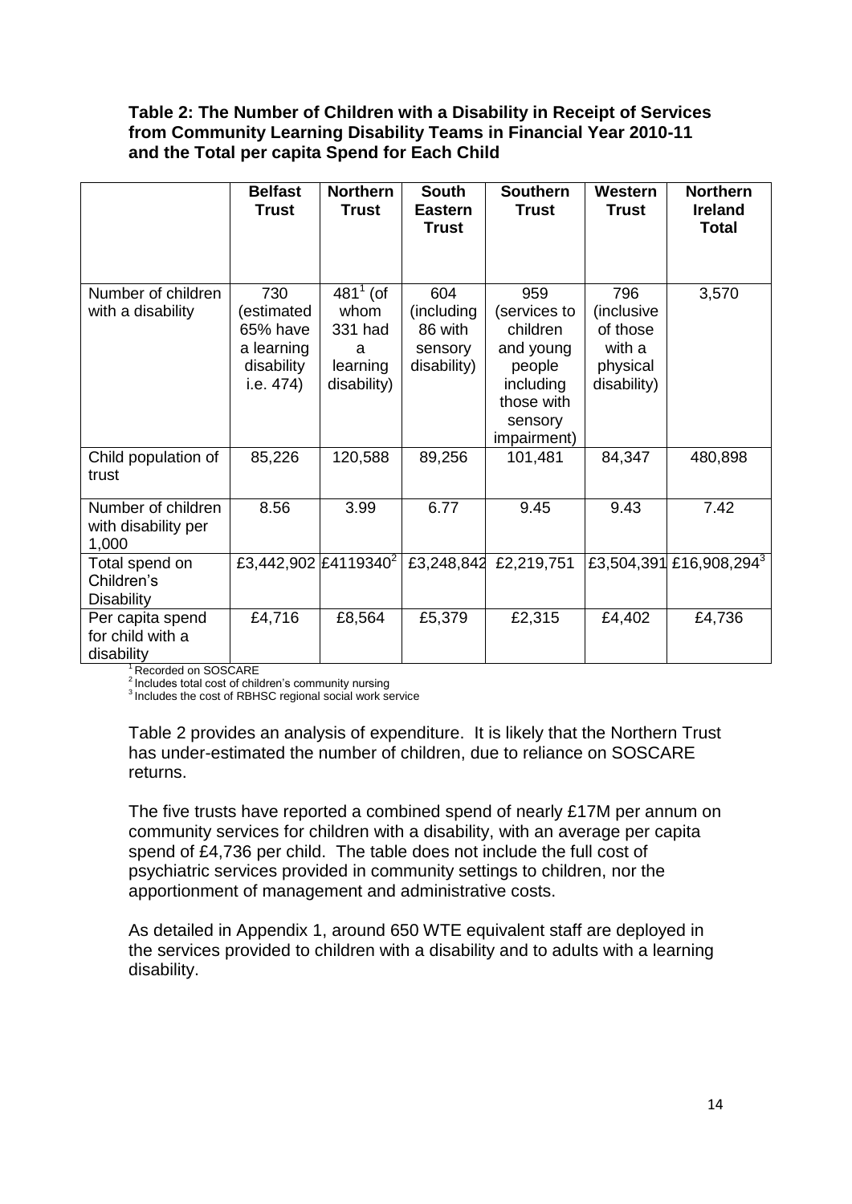**Table 2: The Number of Children with a Disability in Receipt of Services from Community Learning Disability Teams in Financial Year 2010-11 and the Total per capita Spend for Each Child**

| | **Belfast Trust** | **Northern Trust** | **South Eastern Trust** | **Southern Trust** | **Western Trust** | **Northern Ireland Total** |
|---|---|---|---|---|---|---|
| Number of children with a disability | 730 (estimated 65% have a learning disability i.e. 474) | 481[1] (of whom 331 had a learning disability) | 604 (including 86 with sensory disability) | 959 (services to children and young people including those with sensory impairment) | 796 (inclusive of those with a physical disability) | 3,570 |
| Child population of trust | 85,226 | 120,588 | 89,256 | 101,481 | 84,347 | 480,898 |
| Number of children with disability per 1,000 | 8.56 | 3.99 | 6.77 | 9.45 | 9.43 | 7.42 |
| Total spend on Children's Disability | £3,442,902 | £4119340[2] | £3,248,842 | £2,219,751 | £3,504,391 | £16,908,294[3] |
| Per capita spend for child with a disability | £4,716 | £8,564 | £5,379 | £2,315 | £4,402 | £4,736 |

[1] Recorded on SOSCARE
[2] Includes total cost of children's community nursing
[3] Includes the cost of RBHSC regional social work service

Table 2 provides an analysis of expenditure. It is likely that the Northern Trust has under-estimated the number of children, due to reliance on SOSCARE returns.

The five trusts have reported a combined spend of nearly £17M per annum on community services for children with a disability, with an average per capita spend of £4,736 per child. The table does not include the full cost of psychiatric services provided in community settings to children, nor the apportionment of management and administrative costs.

As detailed in Appendix 1, around 650 WTE equivalent staff are deployed in the services provided to children with a disability and to adults with a learning disability.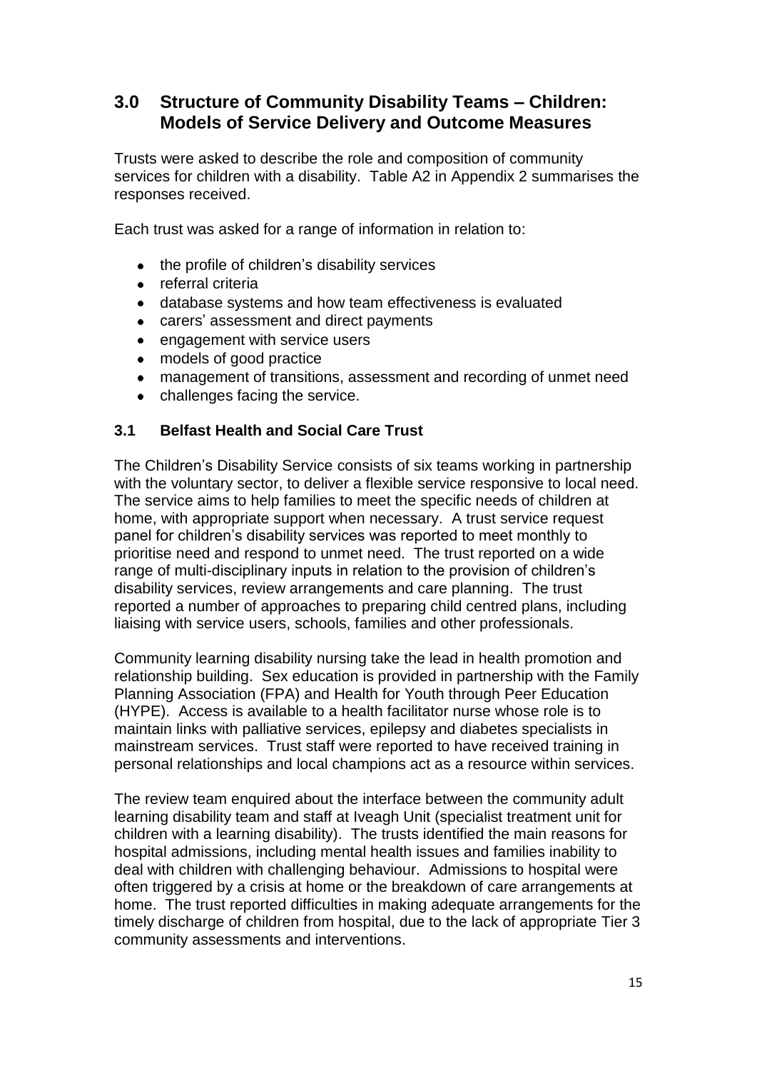## 3.0 Structure of Community Disability Teams – Children: Models of Service Delivery and Outcome Measures

Trusts were asked to describe the role and composition of community services for children with a disability. Table A2 in Appendix 2 summarises the responses received.

Each trust was asked for a range of information in relation to:

- the profile of children's disability services
- referral criteria
- database systems and how team effectiveness is evaluated
- carers' assessment and direct payments
- engagement with service users
- models of good practice
- management of transitions, assessment and recording of unmet need
- challenges facing the service.

### 3.1 Belfast Health and Social Care Trust

The Children's Disability Service consists of six teams working in partnership with the voluntary sector, to deliver a flexible service responsive to local need. The service aims to help families to meet the specific needs of children at home, with appropriate support when necessary. A trust service request panel for children's disability services was reported to meet monthly to prioritise need and respond to unmet need. The trust reported on a wide range of multi-disciplinary inputs in relation to the provision of children's disability services, review arrangements and care planning. The trust reported a number of approaches to preparing child centred plans, including liaising with service users, schools, families and other professionals.

Community learning disability nursing take the lead in health promotion and relationship building. Sex education is provided in partnership with the Family Planning Association (FPA) and Health for Youth through Peer Education (HYPE). Access is available to a health facilitator nurse whose role is to maintain links with palliative services, epilepsy and diabetes specialists in mainstream services. Trust staff were reported to have received training in personal relationships and local champions act as a resource within services.

The review team enquired about the interface between the community adult learning disability team and staff at Iveagh Unit (specialist treatment unit for children with a learning disability). The trusts identified the main reasons for hospital admissions, including mental health issues and families inability to deal with children with challenging behaviour. Admissions to hospital were often triggered by a crisis at home or the breakdown of care arrangements at home. The trust reported difficulties in making adequate arrangements for the timely discharge of children from hospital, due to the lack of appropriate Tier 3 community assessments and interventions.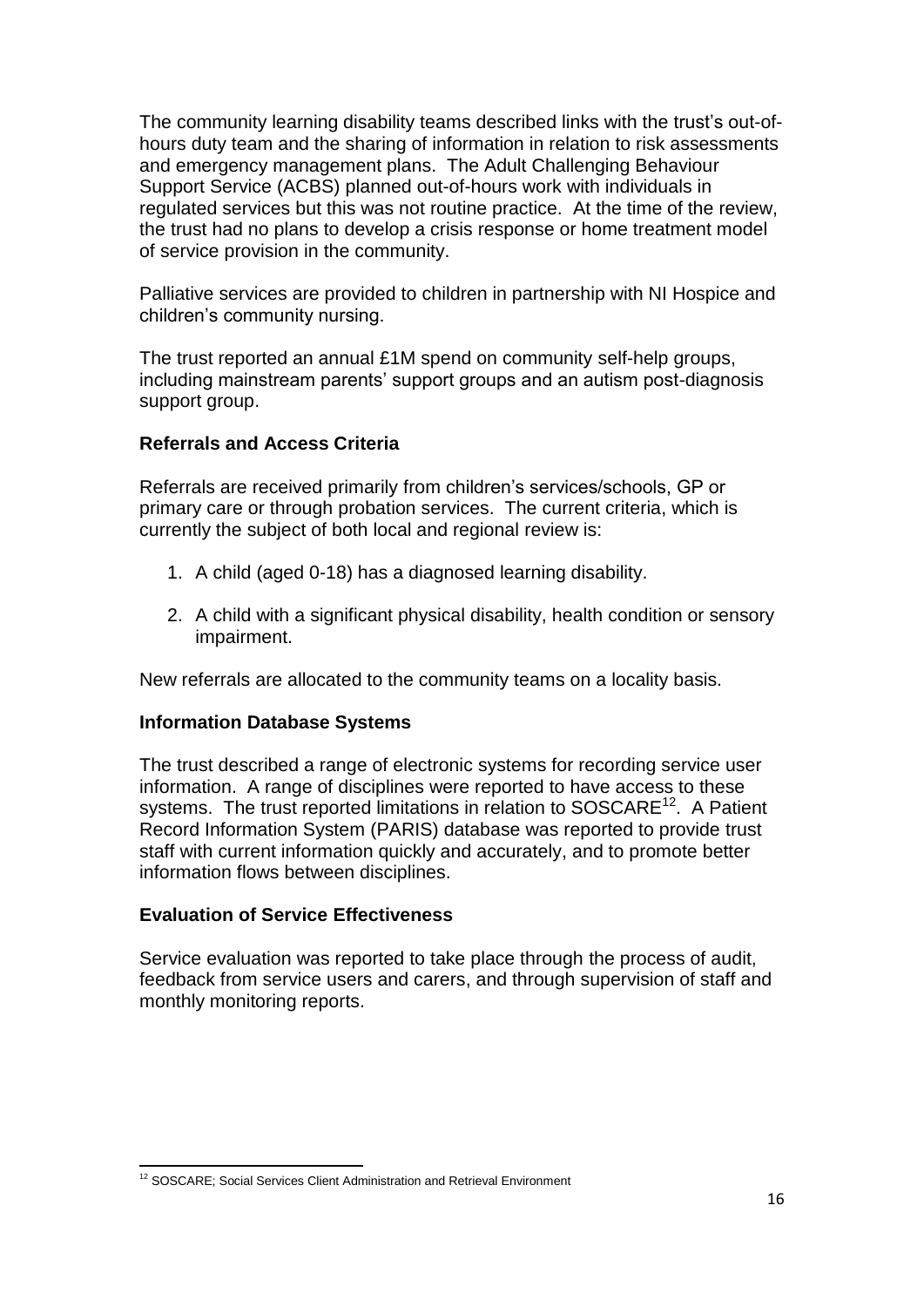The community learning disability teams described links with the trust's out-of-hours duty team and the sharing of information in relation to risk assessments and emergency management plans. The Adult Challenging Behaviour Support Service (ACBS) planned out-of-hours work with individuals in regulated services but this was not routine practice. At the time of the review, the trust had no plans to develop a crisis response or home treatment model of service provision in the community.

Palliative services are provided to children in partnership with NI Hospice and children's community nursing.

The trust reported an annual £1M spend on community self-help groups, including mainstream parents' support groups and an autism post-diagnosis support group.

**Referrals and Access Criteria**

Referrals are received primarily from children's services/schools, GP or primary care or through probation services. The current criteria, which is currently the subject of both local and regional review is:

1. A child (aged 0-18) has a diagnosed learning disability.
2. A child with a significant physical disability, health condition or sensory impairment.

New referrals are allocated to the community teams on a locality basis.

**Information Database Systems**

The trust described a range of electronic systems for recording service user information. A range of disciplines were reported to have access to these systems. The trust reported limitations in relation to SOSCARE[12]. A Patient Record Information System (PARIS) database was reported to provide trust staff with current information quickly and accurately, and to promote better information flows between disciplines.

**Evaluation of Service Effectiveness**

Service evaluation was reported to take place through the process of audit, feedback from service users and carers, and through supervision of staff and monthly monitoring reports.

[12] SOSCARE; Social Services Client Administration and Retrieval Environment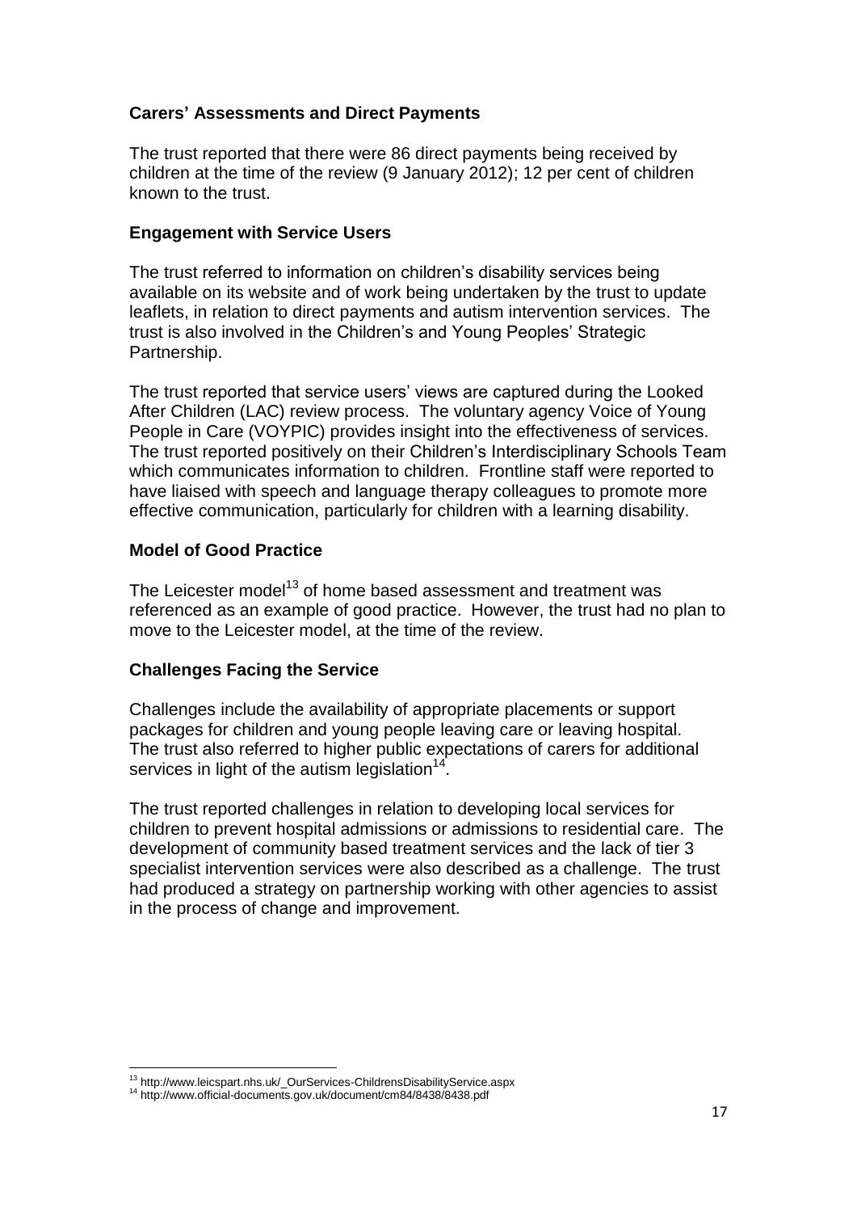### Carers' Assessments and Direct Payments

The trust reported that there were 86 direct payments being received by children at the time of the review (9 January 2012); 12 per cent of children known to the trust.

### Engagement with Service Users

The trust referred to information on children's disability services being available on its website and of work being undertaken by the trust to update leaflets, in relation to direct payments and autism intervention services. The trust is also involved in the Children's and Young Peoples' Strategic Partnership.

The trust reported that service users' views are captured during the Looked After Children (LAC) review process. The voluntary agency Voice of Young People in Care (VOYPIC) provides insight into the effectiveness of services. The trust reported positively on their Children's Interdisciplinary Schools Team which communicates information to children. Frontline staff were reported to have liaised with speech and language therapy colleagues to promote more effective communication, particularly for children with a learning disability.

### Model of Good Practice

The Leicester model[13] of home based assessment and treatment was referenced as an example of good practice. However, the trust had no plan to move to the Leicester model, at the time of the review.

### Challenges Facing the Service

Challenges include the availability of appropriate placements or support packages for children and young people leaving care or leaving hospital. The trust also referred to higher public expectations of carers for additional services in light of the autism legislation[14].

The trust reported challenges in relation to developing local services for children to prevent hospital admissions or admissions to residential care. The development of community based treatment services and the lack of tier 3 specialist intervention services were also described as a challenge. The trust had produced a strategy on partnership working with other agencies to assist in the process of change and improvement.

---

[13] http://www.leicspart.nhs.uk/_OurServices-ChildrensDisabilityService.aspx

[14] http://www.official-documents.gov.uk/document/cm84/8438/8438.pdf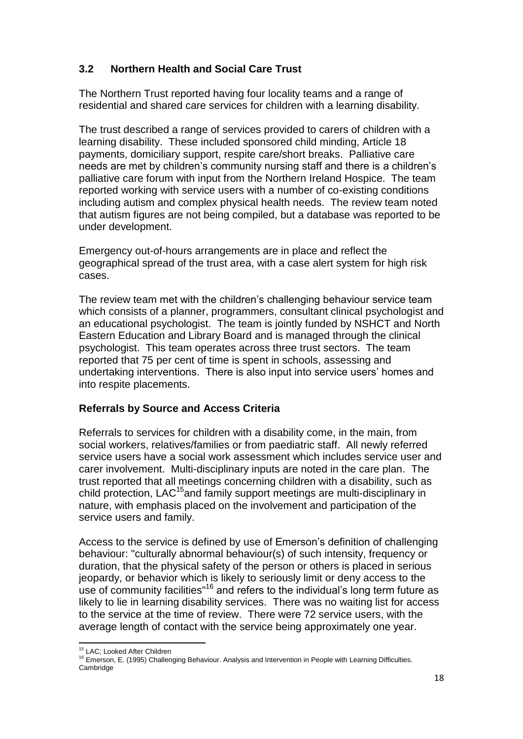### 3.2 Northern Health and Social Care Trust

The Northern Trust reported having four locality teams and a range of residential and shared care services for children with a learning disability.

The trust described a range of services provided to carers of children with a learning disability. These included sponsored child minding, Article 18 payments, domiciliary support, respite care/short breaks. Palliative care needs are met by children's community nursing staff and there is a children's palliative care forum with input from the Northern Ireland Hospice. The team reported working with service users with a number of co-existing conditions including autism and complex physical health needs. The review team noted that autism figures are not being compiled, but a database was reported to be under development.

Emergency out-of-hours arrangements are in place and reflect the geographical spread of the trust area, with a case alert system for high risk cases.

The review team met with the children's challenging behaviour service team which consists of a planner, programmers, consultant clinical psychologist and an educational psychologist. The team is jointly funded by NSHCT and North Eastern Education and Library Board and is managed through the clinical psychologist. This team operates across three trust sectors. The team reported that 75 per cent of time is spent in schools, assessing and undertaking interventions. There is also input into service users' homes and into respite placements.

**Referrals by Source and Access Criteria**

Referrals to services for children with a disability come, in the main, from social workers, relatives/families or from paediatric staff. All newly referred service users have a social work assessment which includes service user and carer involvement. Multi-disciplinary inputs are noted in the care plan. The trust reported that all meetings concerning children with a disability, such as child protection, LAC[15] and family support meetings are multi-disciplinary in nature, with emphasis placed on the involvement and participation of the service users and family.

Access to the service is defined by use of Emerson's definition of challenging behaviour: "culturally abnormal behaviour(s) of such intensity, frequency or duration, that the physical safety of the person or others is placed in serious jeopardy, or behavior which is likely to seriously limit or deny access to the use of community facilities"[16] and refers to the individual's long term future as likely to lie in learning disability services. There was no waiting list for access to the service at the time of review. There were 72 service users, with the average length of contact with the service being approximately one year.

---

[15] LAC; Looked After Children

[16] Emerson, E. (1995) Challenging Behaviour. Analysis and Intervention in People with Learning Difficulties. Cambridge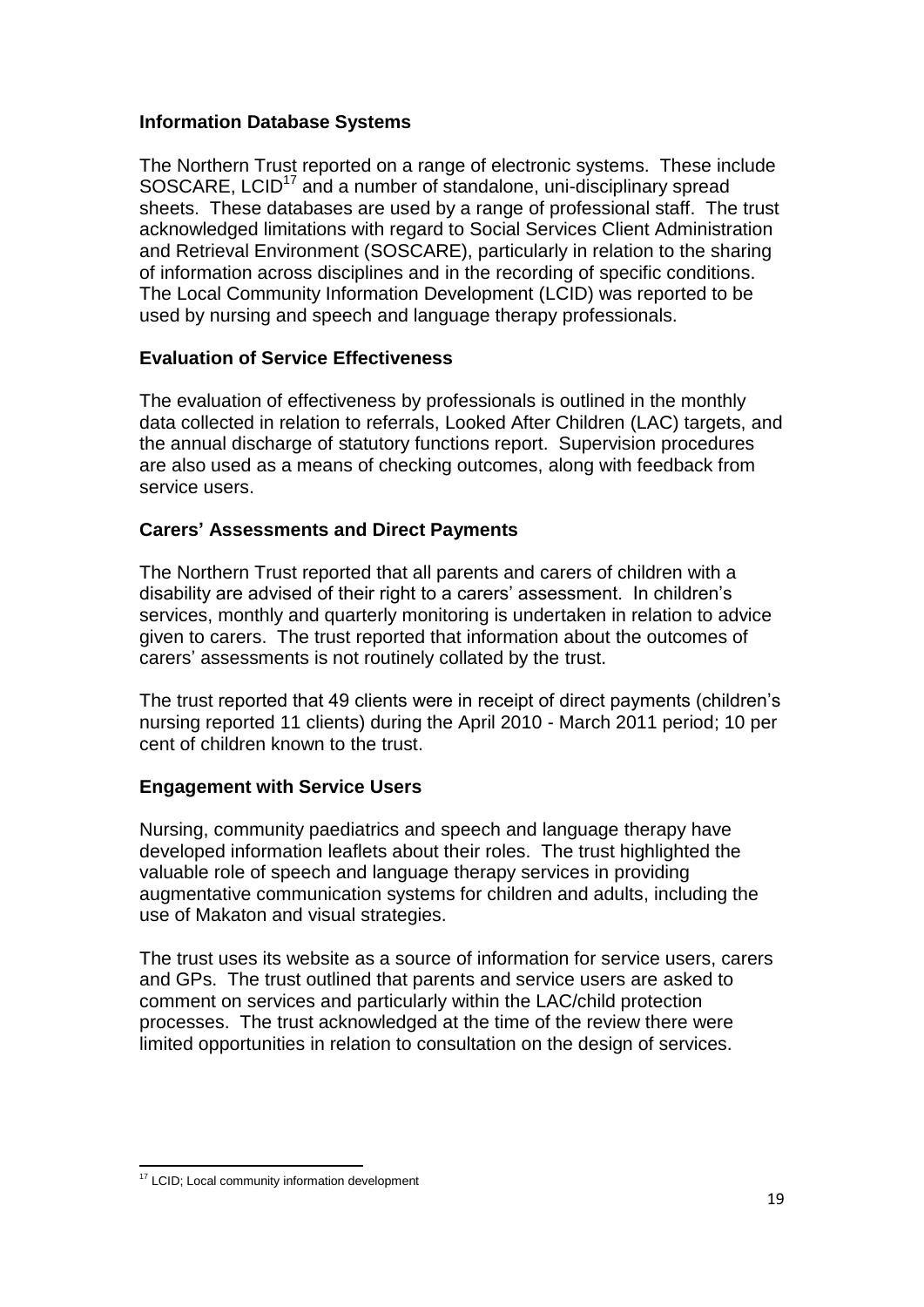### Information Database Systems

The Northern Trust reported on a range of electronic systems. These include SOSCARE, LCID[17] and a number of standalone, uni-disciplinary spread sheets. These databases are used by a range of professional staff. The trust acknowledged limitations with regard to Social Services Client Administration and Retrieval Environment (SOSCARE), particularly in relation to the sharing of information across disciplines and in the recording of specific conditions. The Local Community Information Development (LCID) was reported to be used by nursing and speech and language therapy professionals.

### Evaluation of Service Effectiveness

The evaluation of effectiveness by professionals is outlined in the monthly data collected in relation to referrals, Looked After Children (LAC) targets, and the annual discharge of statutory functions report. Supervision procedures are also used as a means of checking outcomes, along with feedback from service users.

### Carers' Assessments and Direct Payments

The Northern Trust reported that all parents and carers of children with a disability are advised of their right to a carers' assessment. In children's services, monthly and quarterly monitoring is undertaken in relation to advice given to carers. The trust reported that information about the outcomes of carers' assessments is not routinely collated by the trust.

The trust reported that 49 clients were in receipt of direct payments (children's nursing reported 11 clients) during the April 2010 - March 2011 period; 10 per cent of children known to the trust.

### Engagement with Service Users

Nursing, community paediatrics and speech and language therapy have developed information leaflets about their roles. The trust highlighted the valuable role of speech and language therapy services in providing augmentative communication systems for children and adults, including the use of Makaton and visual strategies.

The trust uses its website as a source of information for service users, carers and GPs. The trust outlined that parents and service users are asked to comment on services and particularly within the LAC/child protection processes. The trust acknowledged at the time of the review there were limited opportunities in relation to consultation on the design of services.

---

[17] LCID; Local community information development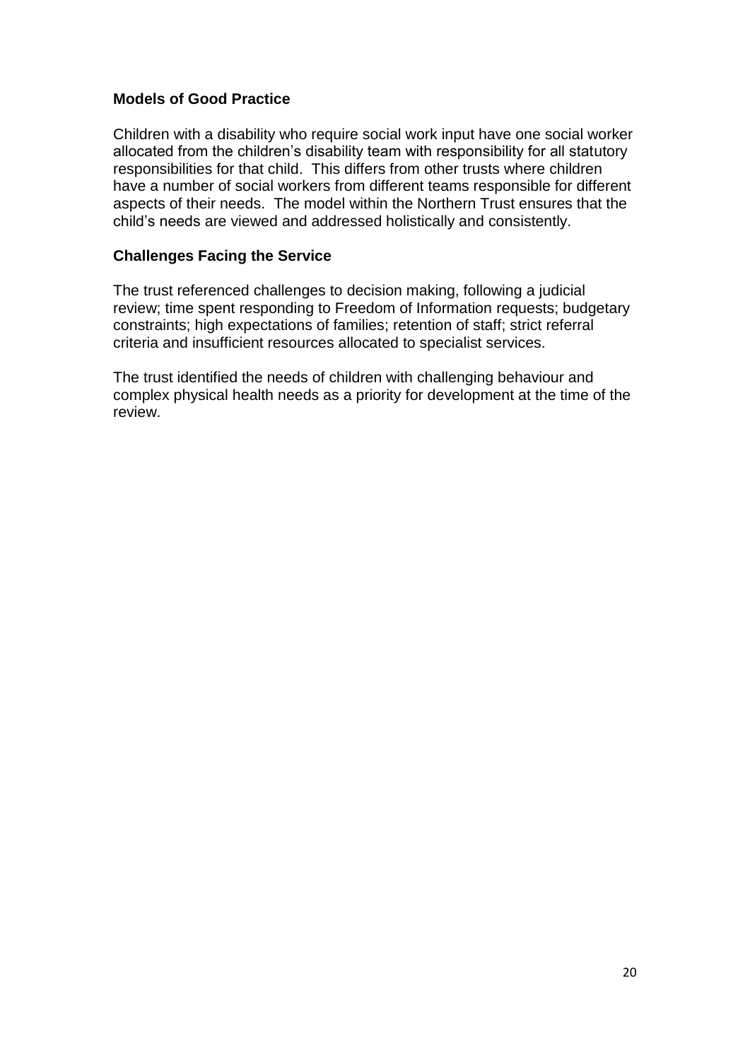### Models of Good Practice

Children with a disability who require social work input have one social worker allocated from the children's disability team with responsibility for all statutory responsibilities for that child. This differs from other trusts where children have a number of social workers from different teams responsible for different aspects of their needs. The model within the Northern Trust ensures that the child's needs are viewed and addressed holistically and consistently.

### Challenges Facing the Service

The trust referenced challenges to decision making, following a judicial review; time spent responding to Freedom of Information requests; budgetary constraints; high expectations of families; retention of staff; strict referral criteria and insufficient resources allocated to specialist services.

The trust identified the needs of children with challenging behaviour and complex physical health needs as a priority for development at the time of the review.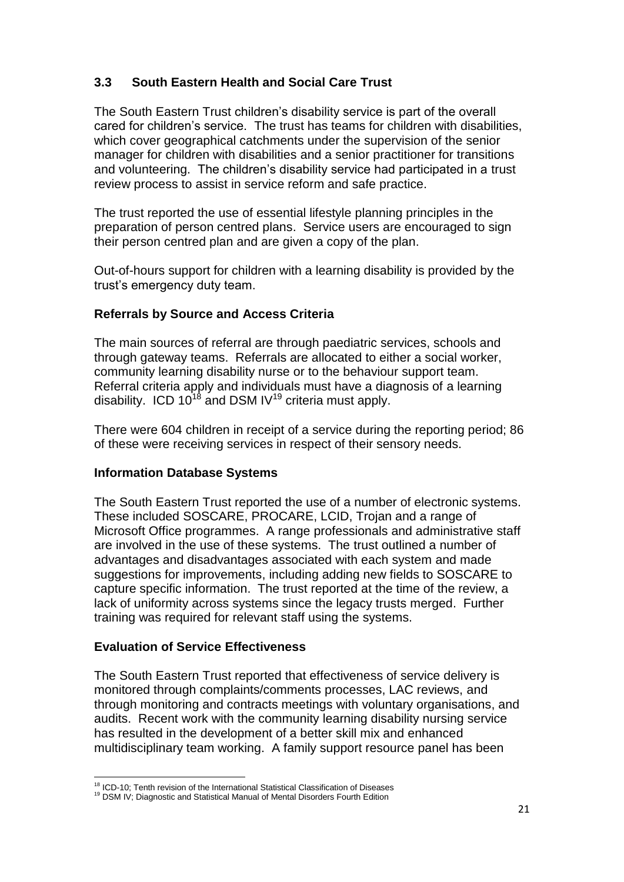### 3.3 South Eastern Health and Social Care Trust

The South Eastern Trust children's disability service is part of the overall cared for children's service. The trust has teams for children with disabilities, which cover geographical catchments under the supervision of the senior manager for children with disabilities and a senior practitioner for transitions and volunteering. The children's disability service had participated in a trust review process to assist in service reform and safe practice.

The trust reported the use of essential lifestyle planning principles in the preparation of person centred plans. Service users are encouraged to sign their person centred plan and are given a copy of the plan.

Out-of-hours support for children with a learning disability is provided by the trust's emergency duty team.

**Referrals by Source and Access Criteria**

The main sources of referral are through paediatric services, schools and through gateway teams. Referrals are allocated to either a social worker, community learning disability nurse or to the behaviour support team. Referral criteria apply and individuals must have a diagnosis of a learning disability. ICD 10[18] and DSM IV[19] criteria must apply.

There were 604 children in receipt of a service during the reporting period; 86 of these were receiving services in respect of their sensory needs.

**Information Database Systems**

The South Eastern Trust reported the use of a number of electronic systems. These included SOSCARE, PROCARE, LCID, Trojan and a range of Microsoft Office programmes. A range professionals and administrative staff are involved in the use of these systems. The trust outlined a number of advantages and disadvantages associated with each system and made suggestions for improvements, including adding new fields to SOSCARE to capture specific information. The trust reported at the time of the review, a lack of uniformity across systems since the legacy trusts merged. Further training was required for relevant staff using the systems.

**Evaluation of Service Effectiveness**

The South Eastern Trust reported that effectiveness of service delivery is monitored through complaints/comments processes, LAC reviews, and through monitoring and contracts meetings with voluntary organisations, and audits. Recent work with the community learning disability nursing service has resulted in the development of a better skill mix and enhanced multidisciplinary team working. A family support resource panel has been

[18] ICD-10; Tenth revision of the International Statistical Classification of Diseases

[19] DSM IV; Diagnostic and Statistical Manual of Mental Disorders Fourth Edition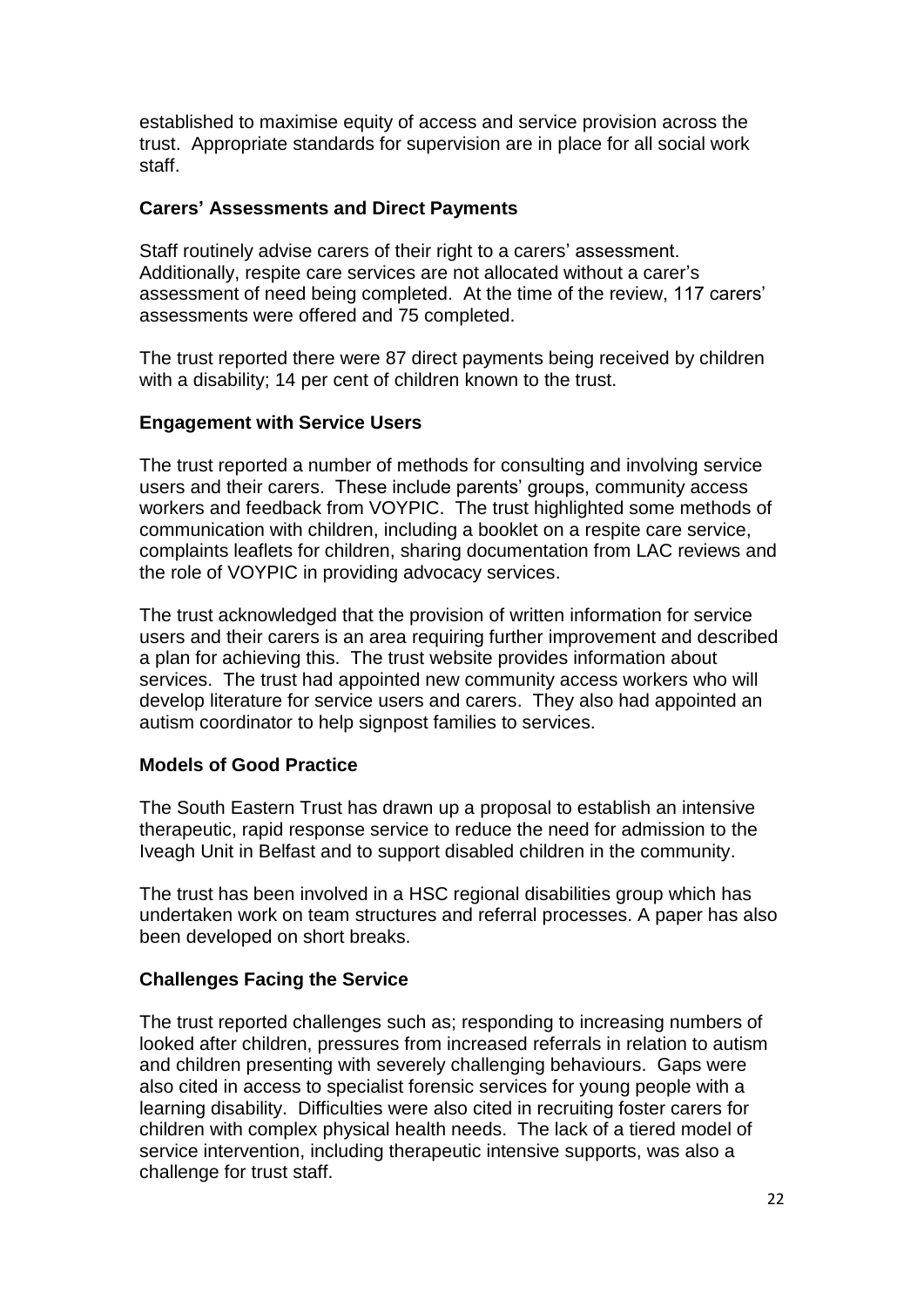established to maximise equity of access and service provision across the trust. Appropriate standards for supervision are in place for all social work staff.

**Carers' Assessments and Direct Payments**

Staff routinely advise carers of their right to a carers' assessment. Additionally, respite care services are not allocated without a carer's assessment of need being completed. At the time of the review, 117 carers' assessments were offered and 75 completed.

The trust reported there were 87 direct payments being received by children with a disability; 14 per cent of children known to the trust.

**Engagement with Service Users**

The trust reported a number of methods for consulting and involving service users and their carers. These include parents' groups, community access workers and feedback from VOYPIC. The trust highlighted some methods of communication with children, including a booklet on a respite care service, complaints leaflets for children, sharing documentation from LAC reviews and the role of VOYPIC in providing advocacy services.

The trust acknowledged that the provision of written information for service users and their carers is an area requiring further improvement and described a plan for achieving this. The trust website provides information about services. The trust had appointed new community access workers who will develop literature for service users and carers. They also had appointed an autism coordinator to help signpost families to services.

**Models of Good Practice**

The South Eastern Trust has drawn up a proposal to establish an intensive therapeutic, rapid response service to reduce the need for admission to the Iveagh Unit in Belfast and to support disabled children in the community.

The trust has been involved in a HSC regional disabilities group which has undertaken work on team structures and referral processes. A paper has also been developed on short breaks.

**Challenges Facing the Service**

The trust reported challenges such as; responding to increasing numbers of looked after children, pressures from increased referrals in relation to autism and children presenting with severely challenging behaviours. Gaps were also cited in access to specialist forensic services for young people with a learning disability. Difficulties were also cited in recruiting foster carers for children with complex physical health needs. The lack of a tiered model of service intervention, including therapeutic intensive supports, was also a challenge for trust staff.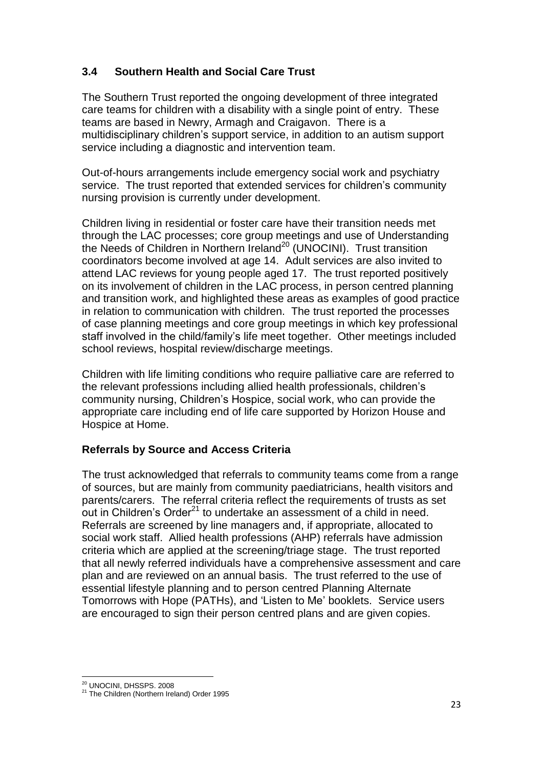### 3.4 Southern Health and Social Care Trust

The Southern Trust reported the ongoing development of three integrated care teams for children with a disability with a single point of entry. These teams are based in Newry, Armagh and Craigavon. There is a multidisciplinary children's support service, in addition to an autism support service including a diagnostic and intervention team.

Out-of-hours arrangements include emergency social work and psychiatry service. The trust reported that extended services for children's community nursing provision is currently under development.

Children living in residential or foster care have their transition needs met through the LAC processes; core group meetings and use of Understanding the Needs of Children in Northern Ireland[20] (UNOCINI). Trust transition coordinators become involved at age 14. Adult services are also invited to attend LAC reviews for young people aged 17. The trust reported positively on its involvement of children in the LAC process, in person centred planning and transition work, and highlighted these areas as examples of good practice in relation to communication with children. The trust reported the processes of case planning meetings and core group meetings in which key professional staff involved in the child/family's life meet together. Other meetings included school reviews, hospital review/discharge meetings.

Children with life limiting conditions who require palliative care are referred to the relevant professions including allied health professionals, children's community nursing, Children's Hospice, social work, who can provide the appropriate care including end of life care supported by Horizon House and Hospice at Home.

**Referrals by Source and Access Criteria**

The trust acknowledged that referrals to community teams come from a range of sources, but are mainly from community paediatricians, health visitors and parents/carers. The referral criteria reflect the requirements of trusts as set out in Children's Order[21] to undertake an assessment of a child in need. Referrals are screened by line managers and, if appropriate, allocated to social work staff. Allied health professions (AHP) referrals have admission criteria which are applied at the screening/triage stage. The trust reported that all newly referred individuals have a comprehensive assessment and care plan and are reviewed on an annual basis. The trust referred to the use of essential lifestyle planning and to person centred Planning Alternate Tomorrows with Hope (PATHs), and 'Listen to Me' booklets. Service users are encouraged to sign their person centred plans and are given copies.

---

[20] UNOCINI, DHSSPS. 2008

[21] The Children (Northern Ireland) Order 1995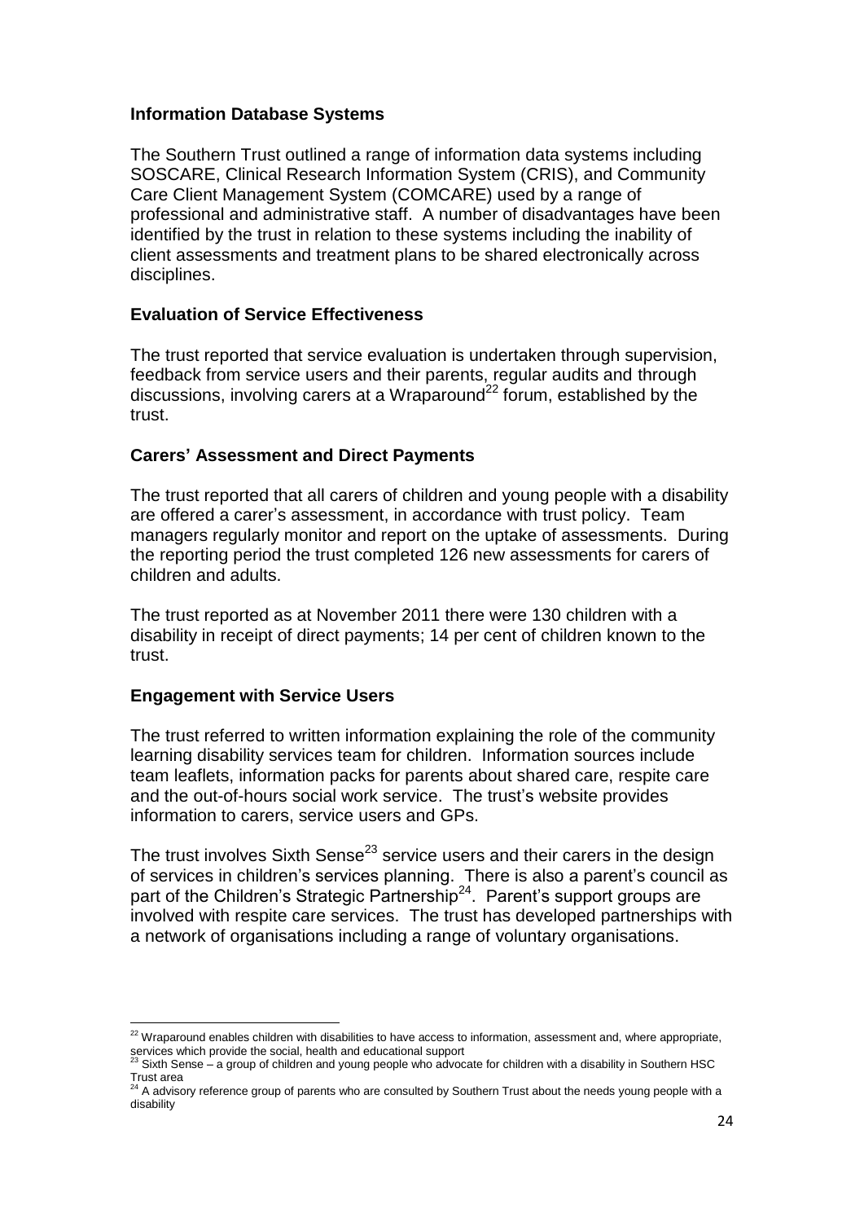### Information Database Systems

The Southern Trust outlined a range of information data systems including SOSCARE, Clinical Research Information System (CRIS), and Community Care Client Management System (COMCARE) used by a range of professional and administrative staff. A number of disadvantages have been identified by the trust in relation to these systems including the inability of client assessments and treatment plans to be shared electronically across disciplines.

### Evaluation of Service Effectiveness

The trust reported that service evaluation is undertaken through supervision, feedback from service users and their parents, regular audits and through discussions, involving carers at a Wraparound[22] forum, established by the trust.

### Carers' Assessment and Direct Payments

The trust reported that all carers of children and young people with a disability are offered a carer's assessment, in accordance with trust policy. Team managers regularly monitor and report on the uptake of assessments. During the reporting period the trust completed 126 new assessments for carers of children and adults.

The trust reported as at November 2011 there were 130 children with a disability in receipt of direct payments; 14 per cent of children known to the trust.

### Engagement with Service Users

The trust referred to written information explaining the role of the community learning disability services team for children. Information sources include team leaflets, information packs for parents about shared care, respite care and the out-of-hours social work service. The trust's website provides information to carers, service users and GPs.

The trust involves Sixth Sense[23] service users and their carers in the design of services in children's services planning. There is also a parent's council as part of the Children's Strategic Partnership[24]. Parent's support groups are involved with respite care services. The trust has developed partnerships with a network of organisations including a range of voluntary organisations.

---

[22] Wraparound enables children with disabilities to have access to information, assessment and, where appropriate, services which provide the social, health and educational support

[23] Sixth Sense – a group of children and young people who advocate for children with a disability in Southern HSC Trust area

[24] A advisory reference group of parents who are consulted by Southern Trust about the needs young people with a disability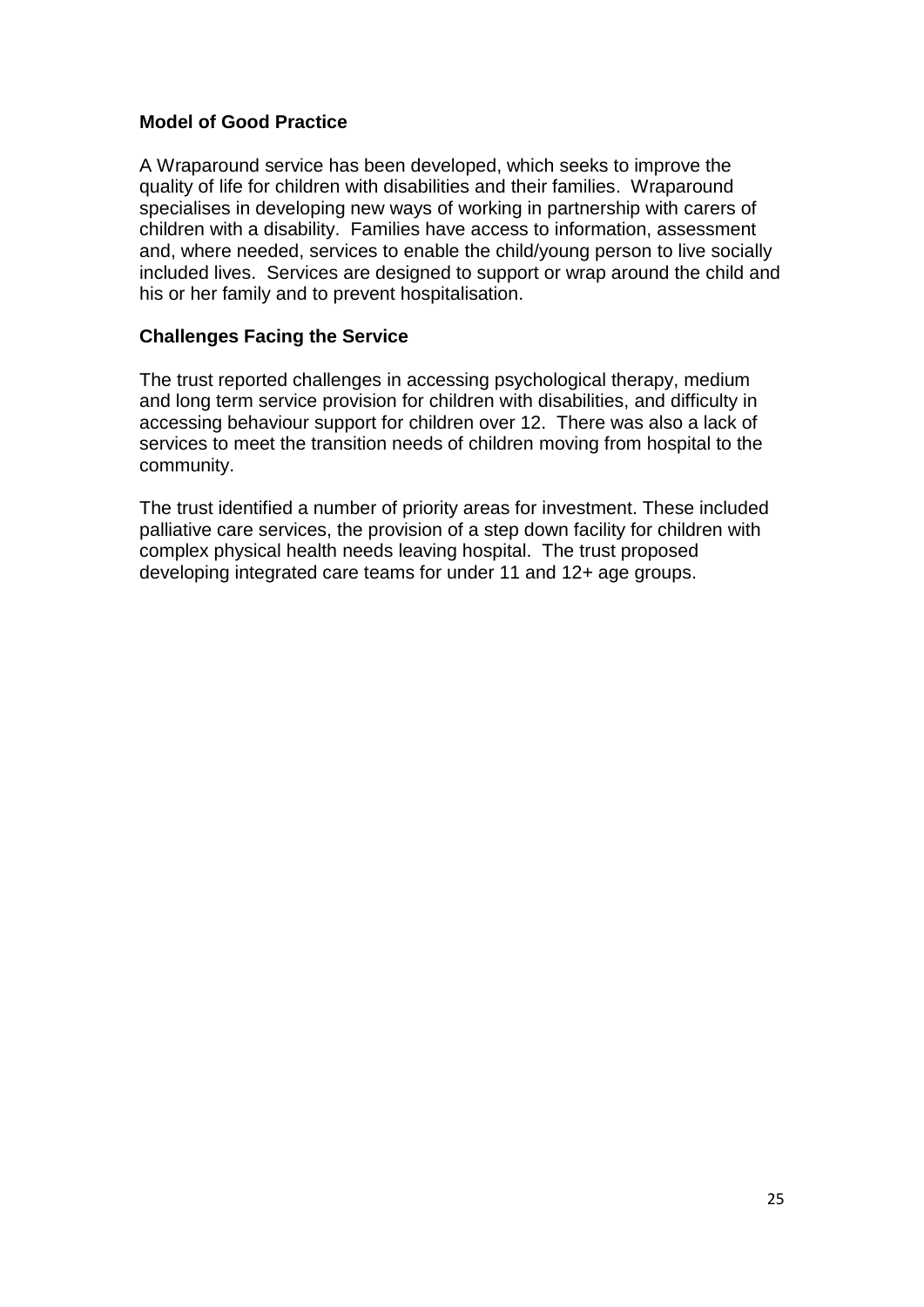**Model of Good Practice**

A Wraparound service has been developed, which seeks to improve the quality of life for children with disabilities and their families. Wraparound specialises in developing new ways of working in partnership with carers of children with a disability. Families have access to information, assessment and, where needed, services to enable the child/young person to live socially included lives. Services are designed to support or wrap around the child and his or her family and to prevent hospitalisation.

**Challenges Facing the Service**

The trust reported challenges in accessing psychological therapy, medium and long term service provision for children with disabilities, and difficulty in accessing behaviour support for children over 12. There was also a lack of services to meet the transition needs of children moving from hospital to the community.

The trust identified a number of priority areas for investment. These included palliative care services, the provision of a step down facility for children with complex physical health needs leaving hospital. The trust proposed developing integrated care teams for under 11 and 12+ age groups.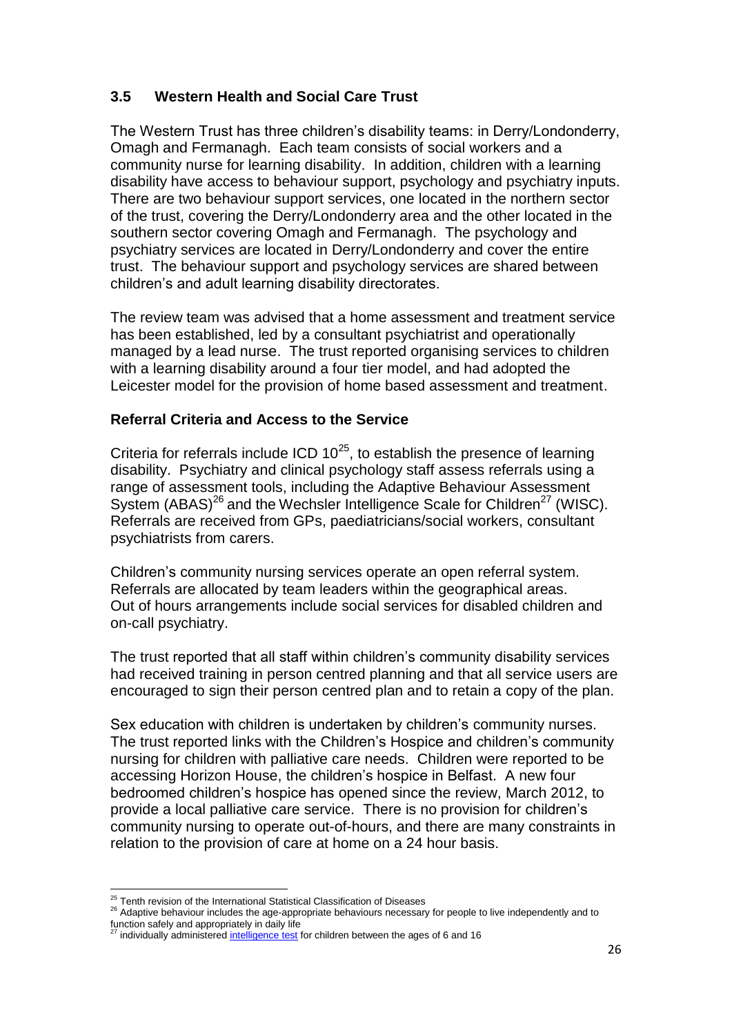### 3.5 Western Health and Social Care Trust

The Western Trust has three children's disability teams: in Derry/Londonderry, Omagh and Fermanagh. Each team consists of social workers and a community nurse for learning disability. In addition, children with a learning disability have access to behaviour support, psychology and psychiatry inputs. There are two behaviour support services, one located in the northern sector of the trust, covering the Derry/Londonderry area and the other located in the southern sector covering Omagh and Fermanagh. The psychology and psychiatry services are located in Derry/Londonderry and cover the entire trust. The behaviour support and psychology services are shared between children's and adult learning disability directorates.

The review team was advised that a home assessment and treatment service has been established, led by a consultant psychiatrist and operationally managed by a lead nurse. The trust reported organising services to children with a learning disability around a four tier model, and had adopted the Leicester model for the provision of home based assessment and treatment.

#### Referral Criteria and Access to the Service

Criteria for referrals include ICD 10[25], to establish the presence of learning disability. Psychiatry and clinical psychology staff assess referrals using a range of assessment tools, including the Adaptive Behaviour Assessment System (ABAS)[26] and the Wechsler Intelligence Scale for Children[27] (WISC). Referrals are received from GPs, paediatricians/social workers, consultant psychiatrists from carers.

Children's community nursing services operate an open referral system. Referrals are allocated by team leaders within the geographical areas. Out of hours arrangements include social services for disabled children and on-call psychiatry.

The trust reported that all staff within children's community disability services had received training in person centred planning and that all service users are encouraged to sign their person centred plan and to retain a copy of the plan.

Sex education with children is undertaken by children's community nurses. The trust reported links with the Children's Hospice and children's community nursing for children with palliative care needs. Children were reported to be accessing Horizon House, the children's hospice in Belfast. A new four bedroomed children's hospice has opened since the review, March 2012, to provide a local palliative care service. There is no provision for children's community nursing to operate out-of-hours, and there are many constraints in relation to the provision of care at home on a 24 hour basis.

---

[25] Tenth revision of the International Statistical Classification of Diseases

[26] Adaptive behaviour includes the age-appropriate behaviours necessary for people to live independently and to function safely and appropriately in daily life

[27] individually administered intelligence test for children between the ages of 6 and 16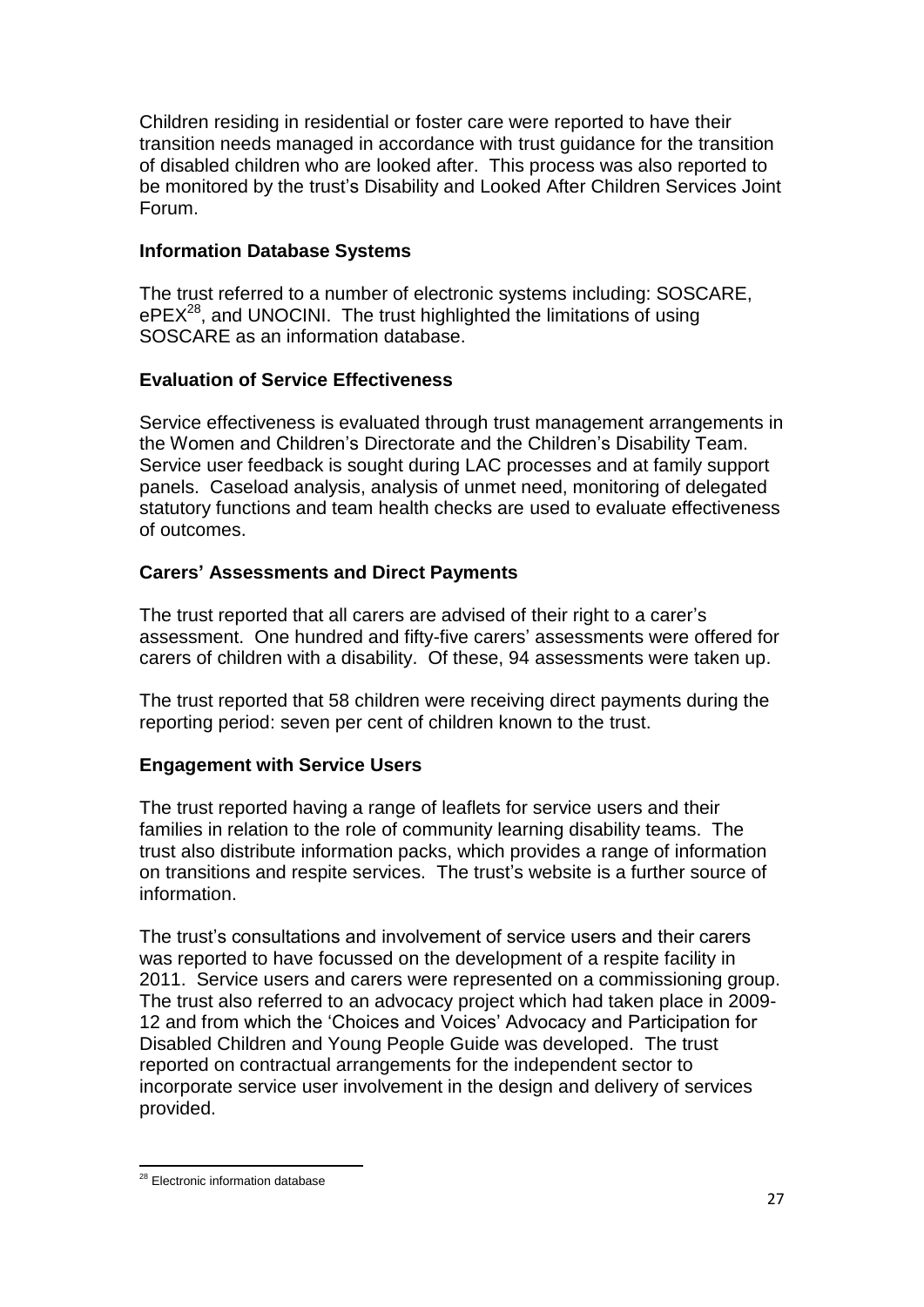Children residing in residential or foster care were reported to have their transition needs managed in accordance with trust guidance for the transition of disabled children who are looked after. This process was also reported to be monitored by the trust's Disability and Looked After Children Services Joint Forum.

**Information Database Systems**

The trust referred to a number of electronic systems including: SOSCARE, ePEX[28], and UNOCINI. The trust highlighted the limitations of using SOSCARE as an information database.

**Evaluation of Service Effectiveness**

Service effectiveness is evaluated through trust management arrangements in the Women and Children's Directorate and the Children's Disability Team. Service user feedback is sought during LAC processes and at family support panels. Caseload analysis, analysis of unmet need, monitoring of delegated statutory functions and team health checks are used to evaluate effectiveness of outcomes.

**Carers' Assessments and Direct Payments**

The trust reported that all carers are advised of their right to a carer's assessment. One hundred and fifty-five carers' assessments were offered for carers of children with a disability. Of these, 94 assessments were taken up.

The trust reported that 58 children were receiving direct payments during the reporting period: seven per cent of children known to the trust.

**Engagement with Service Users**

The trust reported having a range of leaflets for service users and their families in relation to the role of community learning disability teams. The trust also distribute information packs, which provides a range of information on transitions and respite services. The trust's website is a further source of information.

The trust's consultations and involvement of service users and their carers was reported to have focussed on the development of a respite facility in 2011. Service users and carers were represented on a commissioning group. The trust also referred to an advocacy project which had taken place in 2009-12 and from which the 'Choices and Voices' Advocacy and Participation for Disabled Children and Young People Guide was developed. The trust reported on contractual arrangements for the independent sector to incorporate service user involvement in the design and delivery of services provided.

[28] Electronic information database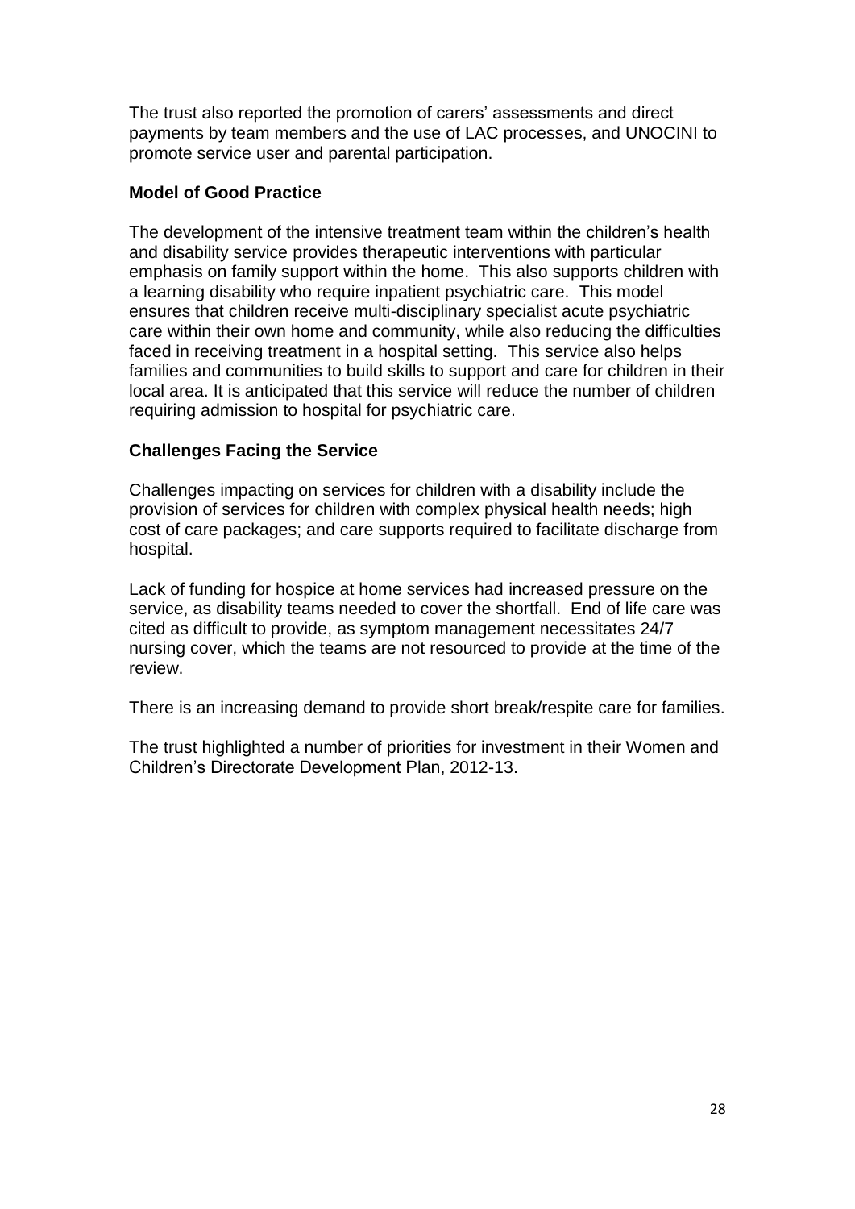The trust also reported the promotion of carers' assessments and direct payments by team members and the use of LAC processes, and UNOCINI to promote service user and parental participation.

**Model of Good Practice**

The development of the intensive treatment team within the children's health and disability service provides therapeutic interventions with particular emphasis on family support within the home. This also supports children with a learning disability who require inpatient psychiatric care. This model ensures that children receive multi-disciplinary specialist acute psychiatric care within their own home and community, while also reducing the difficulties faced in receiving treatment in a hospital setting. This service also helps families and communities to build skills to support and care for children in their local area. It is anticipated that this service will reduce the number of children requiring admission to hospital for psychiatric care.

**Challenges Facing the Service**

Challenges impacting on services for children with a disability include the provision of services for children with complex physical health needs; high cost of care packages; and care supports required to facilitate discharge from hospital.

Lack of funding for hospice at home services had increased pressure on the service, as disability teams needed to cover the shortfall. End of life care was cited as difficult to provide, as symptom management necessitates 24/7 nursing cover, which the teams are not resourced to provide at the time of the review.

There is an increasing demand to provide short break/respite care for families.

The trust highlighted a number of priorities for investment in their Women and Children's Directorate Development Plan, 2012-13.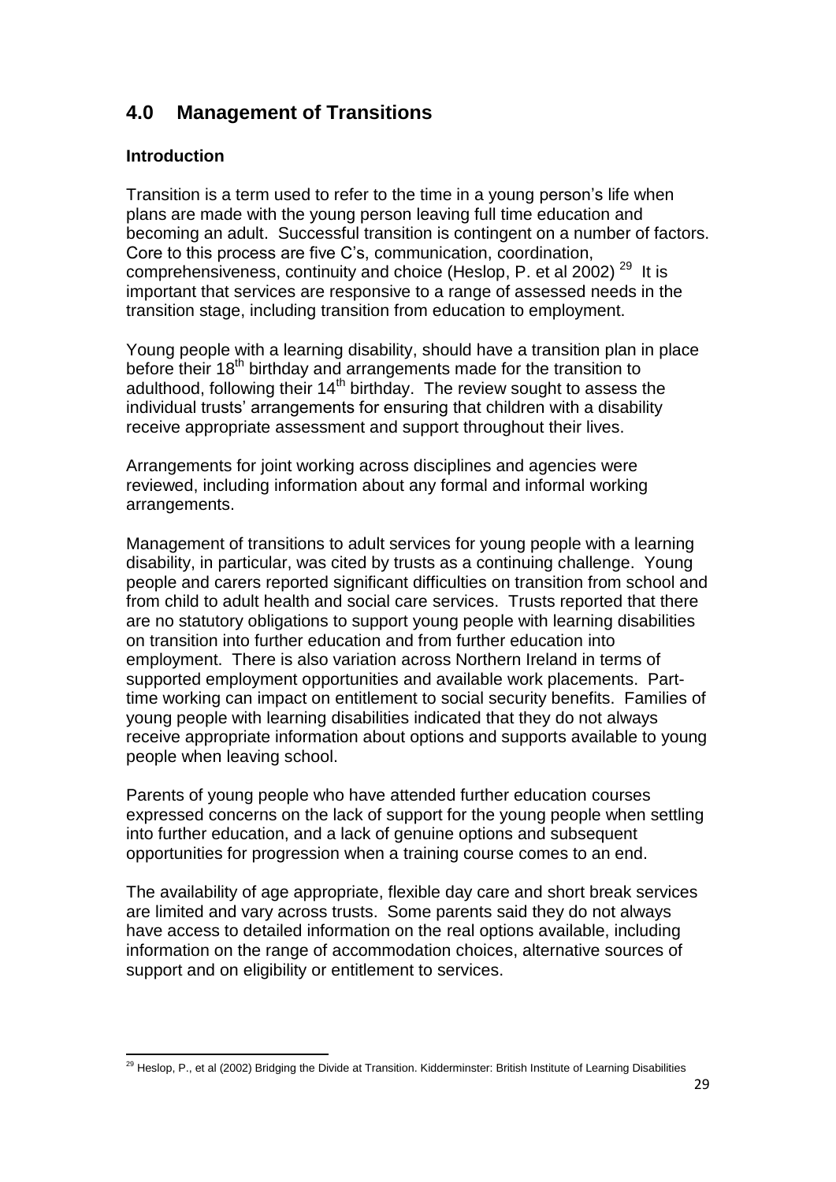## 4.0 Management of Transitions

### Introduction

Transition is a term used to refer to the time in a young person's life when plans are made with the young person leaving full time education and becoming an adult. Successful transition is contingent on a number of factors. Core to this process are five C's, communication, coordination, comprehensiveness, continuity and choice (Heslop, P. et al 2002) [29] It is important that services are responsive to a range of assessed needs in the transition stage, including transition from education to employment.

Young people with a learning disability, should have a transition plan in place before their 18th birthday and arrangements made for the transition to adulthood, following their 14th birthday. The review sought to assess the individual trusts' arrangements for ensuring that children with a disability receive appropriate assessment and support throughout their lives.

Arrangements for joint working across disciplines and agencies were reviewed, including information about any formal and informal working arrangements.

Management of transitions to adult services for young people with a learning disability, in particular, was cited by trusts as a continuing challenge. Young people and carers reported significant difficulties on transition from school and from child to adult health and social care services. Trusts reported that there are no statutory obligations to support young people with learning disabilities on transition into further education and from further education into employment. There is also variation across Northern Ireland in terms of supported employment opportunities and available work placements. Part-time working can impact on entitlement to social security benefits. Families of young people with learning disabilities indicated that they do not always receive appropriate information about options and supports available to young people when leaving school.

Parents of young people who have attended further education courses expressed concerns on the lack of support for the young people when settling into further education, and a lack of genuine options and subsequent opportunities for progression when a training course comes to an end.

The availability of age appropriate, flexible day care and short break services are limited and vary across trusts. Some parents said they do not always have access to detailed information on the real options available, including information on the range of accommodation choices, alternative sources of support and on eligibility or entitlement to services.

[29] Heslop, P., et al (2002) Bridging the Divide at Transition. Kidderminster: British Institute of Learning Disabilities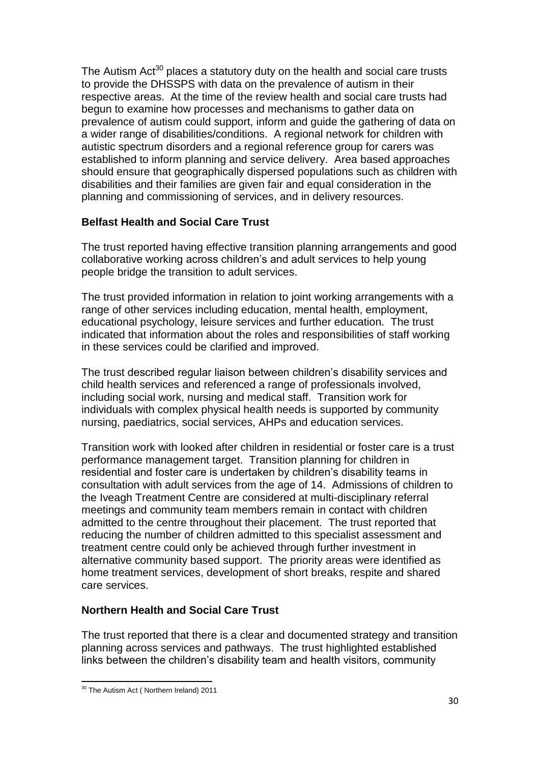The Autism Act[30] places a statutory duty on the health and social care trusts to provide the DHSSPS with data on the prevalence of autism in their respective areas. At the time of the review health and social care trusts had begun to examine how processes and mechanisms to gather data on prevalence of autism could support, inform and guide the gathering of data on a wider range of disabilities/conditions. A regional network for children with autistic spectrum disorders and a regional reference group for carers was established to inform planning and service delivery. Area based approaches should ensure that geographically dispersed populations such as children with disabilities and their families are given fair and equal consideration in the planning and commissioning of services, and in delivery resources.

**Belfast Health and Social Care Trust**

The trust reported having effective transition planning arrangements and good collaborative working across children's and adult services to help young people bridge the transition to adult services.

The trust provided information in relation to joint working arrangements with a range of other services including education, mental health, employment, educational psychology, leisure services and further education. The trust indicated that information about the roles and responsibilities of staff working in these services could be clarified and improved.

The trust described regular liaison between children's disability services and child health services and referenced a range of professionals involved, including social work, nursing and medical staff. Transition work for individuals with complex physical health needs is supported by community nursing, paediatrics, social services, AHPs and education services.

Transition work with looked after children in residential or foster care is a trust performance management target. Transition planning for children in residential and foster care is undertaken by children's disability teams in consultation with adult services from the age of 14. Admissions of children to the Iveagh Treatment Centre are considered at multi-disciplinary referral meetings and community team members remain in contact with children admitted to the centre throughout their placement. The trust reported that reducing the number of children admitted to this specialist assessment and treatment centre could only be achieved through further investment in alternative community based support. The priority areas were identified as home treatment services, development of short breaks, respite and shared care services.

**Northern Health and Social Care Trust**

The trust reported that there is a clear and documented strategy and transition planning across services and pathways. The trust highlighted established links between the children's disability team and health visitors, community

[30] The Autism Act ( Northern Ireland) 2011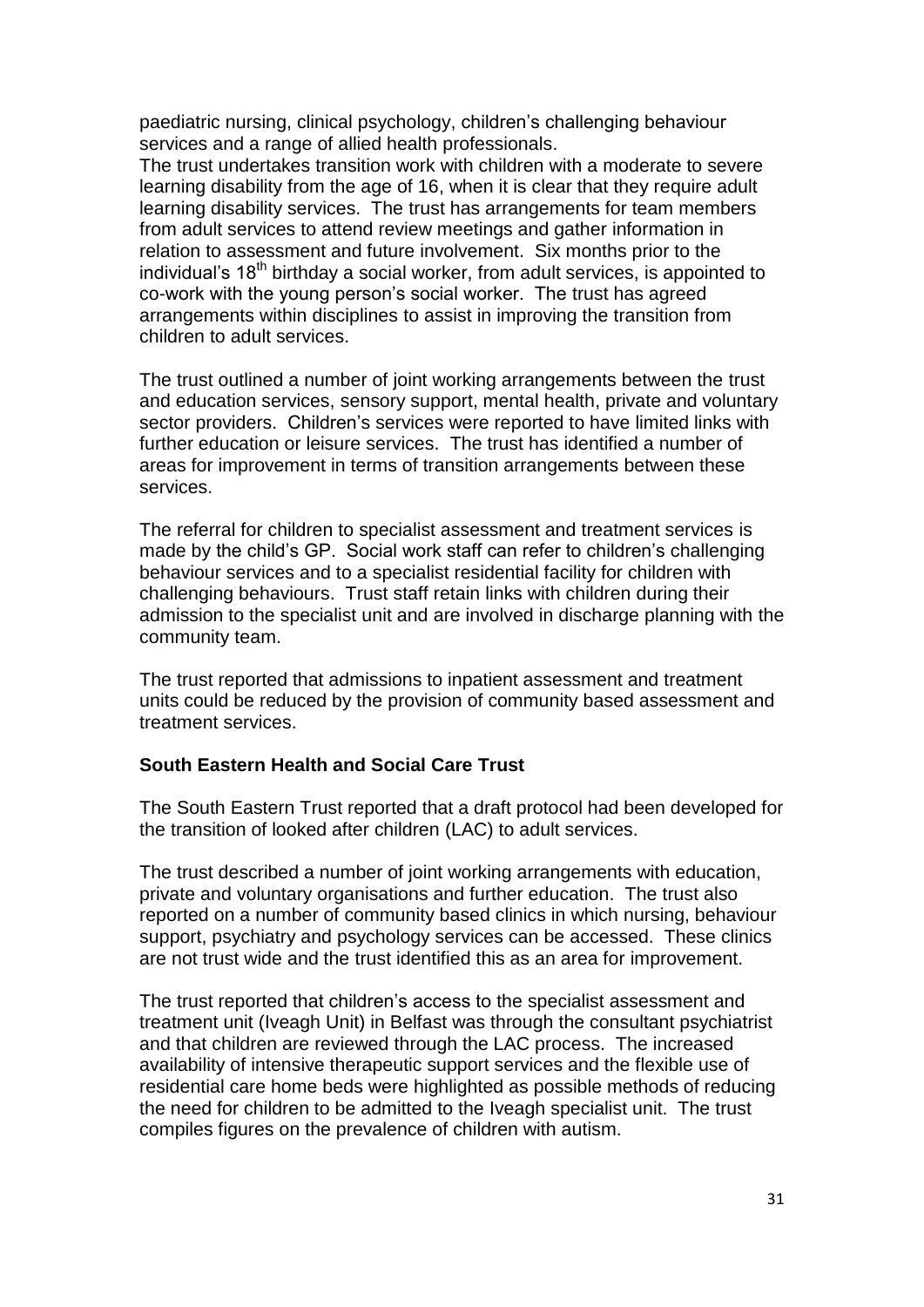paediatric nursing, clinical psychology, children's challenging behaviour services and a range of allied health professionals.
The trust undertakes transition work with children with a moderate to severe learning disability from the age of 16, when it is clear that they require adult learning disability services. The trust has arrangements for team members from adult services to attend review meetings and gather information in relation to assessment and future involvement. Six months prior to the individual's 18th birthday a social worker, from adult services, is appointed to co-work with the young person's social worker. The trust has agreed arrangements within disciplines to assist in improving the transition from children to adult services.

The trust outlined a number of joint working arrangements between the trust and education services, sensory support, mental health, private and voluntary sector providers. Children's services were reported to have limited links with further education or leisure services. The trust has identified a number of areas for improvement in terms of transition arrangements between these services.

The referral for children to specialist assessment and treatment services is made by the child's GP. Social work staff can refer to children's challenging behaviour services and to a specialist residential facility for children with challenging behaviours. Trust staff retain links with children during their admission to the specialist unit and are involved in discharge planning with the community team.

The trust reported that admissions to inpatient assessment and treatment units could be reduced by the provision of community based assessment and treatment services.

**South Eastern Health and Social Care Trust**

The South Eastern Trust reported that a draft protocol had been developed for the transition of looked after children (LAC) to adult services.

The trust described a number of joint working arrangements with education, private and voluntary organisations and further education. The trust also reported on a number of community based clinics in which nursing, behaviour support, psychiatry and psychology services can be accessed. These clinics are not trust wide and the trust identified this as an area for improvement.

The trust reported that children's access to the specialist assessment and treatment unit (Iveagh Unit) in Belfast was through the consultant psychiatrist and that children are reviewed through the LAC process. The increased availability of intensive therapeutic support services and the flexible use of residential care home beds were highlighted as possible methods of reducing the need for children to be admitted to the Iveagh specialist unit. The trust compiles figures on the prevalence of children with autism.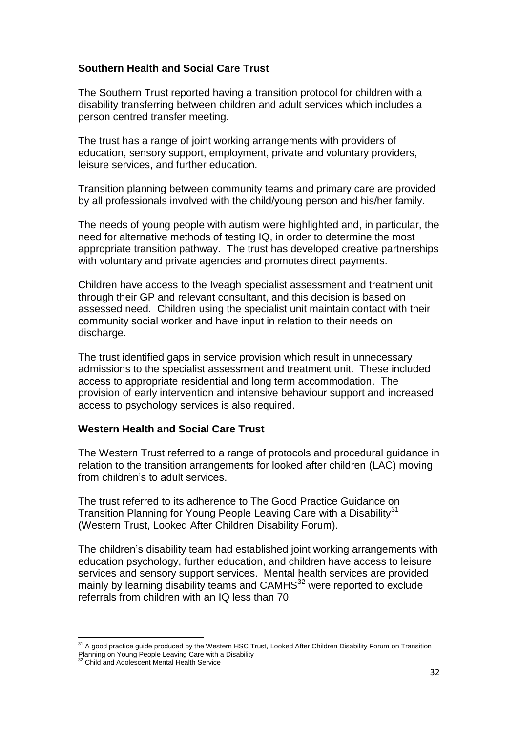### Southern Health and Social Care Trust

The Southern Trust reported having a transition protocol for children with a disability transferring between children and adult services which includes a person centred transfer meeting.

The trust has a range of joint working arrangements with providers of education, sensory support, employment, private and voluntary providers, leisure services, and further education.

Transition planning between community teams and primary care are provided by all professionals involved with the child/young person and his/her family.

The needs of young people with autism were highlighted and, in particular, the need for alternative methods of testing IQ, in order to determine the most appropriate transition pathway. The trust has developed creative partnerships with voluntary and private agencies and promotes direct payments.

Children have access to the Iveagh specialist assessment and treatment unit through their GP and relevant consultant, and this decision is based on assessed need. Children using the specialist unit maintain contact with their community social worker and have input in relation to their needs on discharge.

The trust identified gaps in service provision which result in unnecessary admissions to the specialist assessment and treatment unit. These included access to appropriate residential and long term accommodation. The provision of early intervention and intensive behaviour support and increased access to psychology services is also required.

### Western Health and Social Care Trust

The Western Trust referred to a range of protocols and procedural guidance in relation to the transition arrangements for looked after children (LAC) moving from children's to adult services.

The trust referred to its adherence to The Good Practice Guidance on Transition Planning for Young People Leaving Care with a Disability[31] (Western Trust, Looked After Children Disability Forum).

The children's disability team had established joint working arrangements with education psychology, further education, and children have access to leisure services and sensory support services. Mental health services are provided mainly by learning disability teams and CAMHS[32] were reported to exclude referrals from children with an IQ less than 70.

---

[31] A good practice guide produced by the Western HSC Trust, Looked After Children Disability Forum on Transition Planning on Young People Leaving Care with a Disability

[32] Child and Adolescent Mental Health Service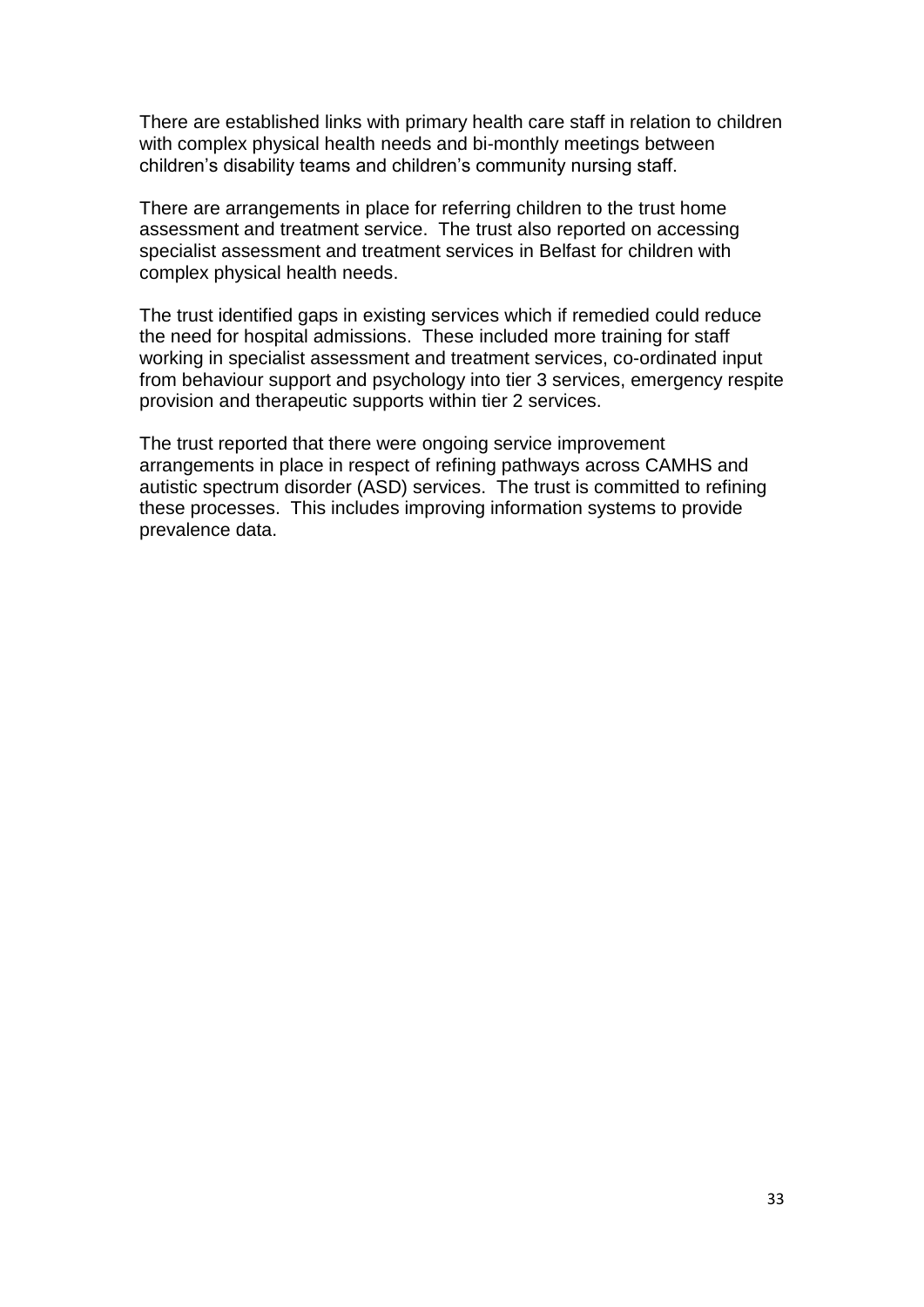There are established links with primary health care staff in relation to children with complex physical health needs and bi-monthly meetings between children's disability teams and children's community nursing staff.

There are arrangements in place for referring children to the trust home assessment and treatment service. The trust also reported on accessing specialist assessment and treatment services in Belfast for children with complex physical health needs.

The trust identified gaps in existing services which if remedied could reduce the need for hospital admissions. These included more training for staff working in specialist assessment and treatment services, co-ordinated input from behaviour support and psychology into tier 3 services, emergency respite provision and therapeutic supports within tier 2 services.

The trust reported that there were ongoing service improvement arrangements in place in respect of refining pathways across CAMHS and autistic spectrum disorder (ASD) services. The trust is committed to refining these processes. This includes improving information systems to provide prevalence data.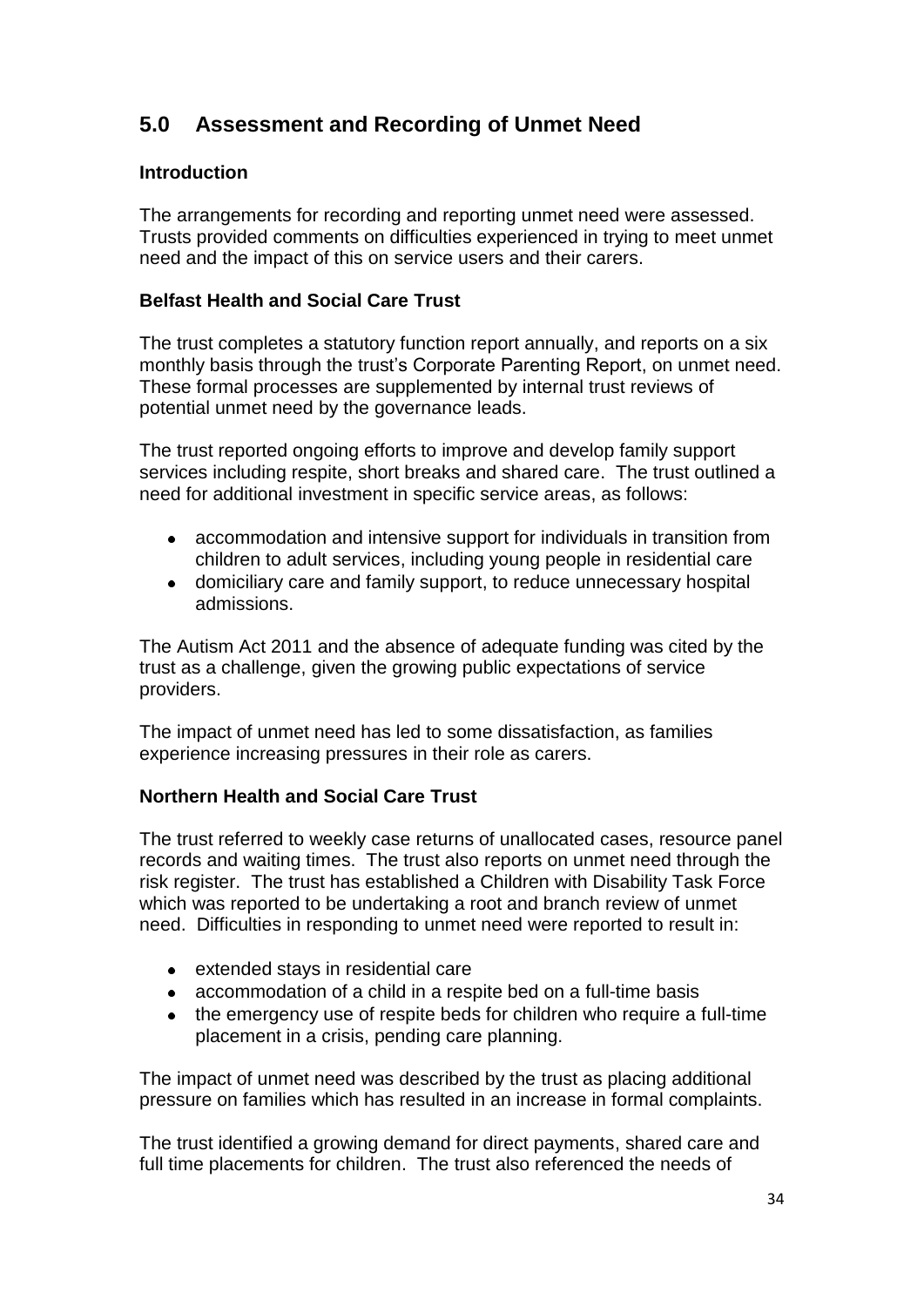## 5.0 Assessment and Recording of Unmet Need

### Introduction

The arrangements for recording and reporting unmet need were assessed. Trusts provided comments on difficulties experienced in trying to meet unmet need and the impact of this on service users and their carers.

### Belfast Health and Social Care Trust

The trust completes a statutory function report annually, and reports on a six monthly basis through the trust's Corporate Parenting Report, on unmet need. These formal processes are supplemented by internal trust reviews of potential unmet need by the governance leads.

The trust reported ongoing efforts to improve and develop family support services including respite, short breaks and shared care. The trust outlined a need for additional investment in specific service areas, as follows:

- accommodation and intensive support for individuals in transition from children to adult services, including young people in residential care
- domiciliary care and family support, to reduce unnecessary hospital admissions.

The Autism Act 2011 and the absence of adequate funding was cited by the trust as a challenge, given the growing public expectations of service providers.

The impact of unmet need has led to some dissatisfaction, as families experience increasing pressures in their role as carers.

### Northern Health and Social Care Trust

The trust referred to weekly case returns of unallocated cases, resource panel records and waiting times. The trust also reports on unmet need through the risk register. The trust has established a Children with Disability Task Force which was reported to be undertaking a root and branch review of unmet need. Difficulties in responding to unmet need were reported to result in:

- extended stays in residential care
- accommodation of a child in a respite bed on a full-time basis
- the emergency use of respite beds for children who require a full-time placement in a crisis, pending care planning.

The impact of unmet need was described by the trust as placing additional pressure on families which has resulted in an increase in formal complaints.

The trust identified a growing demand for direct payments, shared care and full time placements for children. The trust also referenced the needs of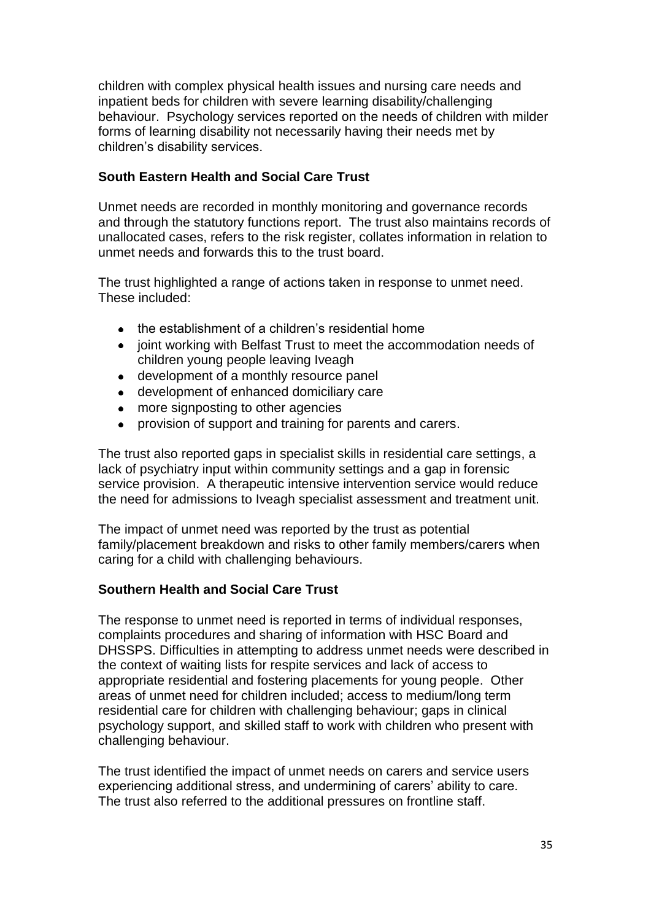children with complex physical health issues and nursing care needs and inpatient beds for children with severe learning disability/challenging behaviour. Psychology services reported on the needs of children with milder forms of learning disability not necessarily having their needs met by children's disability services.

**South Eastern Health and Social Care Trust**

Unmet needs are recorded in monthly monitoring and governance records and through the statutory functions report. The trust also maintains records of unallocated cases, refers to the risk register, collates information in relation to unmet needs and forwards this to the trust board.

The trust highlighted a range of actions taken in response to unmet need. These included:

- the establishment of a children's residential home
- joint working with Belfast Trust to meet the accommodation needs of children young people leaving Iveagh
- development of a monthly resource panel
- development of enhanced domiciliary care
- more signposting to other agencies
- provision of support and training for parents and carers.

The trust also reported gaps in specialist skills in residential care settings, a lack of psychiatry input within community settings and a gap in forensic service provision. A therapeutic intensive intervention service would reduce the need for admissions to Iveagh specialist assessment and treatment unit.

The impact of unmet need was reported by the trust as potential family/placement breakdown and risks to other family members/carers when caring for a child with challenging behaviours.

**Southern Health and Social Care Trust**

The response to unmet need is reported in terms of individual responses, complaints procedures and sharing of information with HSC Board and DHSSPS. Difficulties in attempting to address unmet needs were described in the context of waiting lists for respite services and lack of access to appropriate residential and fostering placements for young people. Other areas of unmet need for children included; access to medium/long term residential care for children with challenging behaviour; gaps in clinical psychology support, and skilled staff to work with children who present with challenging behaviour.

The trust identified the impact of unmet needs on carers and service users experiencing additional stress, and undermining of carers' ability to care. The trust also referred to the additional pressures on frontline staff.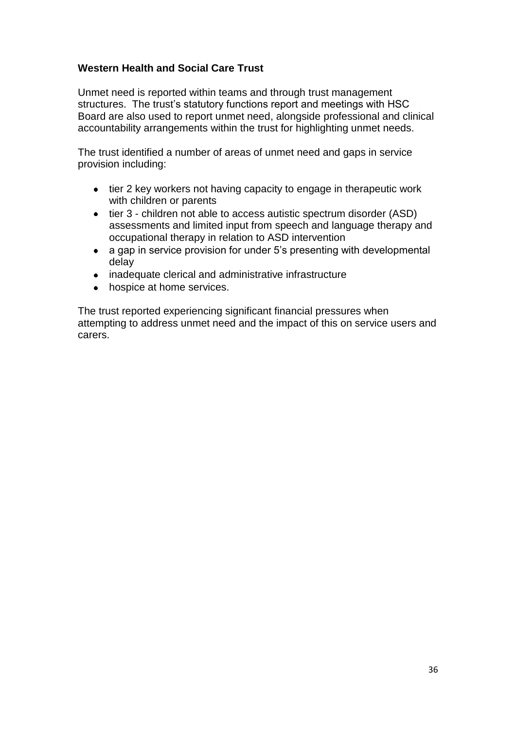**Western Health and Social Care Trust**

Unmet need is reported within teams and through trust management structures. The trust's statutory functions report and meetings with HSC Board are also used to report unmet need, alongside professional and clinical accountability arrangements within the trust for highlighting unmet needs.

The trust identified a number of areas of unmet need and gaps in service provision including:

- tier 2 key workers not having capacity to engage in therapeutic work with children or parents
- tier 3 - children not able to access autistic spectrum disorder (ASD) assessments and limited input from speech and language therapy and occupational therapy in relation to ASD intervention
- a gap in service provision for under 5's presenting with developmental delay
- inadequate clerical and administrative infrastructure
- hospice at home services.

The trust reported experiencing significant financial pressures when attempting to address unmet need and the impact of this on service users and carers.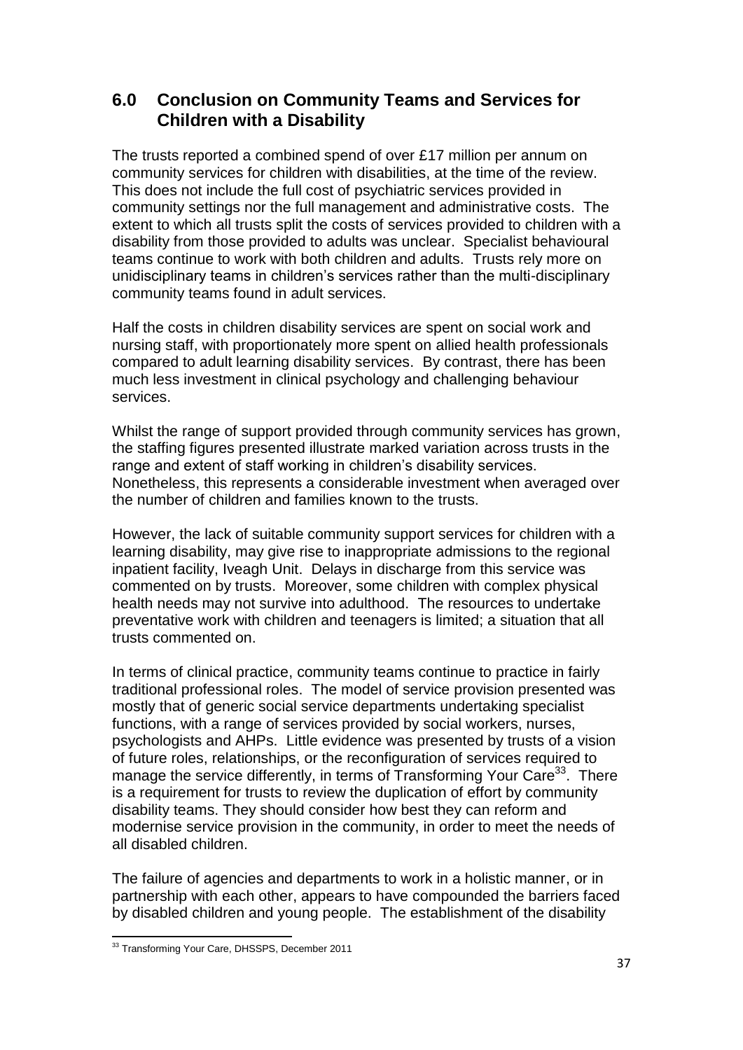## 6.0 Conclusion on Community Teams and Services for Children with a Disability

The trusts reported a combined spend of over £17 million per annum on community services for children with disabilities, at the time of the review. This does not include the full cost of psychiatric services provided in community settings nor the full management and administrative costs. The extent to which all trusts split the costs of services provided to children with a disability from those provided to adults was unclear. Specialist behavioural teams continue to work with both children and adults. Trusts rely more on unidisciplinary teams in children's services rather than the multi-disciplinary community teams found in adult services.

Half the costs in children disability services are spent on social work and nursing staff, with proportionately more spent on allied health professionals compared to adult learning disability services. By contrast, there has been much less investment in clinical psychology and challenging behaviour services.

Whilst the range of support provided through community services has grown, the staffing figures presented illustrate marked variation across trusts in the range and extent of staff working in children's disability services. Nonetheless, this represents a considerable investment when averaged over the number of children and families known to the trusts.

However, the lack of suitable community support services for children with a learning disability, may give rise to inappropriate admissions to the regional inpatient facility, Iveagh Unit. Delays in discharge from this service was commented on by trusts. Moreover, some children with complex physical health needs may not survive into adulthood. The resources to undertake preventative work with children and teenagers is limited; a situation that all trusts commented on.

In terms of clinical practice, community teams continue to practice in fairly traditional professional roles. The model of service provision presented was mostly that of generic social service departments undertaking specialist functions, with a range of services provided by social workers, nurses, psychologists and AHPs. Little evidence was presented by trusts of a vision of future roles, relationships, or the reconfiguration of services required to manage the service differently, in terms of Transforming Your Care[33]. There is a requirement for trusts to review the duplication of effort by community disability teams. They should consider how best they can reform and modernise service provision in the community, in order to meet the needs of all disabled children.

The failure of agencies and departments to work in a holistic manner, or in partnership with each other, appears to have compounded the barriers faced by disabled children and young people. The establishment of the disability

[33] Transforming Your Care, DHSSPS, December 2011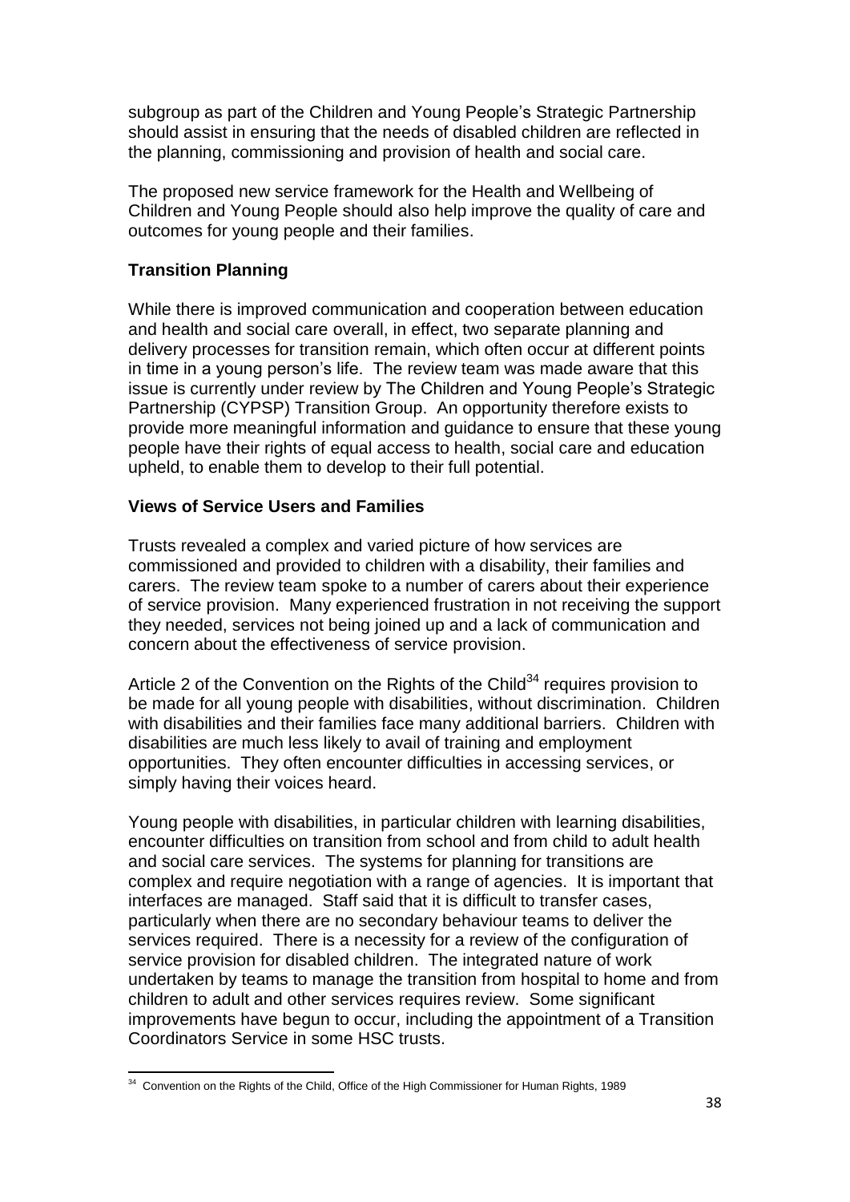subgroup as part of the Children and Young People's Strategic Partnership should assist in ensuring that the needs of disabled children are reflected in the planning, commissioning and provision of health and social care.

The proposed new service framework for the Health and Wellbeing of Children and Young People should also help improve the quality of care and outcomes for young people and their families.

**Transition Planning**

While there is improved communication and cooperation between education and health and social care overall, in effect, two separate planning and delivery processes for transition remain, which often occur at different points in time in a young person's life. The review team was made aware that this issue is currently under review by The Children and Young People's Strategic Partnership (CYPSP) Transition Group. An opportunity therefore exists to provide more meaningful information and guidance to ensure that these young people have their rights of equal access to health, social care and education upheld, to enable them to develop to their full potential.

**Views of Service Users and Families**

Trusts revealed a complex and varied picture of how services are commissioned and provided to children with a disability, their families and carers. The review team spoke to a number of carers about their experience of service provision. Many experienced frustration in not receiving the support they needed, services not being joined up and a lack of communication and concern about the effectiveness of service provision.

Article 2 of the Convention on the Rights of the Child[34] requires provision to be made for all young people with disabilities, without discrimination. Children with disabilities and their families face many additional barriers. Children with disabilities are much less likely to avail of training and employment opportunities. They often encounter difficulties in accessing services, or simply having their voices heard.

Young people with disabilities, in particular children with learning disabilities, encounter difficulties on transition from school and from child to adult health and social care services. The systems for planning for transitions are complex and require negotiation with a range of agencies. It is important that interfaces are managed. Staff said that it is difficult to transfer cases, particularly when there are no secondary behaviour teams to deliver the services required. There is a necessity for a review of the configuration of service provision for disabled children. The integrated nature of work undertaken by teams to manage the transition from hospital to home and from children to adult and other services requires review. Some significant improvements have begun to occur, including the appointment of a Transition Coordinators Service in some HSC trusts.

[34] Convention on the Rights of the Child, Office of the High Commissioner for Human Rights, 1989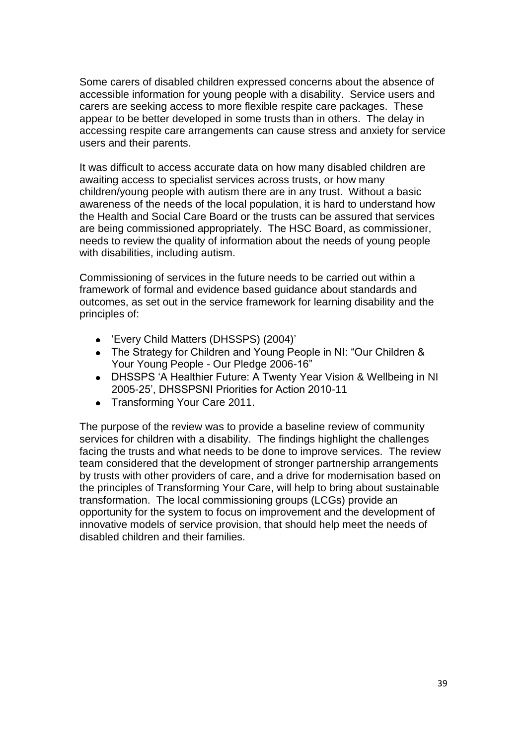Some carers of disabled children expressed concerns about the absence of accessible information for young people with a disability. Service users and carers are seeking access to more flexible respite care packages. These appear to be better developed in some trusts than in others. The delay in accessing respite care arrangements can cause stress and anxiety for service users and their parents.

It was difficult to access accurate data on how many disabled children are awaiting access to specialist services across trusts, or how many children/young people with autism there are in any trust. Without a basic awareness of the needs of the local population, it is hard to understand how the Health and Social Care Board or the trusts can be assured that services are being commissioned appropriately. The HSC Board, as commissioner, needs to review the quality of information about the needs of young people with disabilities, including autism.

Commissioning of services in the future needs to be carried out within a framework of formal and evidence based guidance about standards and outcomes, as set out in the service framework for learning disability and the principles of:

- 'Every Child Matters (DHSSPS) (2004)'
- The Strategy for Children and Young People in NI: "Our Children & Your Young People - Our Pledge 2006-16"
- DHSSPS 'A Healthier Future: A Twenty Year Vision & Wellbeing in NI 2005-25', DHSSPSNI Priorities for Action 2010-11
- Transforming Your Care 2011.

The purpose of the review was to provide a baseline review of community services for children with a disability. The findings highlight the challenges facing the trusts and what needs to be done to improve services. The review team considered that the development of stronger partnership arrangements by trusts with other providers of care, and a drive for modernisation based on the principles of Transforming Your Care, will help to bring about sustainable transformation. The local commissioning groups (LCGs) provide an opportunity for the system to focus on improvement and the development of innovative models of service provision, that should help meet the needs of disabled children and their families.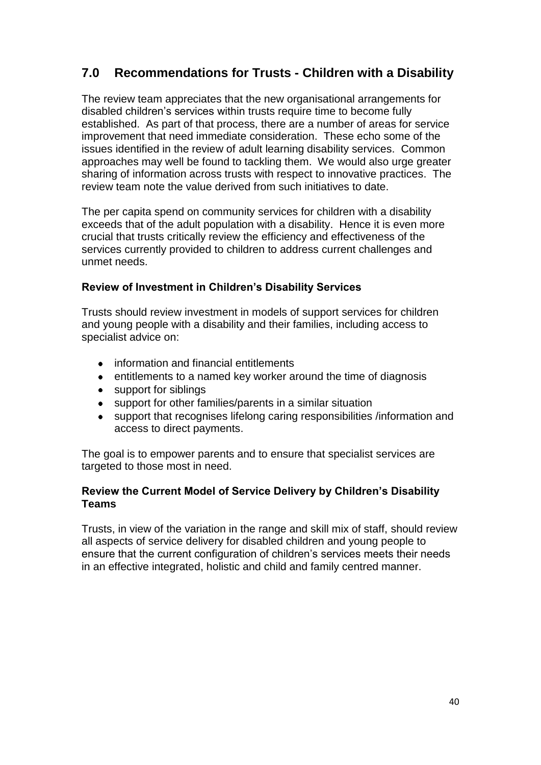## 7.0 Recommendations for Trusts - Children with a Disability

The review team appreciates that the new organisational arrangements for disabled children's services within trusts require time to become fully established. As part of that process, there are a number of areas for service improvement that need immediate consideration. These echo some of the issues identified in the review of adult learning disability services. Common approaches may well be found to tackling them. We would also urge greater sharing of information across trusts with respect to innovative practices. The review team note the value derived from such initiatives to date.

The per capita spend on community services for children with a disability exceeds that of the adult population with a disability. Hence it is even more crucial that trusts critically review the efficiency and effectiveness of the services currently provided to children to address current challenges and unmet needs.

**Review of Investment in Children's Disability Services**

Trusts should review investment in models of support services for children and young people with a disability and their families, including access to specialist advice on:

- information and financial entitlements
- entitlements to a named key worker around the time of diagnosis
- support for siblings
- support for other families/parents in a similar situation
- support that recognises lifelong caring responsibilities /information and access to direct payments.

The goal is to empower parents and to ensure that specialist services are targeted to those most in need.

**Review the Current Model of Service Delivery by Children's Disability Teams**

Trusts, in view of the variation in the range and skill mix of staff, should review all aspects of service delivery for disabled children and young people to ensure that the current configuration of children's services meets their needs in an effective integrated, holistic and child and family centred manner.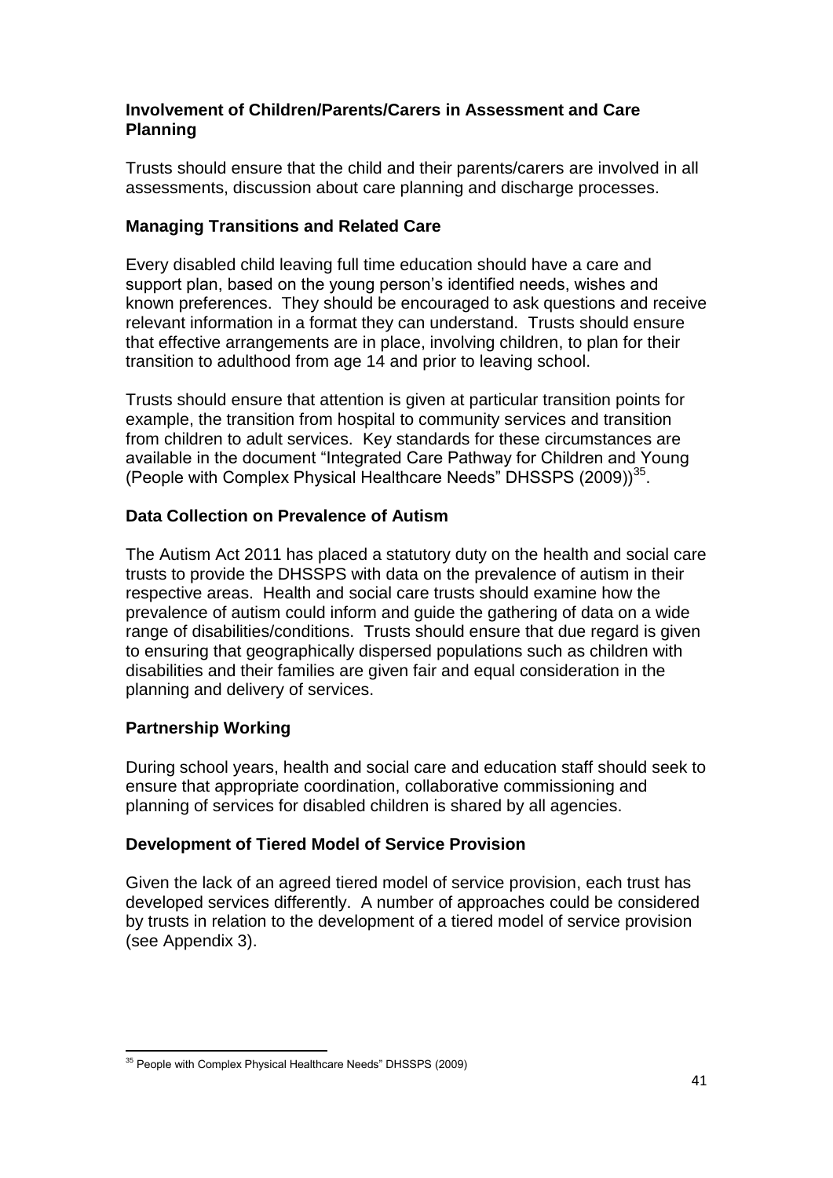### Involvement of Children/Parents/Carers in Assessment and Care Planning

Trusts should ensure that the child and their parents/carers are involved in all assessments, discussion about care planning and discharge processes.

### Managing Transitions and Related Care

Every disabled child leaving full time education should have a care and support plan, based on the young person's identified needs, wishes and known preferences. They should be encouraged to ask questions and receive relevant information in a format they can understand. Trusts should ensure that effective arrangements are in place, involving children, to plan for their transition to adulthood from age 14 and prior to leaving school.

Trusts should ensure that attention is given at particular transition points for example, the transition from hospital to community services and transition from children to adult services. Key standards for these circumstances are available in the document "Integrated Care Pathway for Children and Young (People with Complex Physical Healthcare Needs" DHSSPS (2009))[35].

### Data Collection on Prevalence of Autism

The Autism Act 2011 has placed a statutory duty on the health and social care trusts to provide the DHSSPS with data on the prevalence of autism in their respective areas. Health and social care trusts should examine how the prevalence of autism could inform and guide the gathering of data on a wide range of disabilities/conditions. Trusts should ensure that due regard is given to ensuring that geographically dispersed populations such as children with disabilities and their families are given fair and equal consideration in the planning and delivery of services.

### Partnership Working

During school years, health and social care and education staff should seek to ensure that appropriate coordination, collaborative commissioning and planning of services for disabled children is shared by all agencies.

### Development of Tiered Model of Service Provision

Given the lack of an agreed tiered model of service provision, each trust has developed services differently. A number of approaches could be considered by trusts in relation to the development of a tiered model of service provision (see Appendix 3).

---

[35] People with Complex Physical Healthcare Needs" DHSSPS (2009)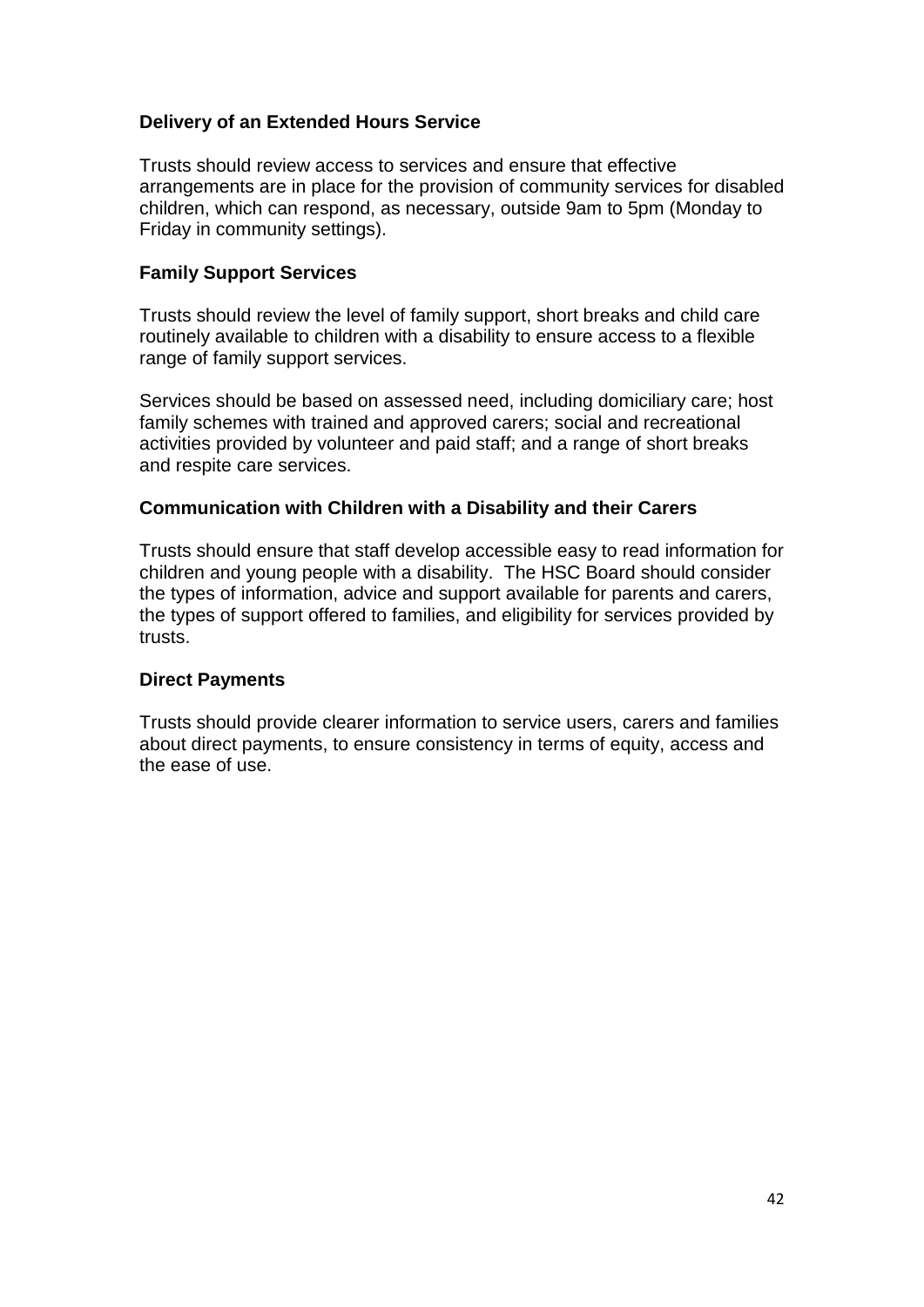**Delivery of an Extended Hours Service**

Trusts should review access to services and ensure that effective arrangements are in place for the provision of community services for disabled children, which can respond, as necessary, outside 9am to 5pm (Monday to Friday in community settings).

**Family Support Services**

Trusts should review the level of family support, short breaks and child care routinely available to children with a disability to ensure access to a flexible range of family support services.

Services should be based on assessed need, including domiciliary care; host family schemes with trained and approved carers; social and recreational activities provided by volunteer and paid staff; and a range of short breaks and respite care services.

**Communication with Children with a Disability and their Carers**

Trusts should ensure that staff develop accessible easy to read information for children and young people with a disability. The HSC Board should consider the types of information, advice and support available for parents and carers, the types of support offered to families, and eligibility for services provided by trusts.

**Direct Payments**

Trusts should provide clearer information to service users, carers and families about direct payments, to ensure consistency in terms of equity, access and the ease of use.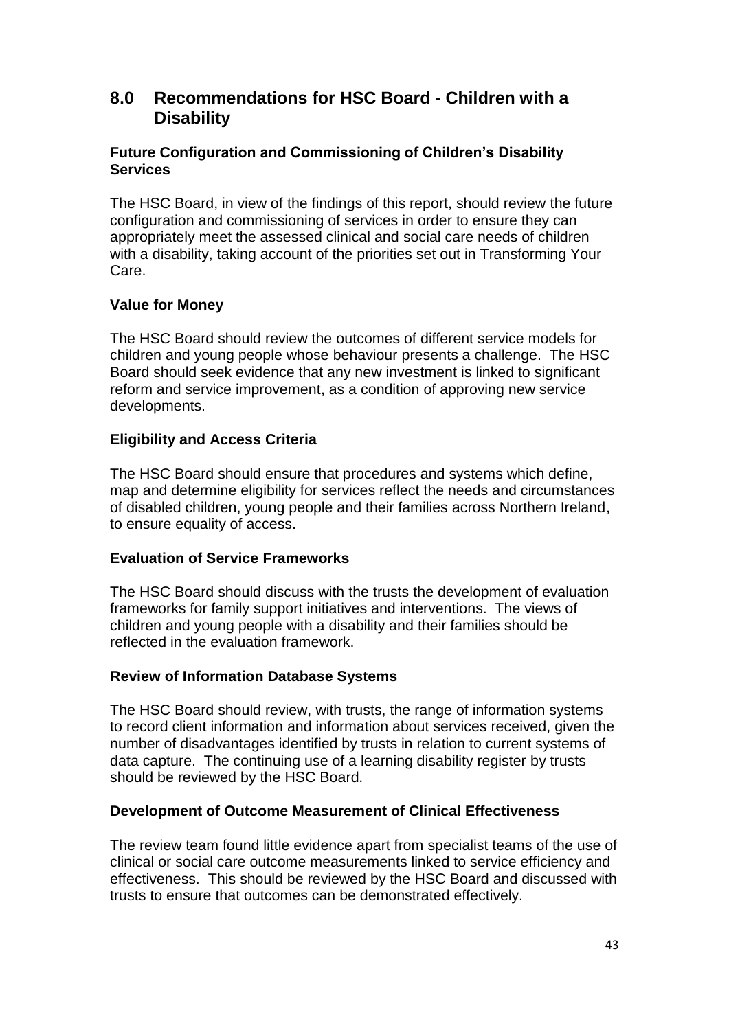## 8.0 Recommendations for HSC Board - Children with a Disability

### Future Configuration and Commissioning of Children's Disability Services

The HSC Board, in view of the findings of this report, should review the future configuration and commissioning of services in order to ensure they can appropriately meet the assessed clinical and social care needs of children with a disability, taking account of the priorities set out in Transforming Your Care.

### Value for Money

The HSC Board should review the outcomes of different service models for children and young people whose behaviour presents a challenge. The HSC Board should seek evidence that any new investment is linked to significant reform and service improvement, as a condition of approving new service developments.

### Eligibility and Access Criteria

The HSC Board should ensure that procedures and systems which define, map and determine eligibility for services reflect the needs and circumstances of disabled children, young people and their families across Northern Ireland, to ensure equality of access.

### Evaluation of Service Frameworks

The HSC Board should discuss with the trusts the development of evaluation frameworks for family support initiatives and interventions. The views of children and young people with a disability and their families should be reflected in the evaluation framework.

### Review of Information Database Systems

The HSC Board should review, with trusts, the range of information systems to record client information and information about services received, given the number of disadvantages identified by trusts in relation to current systems of data capture. The continuing use of a learning disability register by trusts should be reviewed by the HSC Board.

### Development of Outcome Measurement of Clinical Effectiveness

The review team found little evidence apart from specialist teams of the use of clinical or social care outcome measurements linked to service efficiency and effectiveness. This should be reviewed by the HSC Board and discussed with trusts to ensure that outcomes can be demonstrated effectively.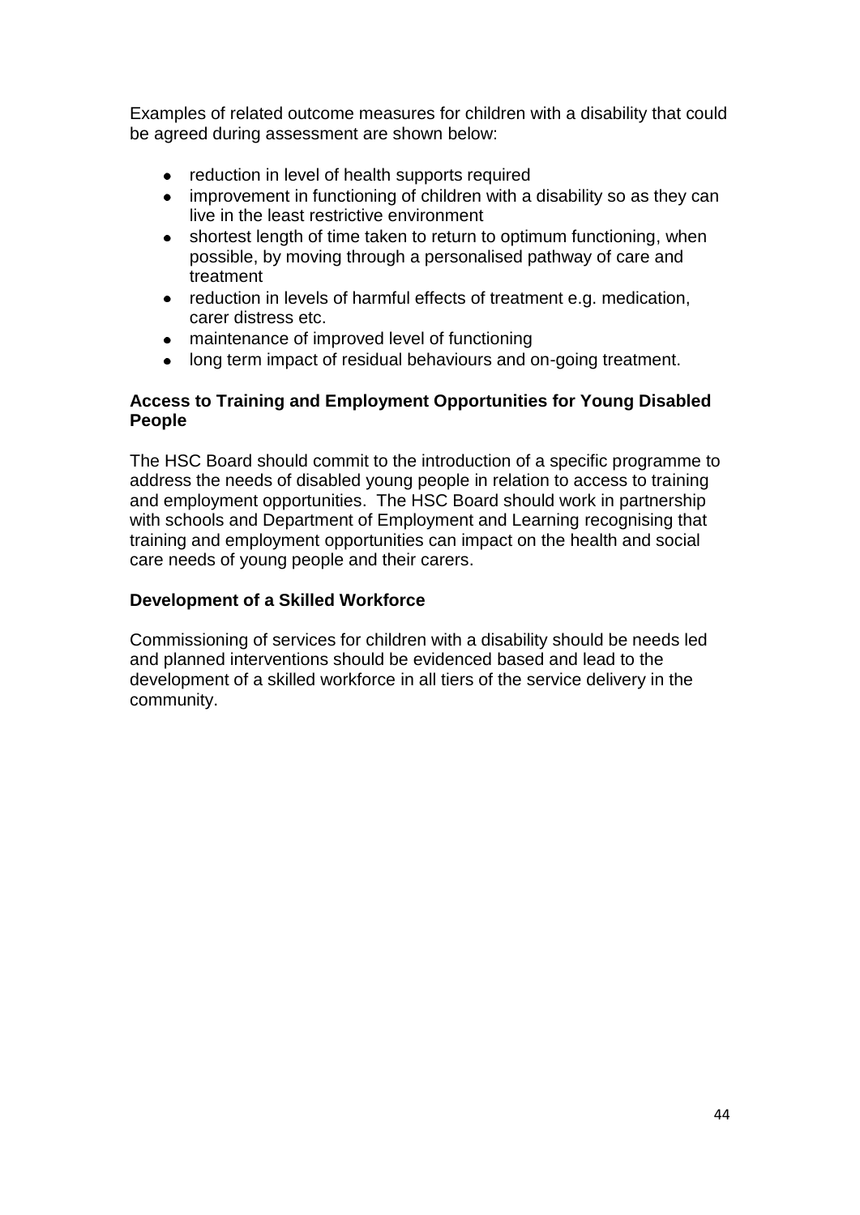Examples of related outcome measures for children with a disability that could be agreed during assessment are shown below:

- reduction in level of health supports required
- improvement in functioning of children with a disability so as they can live in the least restrictive environment
- shortest length of time taken to return to optimum functioning, when possible, by moving through a personalised pathway of care and treatment
- reduction in levels of harmful effects of treatment e.g. medication, carer distress etc.
- maintenance of improved level of functioning
- long term impact of residual behaviours and on-going treatment.

**Access to Training and Employment Opportunities for Young Disabled People**

The HSC Board should commit to the introduction of a specific programme to address the needs of disabled young people in relation to access to training and employment opportunities. The HSC Board should work in partnership with schools and Department of Employment and Learning recognising that training and employment opportunities can impact on the health and social care needs of young people and their carers.

**Development of a Skilled Workforce**

Commissioning of services for children with a disability should be needs led and planned interventions should be evidenced based and lead to the development of a skilled workforce in all tiers of the service delivery in the community.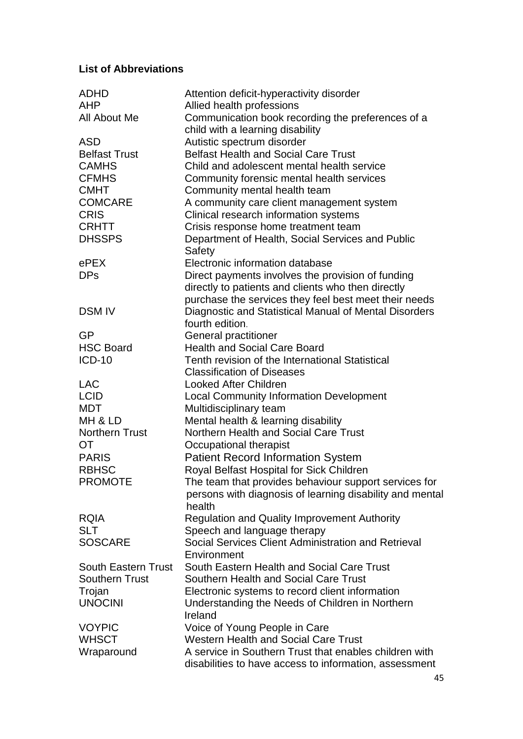**List of Abbreviations**

| | |
|---|---|
| ADHD | Attention deficit-hyperactivity disorder |
| AHP | Allied health professions |
| All About Me | Communication book recording the preferences of a child with a learning disability |
| ASD | Autistic spectrum disorder |
| Belfast Trust | Belfast Health and Social Care Trust |
| CAMHS | Child and adolescent mental health service |
| CFMHS | Community forensic mental health services |
| CMHT | Community mental health team |
| COMCARE | A community care client management system |
| CRIS | Clinical research information systems |
| CRHTT | Crisis response home treatment team |
| DHSSPS | Department of Health, Social Services and Public Safety |
| ePEX | Electronic information database |
| DPs | Direct payments involves the provision of funding directly to patients and clients who then directly purchase the services they feel best meet their needs |
| DSM IV | Diagnostic and Statistical Manual of Mental Disorders fourth edition. |
| GP | General practitioner |
| HSC Board | Health and Social Care Board |
| ICD-10 | Tenth revision of the International Statistical Classification of Diseases |
| LAC | Looked After Children |
| LCID | Local Community Information Development |
| MDT | Multidisciplinary team |
| MH & LD | Mental health & learning disability |
| Northern Trust | Northern Health and Social Care Trust |
| OT | Occupational therapist |
| PARIS | Patient Record Information System |
| RBHSC | Royal Belfast Hospital for Sick Children |
| PROMOTE | The team that provides behaviour support services for persons with diagnosis of learning disability and mental health |
| RQIA | Regulation and Quality Improvement Authority |
| SLT | Speech and language therapy |
| SOSCARE | Social Services Client Administration and Retrieval Environment |
| South Eastern Trust | South Eastern Health and Social Care Trust |
| Southern Trust | Southern Health and Social Care Trust |
| Trojan | Electronic systems to record client information |
| UNOCINI | Understanding the Needs of Children in Northern Ireland |
| VOYPIC | Voice of Young People in Care |
| WHSCT | Western Health and Social Care Trust |
| Wraparound | A service in Southern Trust that enables children with disabilities to have access to information, assessment |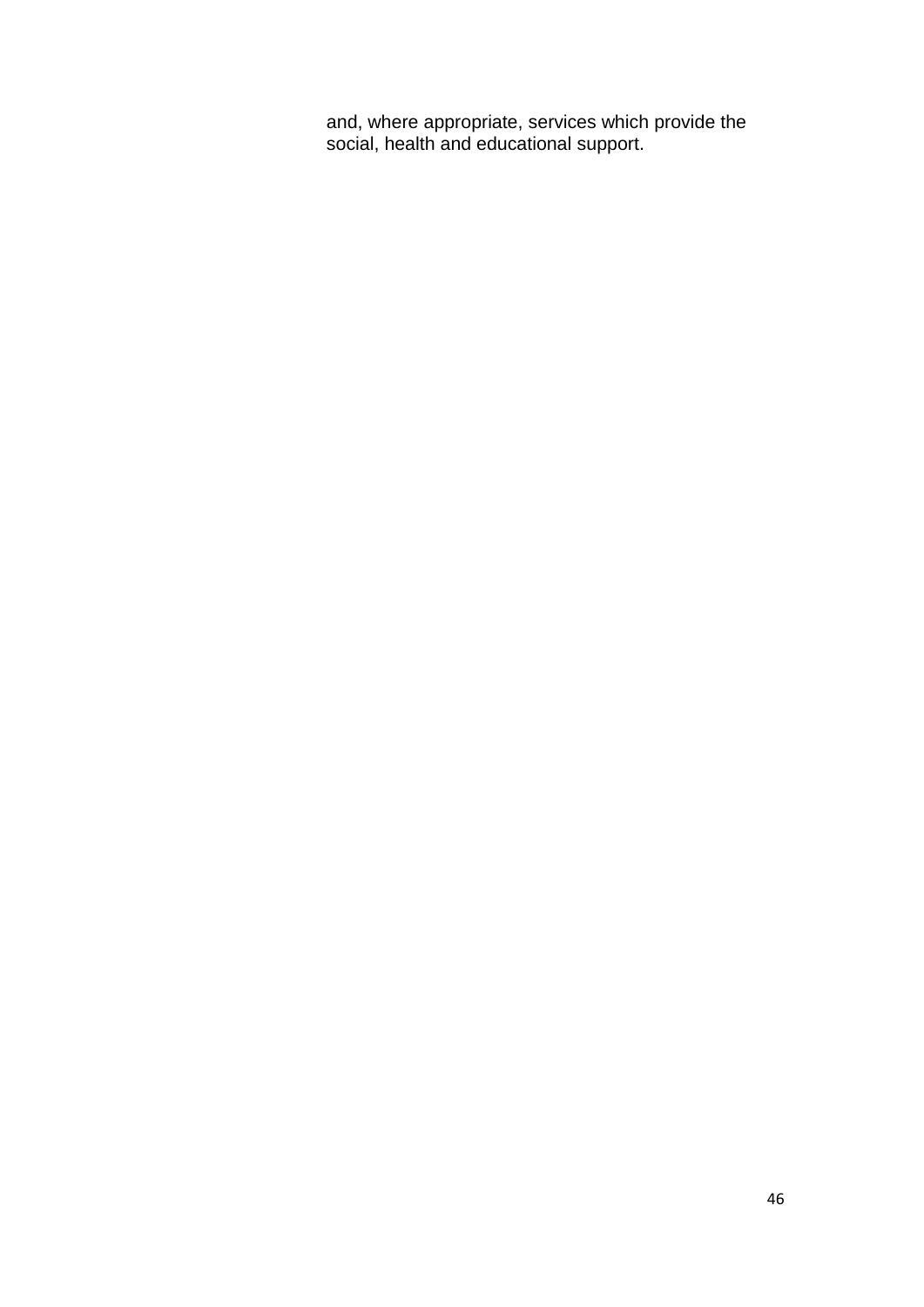and, where appropriate, services which provide the social, health and educational support.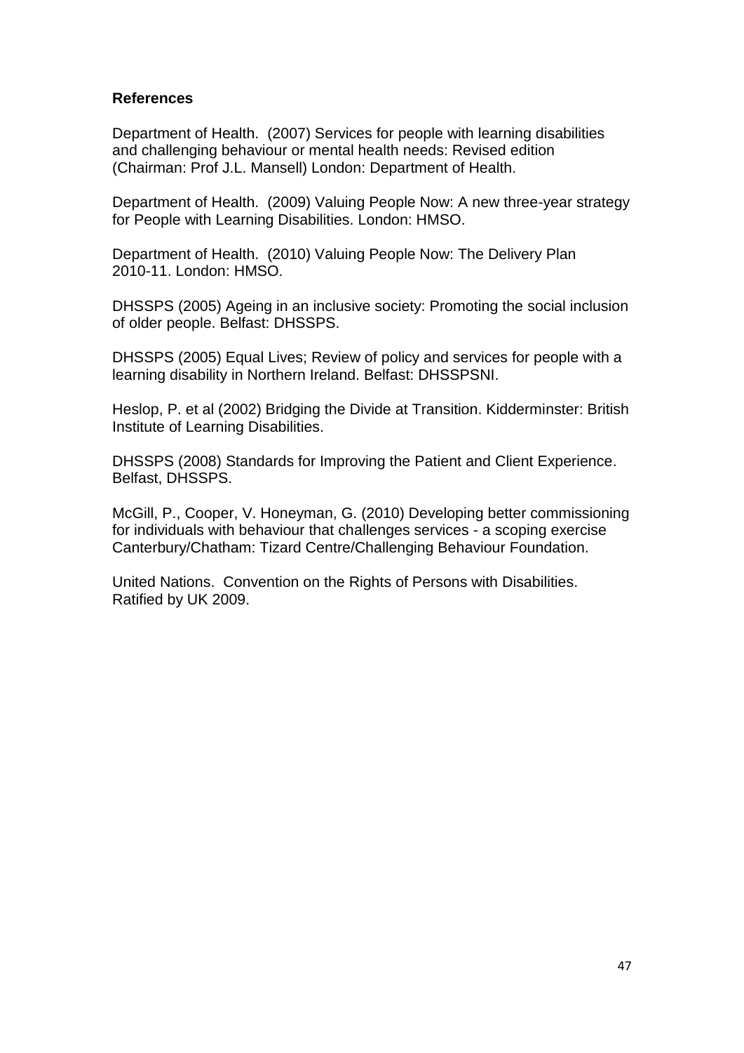## References

Department of Health. (2007) Services for people with learning disabilities and challenging behaviour or mental health needs: Revised edition (Chairman: Prof J.L. Mansell) London: Department of Health.

Department of Health. (2009) Valuing People Now: A new three-year strategy for People with Learning Disabilities. London: HMSO.

Department of Health. (2010) Valuing People Now: The Delivery Plan 2010-11. London: HMSO.

DHSSPS (2005) Ageing in an inclusive society: Promoting the social inclusion of older people. Belfast: DHSSPS.

DHSSPS (2005) Equal Lives; Review of policy and services for people with a learning disability in Northern Ireland. Belfast: DHSSPSNI.

Heslop, P. et al (2002) Bridging the Divide at Transition. Kidderminster: British Institute of Learning Disabilities.

DHSSPS (2008) Standards for Improving the Patient and Client Experience. Belfast, DHSSPS.

McGill, P., Cooper, V. Honeyman, G. (2010) Developing better commissioning for individuals with behaviour that challenges services - a scoping exercise Canterbury/Chatham: Tizard Centre/Challenging Behaviour Foundation.

United Nations. Convention on the Rights of Persons with Disabilities. Ratified by UK 2009.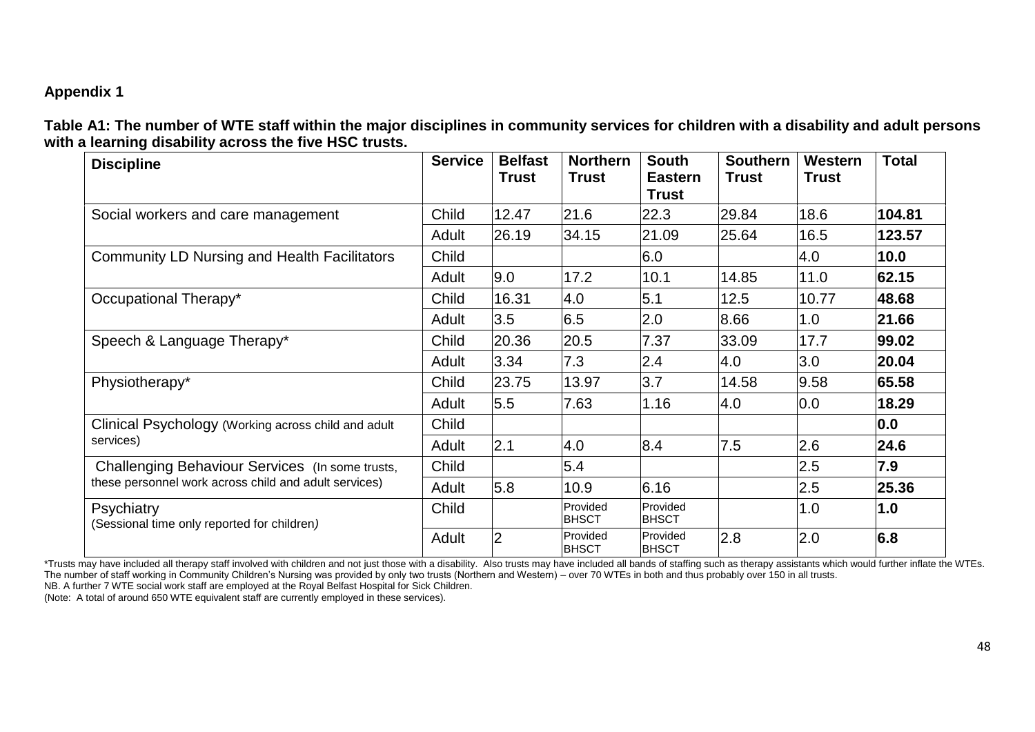## Appendix 1

**Table A1: The number of WTE staff within the major disciplines in community services for children with a disability and adult persons with a learning disability across the five HSC trusts.**

| Discipline | Service | Belfast Trust | Northern Trust | South Eastern Trust | Southern Trust | Western Trust | Total |
|---|---|---|---|---|---|---|---|
| Social workers and care management | Child | 12.47 | 21.6 | 22.3 | 29.84 | 18.6 | **104.81** |
| | Adult | 26.19 | 34.15 | 21.09 | 25.64 | 16.5 | **123.57** |
| Community LD Nursing and Health Facilitators | Child | | | 6.0 | | 4.0 | **10.0** |
| | Adult | 9.0 | 17.2 | 10.1 | 14.85 | 11.0 | **62.15** |
| Occupational Therapy* | Child | 16.31 | 4.0 | 5.1 | 12.5 | 10.77 | **48.68** |
| | Adult | 3.5 | 6.5 | 2.0 | 8.66 | 1.0 | **21.66** |
| Speech & Language Therapy* | Child | 20.36 | 20.5 | 7.37 | 33.09 | 17.7 | **99.02** |
| | Adult | 3.34 | 7.3 | 2.4 | 4.0 | 3.0 | **20.04** |
| Physiotherapy* | Child | 23.75 | 13.97 | 3.7 | 14.58 | 9.58 | **65.58** |
| | Adult | 5.5 | 7.63 | 1.16 | 4.0 | 0.0 | **18.29** |
| Clinical Psychology (Working across child and adult services) | Child | | | | | | **0.0** |
| | Adult | 2.1 | 4.0 | 8.4 | 7.5 | 2.6 | **24.6** |
| Challenging Behaviour Services (In some trusts, these personnel work across child and adult services) | Child | | 5.4 | | | 2.5 | **7.9** |
| | Adult | 5.8 | 10.9 | 6.16 | | 2.5 | **25.36** |
| Psychiatry (Sessional time only reported for children) | Child | | Provided BHSCT | Provided BHSCT | | 1.0 | **1.0** |
| | Adult | 2 | Provided BHSCT | Provided BHSCT | 2.8 | 2.0 | **6.8** |

*Trusts may have included all therapy staff involved with children and not just those with a disability. Also trusts may have included all bands of staffing such as therapy assistants which would further inflate the WTEs.
The number of staff working in Community Children's Nursing was provided by only two trusts (Northern and Western) – over 70 WTEs in both and thus probably over 150 in all trusts.
NB. A further 7 WTE social work staff are employed at the Royal Belfast Hospital for Sick Children.
(Note: A total of around 650 WTE equivalent staff are currently employed in these services).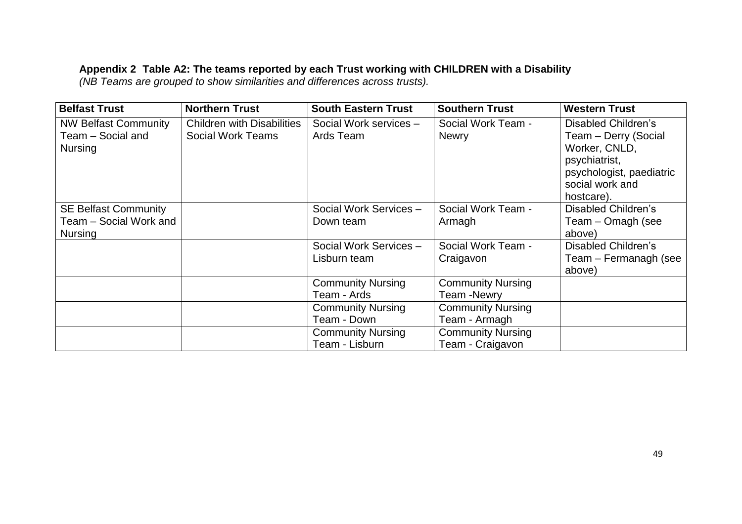**Appendix 2 Table A2: The teams reported by each Trust working with CHILDREN with a Disability**

*(NB Teams are grouped to show similarities and differences across trusts).*

| Belfast Trust | Northern Trust | South Eastern Trust | Southern Trust | Western Trust |
|---|---|---|---|---|
| NW Belfast Community Team – Social and Nursing | Children with Disabilities Social Work Teams | Social Work services – Ards Team | Social Work Team - Newry | Disabled Children's Team – Derry (Social Worker, CNLD, psychiatrist, psychologist, paediatric social work and hostcare). |
| SE Belfast Community Team – Social Work and Nursing | | Social Work Services – Down team | Social Work Team - Armagh | Disabled Children's Team – Omagh (see above) |
| | | Social Work Services – Lisburn team | Social Work Team - Craigavon | Disabled Children's Team – Fermanagh (see above) |
| | | Community Nursing Team - Ards | Community Nursing Team -Newry | |
| | | Community Nursing Team - Down | Community Nursing Team - Armagh | |
| | | Community Nursing Team - Lisburn | Community Nursing Team - Craigavon | |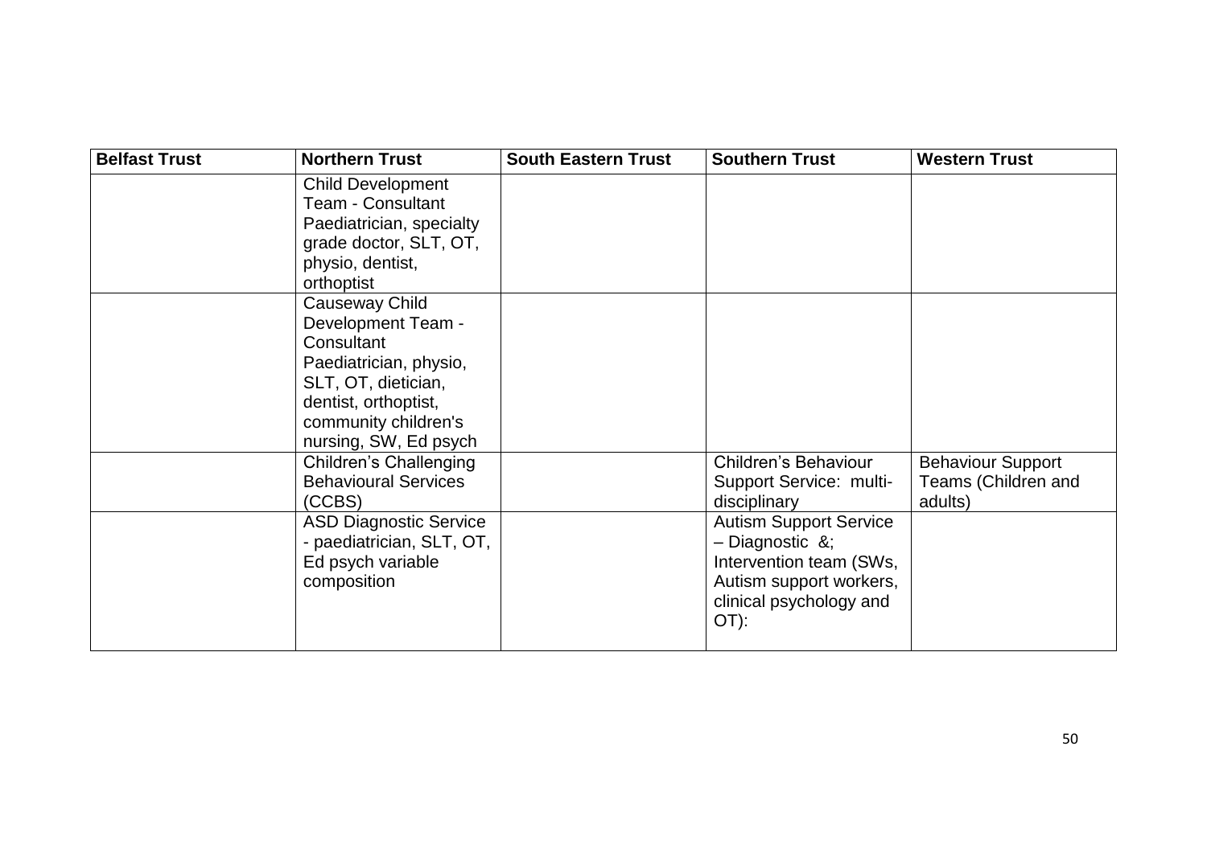| Belfast Trust | Northern Trust | South Eastern Trust | Southern Trust | Western Trust |
|---|---|---|---|---|
| | Child Development Team - Consultant Paediatrician, specialty grade doctor, SLT, OT, physio, dentist, orthoptist | | | |
| | Causeway Child Development Team - Consultant Paediatrician, physio, SLT, OT, dietician, dentist, orthoptist, community children's nursing, SW, Ed psych | | | |
| | Children's Challenging Behavioural Services (CCBS) | | Children's Behaviour Support Service: multi-disciplinary | Behaviour Support Teams (Children and adults) |
| | ASD Diagnostic Service - paediatrician, SLT, OT, Ed psych variable composition | | Autism Support Service – Diagnostic &; Intervention team (SWs, Autism support workers, clinical psychology and OT): | |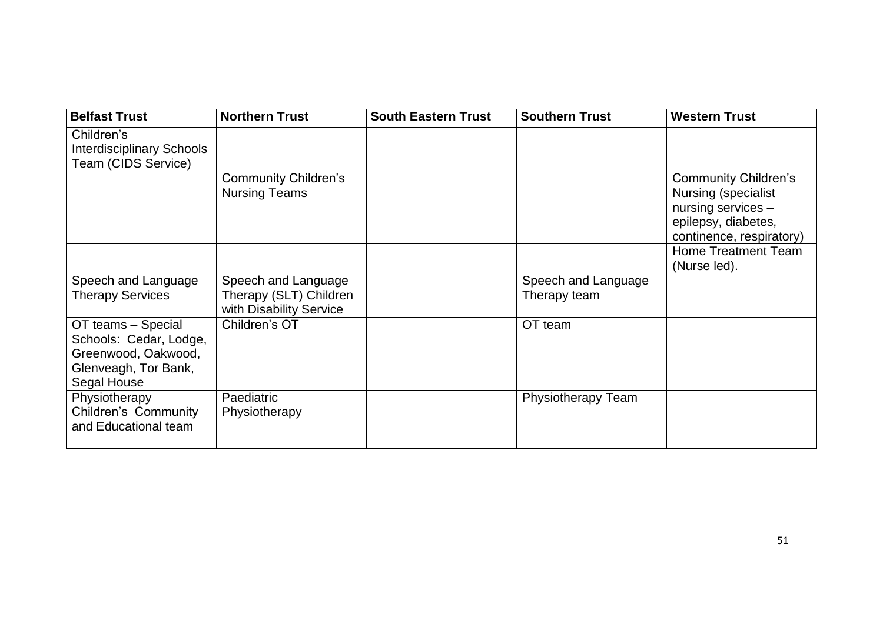| Belfast Trust | Northern Trust | South Eastern Trust | Southern Trust | Western Trust |
|---|---|---|---|---|
| Children's Interdisciplinary Schools Team (CIDS Service) | | | | |
| | Community Children's Nursing Teams | | | Community Children's Nursing (specialist nursing services – epilepsy, diabetes, continence, respiratory) |
| | | | | Home Treatment Team (Nurse led). |
| Speech and Language Therapy Services | Speech and Language Therapy (SLT) Children with Disability Service | | Speech and Language Therapy team | |
| OT teams – Special Schools: Cedar, Lodge, Greenwood, Oakwood, Glenveagh, Tor Bank, Segal House | Children's OT | | OT team | |
| Physiotherapy Children's Community and Educational team | Paediatric Physiotherapy | | Physiotherapy Team | |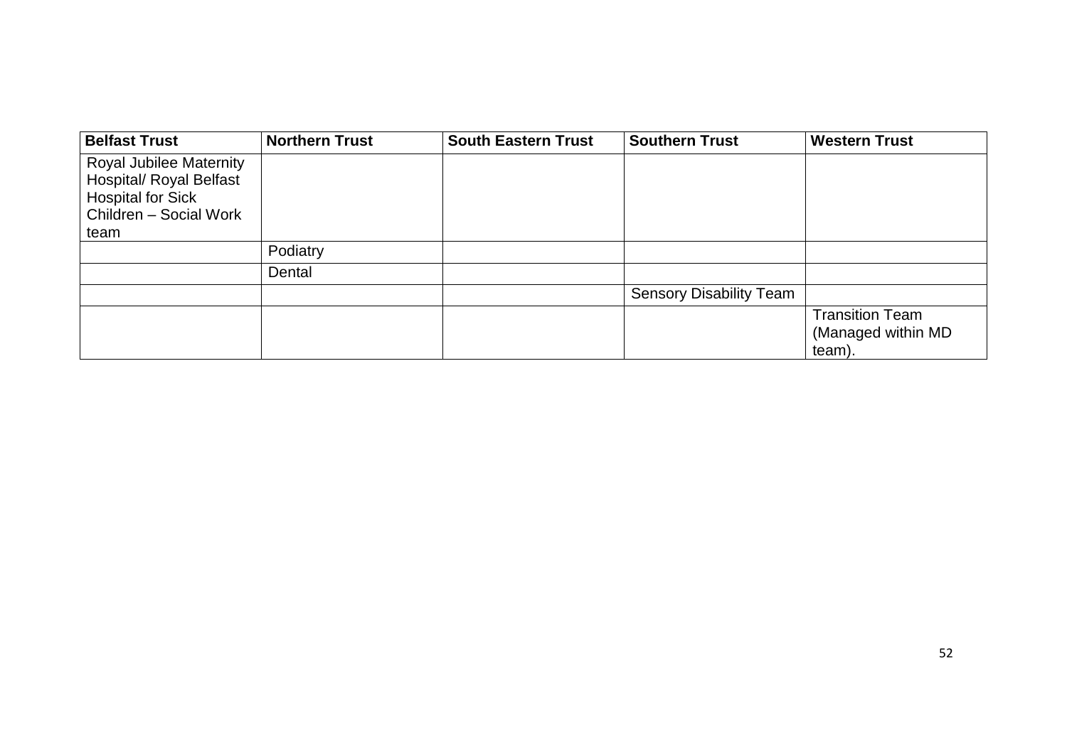| Belfast Trust | Northern Trust | South Eastern Trust | Southern Trust | Western Trust |
|---|---|---|---|---|
| Royal Jubilee Maternity Hospital/ Royal Belfast Hospital for Sick Children – Social Work team | | | | |
| | Podiatry | | | |
| | Dental | | | |
| | | | Sensory Disability Team | |
| | | | | Transition Team (Managed within MD team). |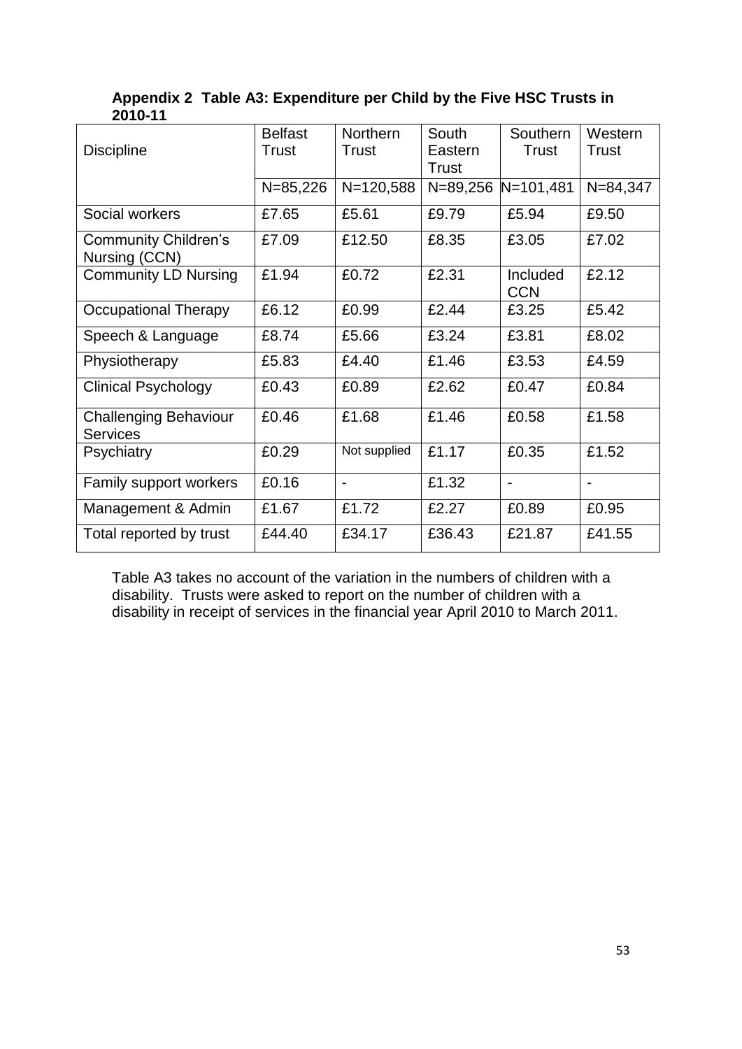**Appendix 2 Table A3: Expenditure per Child by the Five HSC Trusts in 2010-11**

| Discipline | Belfast Trust | Northern Trust | South Eastern Trust | Southern Trust | Western Trust |
|---|---|---|---|---|---|
| | N=85,226 | N=120,588 | N=89,256 | N=101,481 | N=84,347 |
| Social workers | £7.65 | £5.61 | £9.79 | £5.94 | £9.50 |
| Community Children's Nursing (CCN) | £7.09 | £12.50 | £8.35 | £3.05 | £7.02 |
| Community LD Nursing | £1.94 | £0.72 | £2.31 | Included CCN | £2.12 |
| Occupational Therapy | £6.12 | £0.99 | £2.44 | £3.25 | £5.42 |
| Speech & Language | £8.74 | £5.66 | £3.24 | £3.81 | £8.02 |
| Physiotherapy | £5.83 | £4.40 | £1.46 | £3.53 | £4.59 |
| Clinical Psychology | £0.43 | £0.89 | £2.62 | £0.47 | £0.84 |
| Challenging Behaviour Services | £0.46 | £1.68 | £1.46 | £0.58 | £1.58 |
| Psychiatry | £0.29 | Not supplied | £1.17 | £0.35 | £1.52 |
| Family support workers | £0.16 | - | £1.32 | - | - |
| Management & Admin | £1.67 | £1.72 | £2.27 | £0.89 | £0.95 |
| Total reported by trust | £44.40 | £34.17 | £36.43 | £21.87 | £41.55 |

Table A3 takes no account of the variation in the numbers of children with a disability. Trusts were asked to report on the number of children with a disability in receipt of services in the financial year April 2010 to March 2011.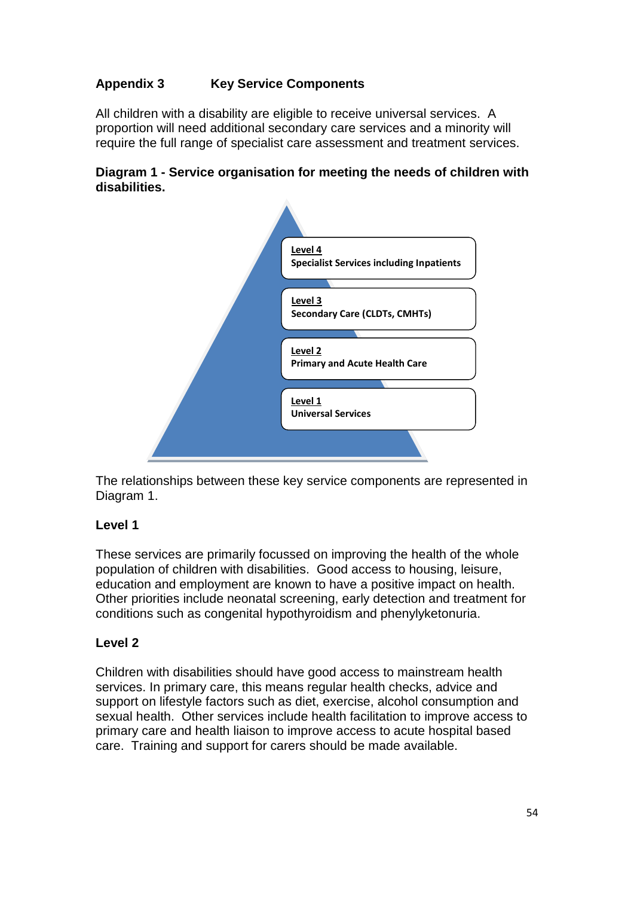## Appendix 3 Key Service Components

All children with a disability are eligible to receive universal services. A proportion will need additional secondary care services and a minority will require the full range of specialist care assessment and treatment services.

**Diagram 1 - Service organisation for meeting the needs of children with disabilities.**

**Level 4**
**Specialist Services including Inpatients**

**Level 3**
**Secondary Care (CLDTs, CMHTs)**

**Level 2**
**Primary and Acute Health Care**

**Level 1**
**Universal Services**

The relationships between these key service components are represented in Diagram 1.

### Level 1

These services are primarily focussed on improving the health of the whole population of children with disabilities. Good access to housing, leisure, education and employment are known to have a positive impact on health. Other priorities include neonatal screening, early detection and treatment for conditions such as congenital hypothyroidism and phenylketonuria.

### Level 2

Children with disabilities should have good access to mainstream health services. In primary care, this means regular health checks, advice and support on lifestyle factors such as diet, exercise, alcohol consumption and sexual health. Other services include health facilitation to improve access to primary care and health liaison to improve access to acute hospital based care. Training and support for carers should be made available.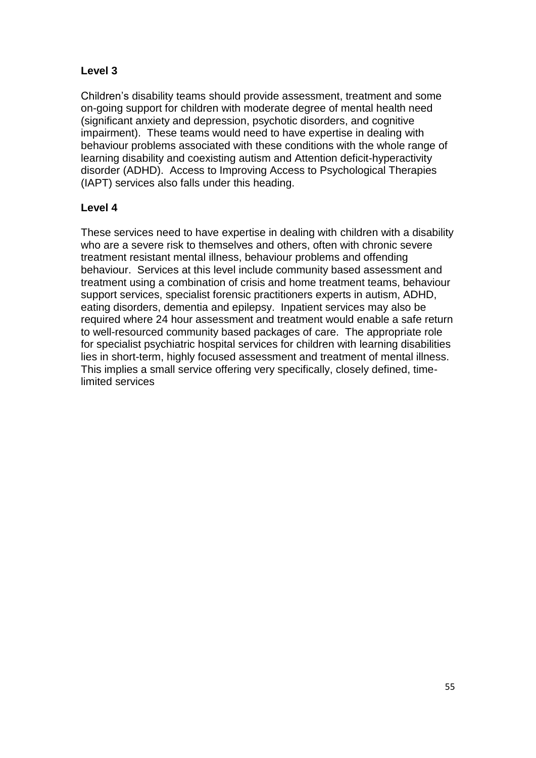**Level 3**

Children's disability teams should provide assessment, treatment and some on-going support for children with moderate degree of mental health need (significant anxiety and depression, psychotic disorders, and cognitive impairment). These teams would need to have expertise in dealing with behaviour problems associated with these conditions with the whole range of learning disability and coexisting autism and Attention deficit-hyperactivity disorder (ADHD). Access to Improving Access to Psychological Therapies (IAPT) services also falls under this heading.

**Level 4**

These services need to have expertise in dealing with children with a disability who are a severe risk to themselves and others, often with chronic severe treatment resistant mental illness, behaviour problems and offending behaviour. Services at this level include community based assessment and treatment using a combination of crisis and home treatment teams, behaviour support services, specialist forensic practitioners experts in autism, ADHD, eating disorders, dementia and epilepsy. Inpatient services may also be required where 24 hour assessment and treatment would enable a safe return to well-resourced community based packages of care. The appropriate role for specialist psychiatric hospital services for children with learning disabilities lies in short-term, highly focused assessment and treatment of mental illness. This implies a small service offering very specifically, closely defined, time-limited services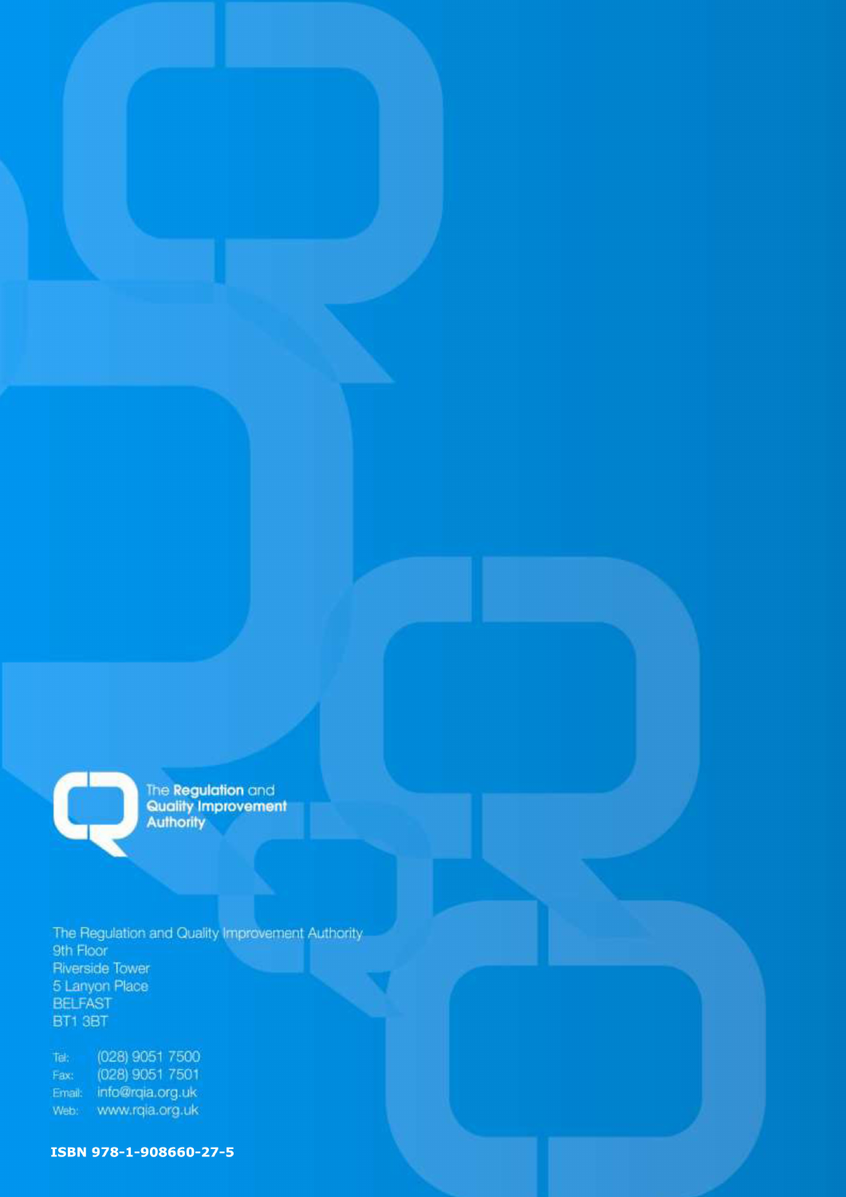The Regulation and Quality Improvement Authority

The Regulation and Quality Improvement Authority
9th Floor
Riverside Tower
5 Lanyon Place
BELFAST
BT1 3BT

Tel: (028) 9051 7500
Fax: (028) 9051 7501
Email: info@rqia.org.uk
Web: www.rqia.org.uk

**ISBN 978-1-908660-27-5**